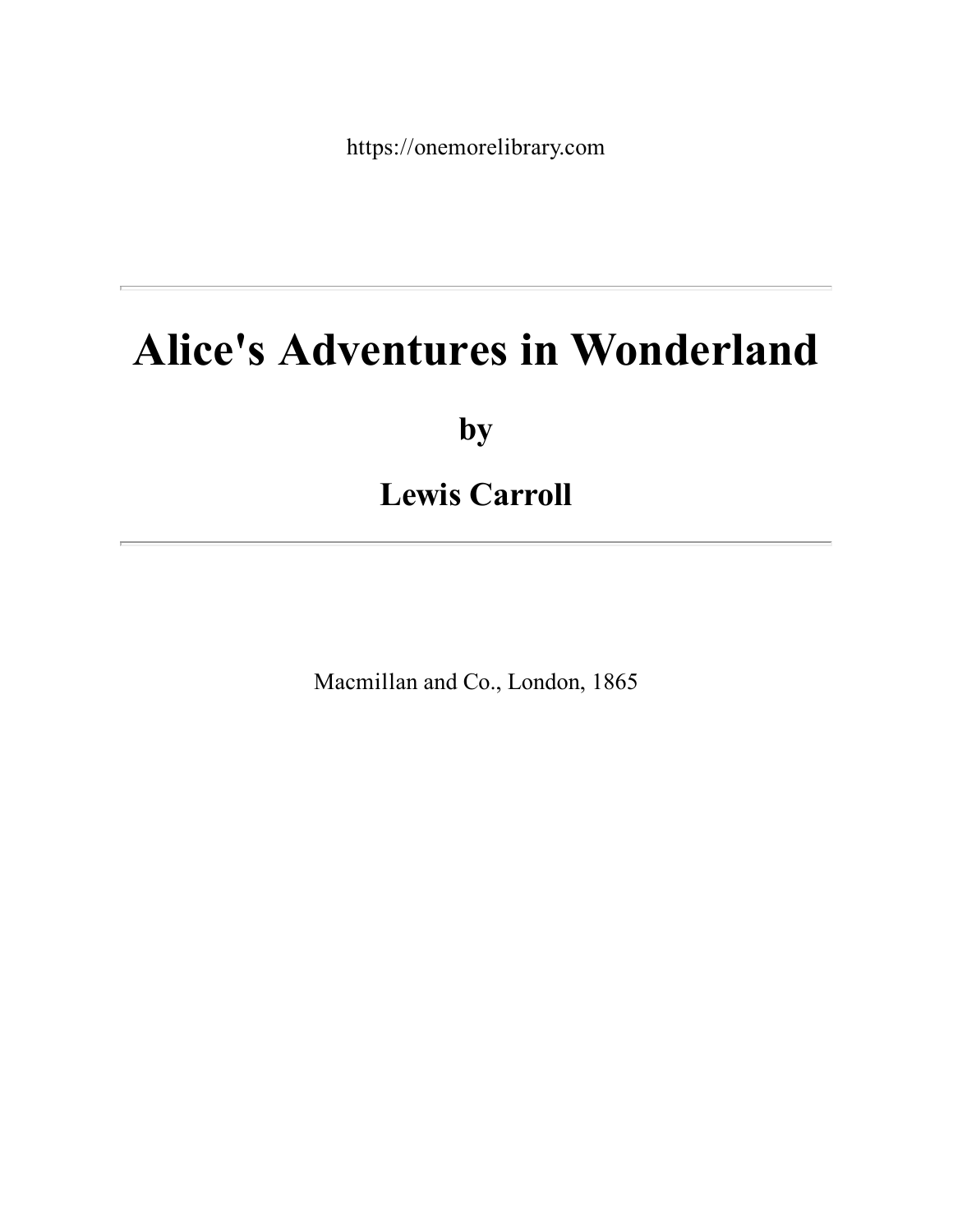https://onemorelibrary.com

---

# Alice's Adventures in Wonderland

## by

## Lewis Carroll

---

Macmillan and Co., London, 1865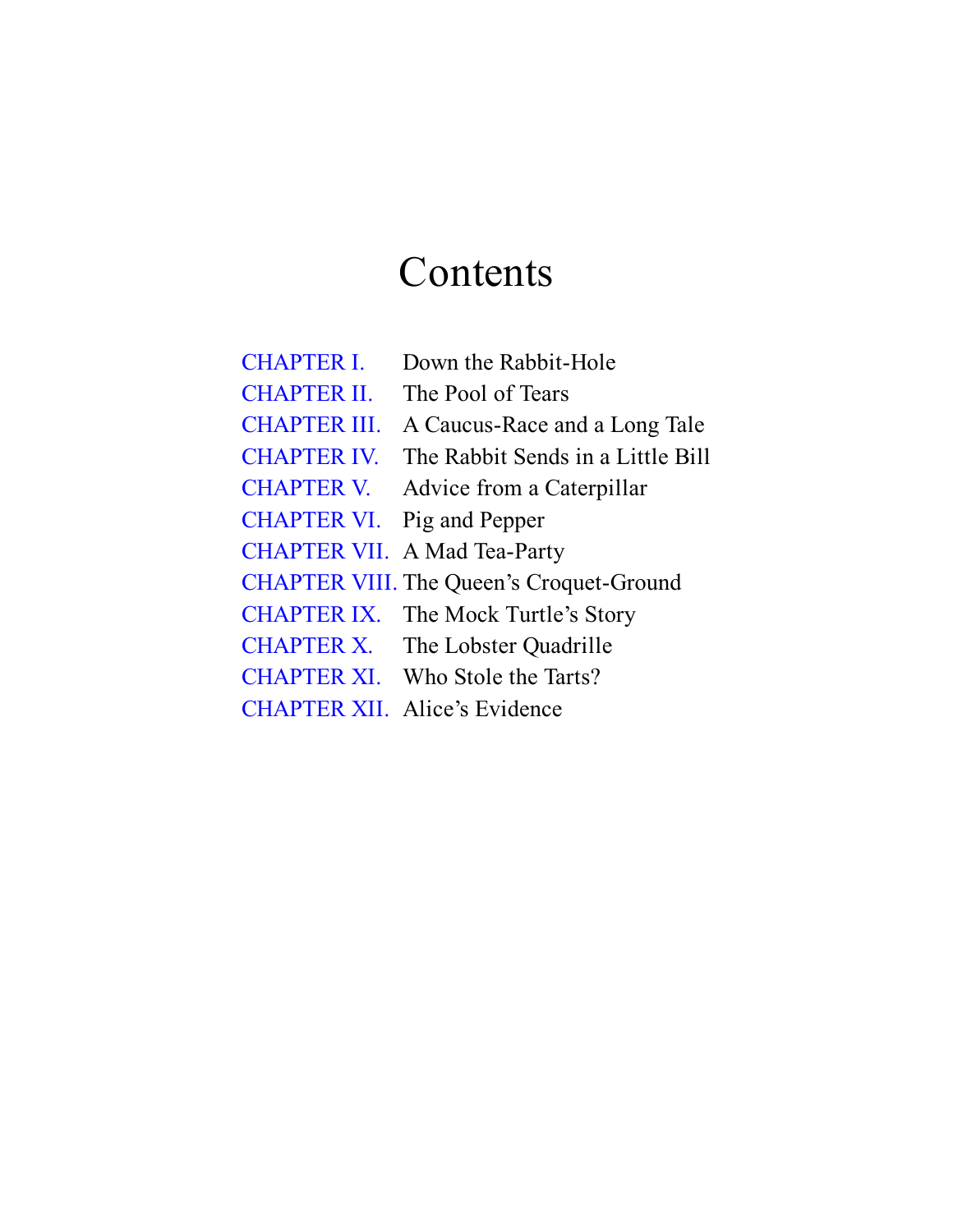# Contents

| | |
|---|---|
| CHAPTER I. | Down the Rabbit-Hole |
| CHAPTER II. | The Pool of Tears |
| CHAPTER III. | A Caucus-Race and a Long Tale |
| CHAPTER IV. | The Rabbit Sends in a Little Bill |
| CHAPTER V. | Advice from a Caterpillar |
| CHAPTER VI. | Pig and Pepper |
| CHAPTER VII. | A Mad Tea-Party |
| CHAPTER VIII. | The Queen's Croquet-Ground |
| CHAPTER IX. | The Mock Turtle's Story |
| CHAPTER X. | The Lobster Quadrille |
| CHAPTER XI. | Who Stole the Tarts? |
| CHAPTER XII. | Alice's Evidence |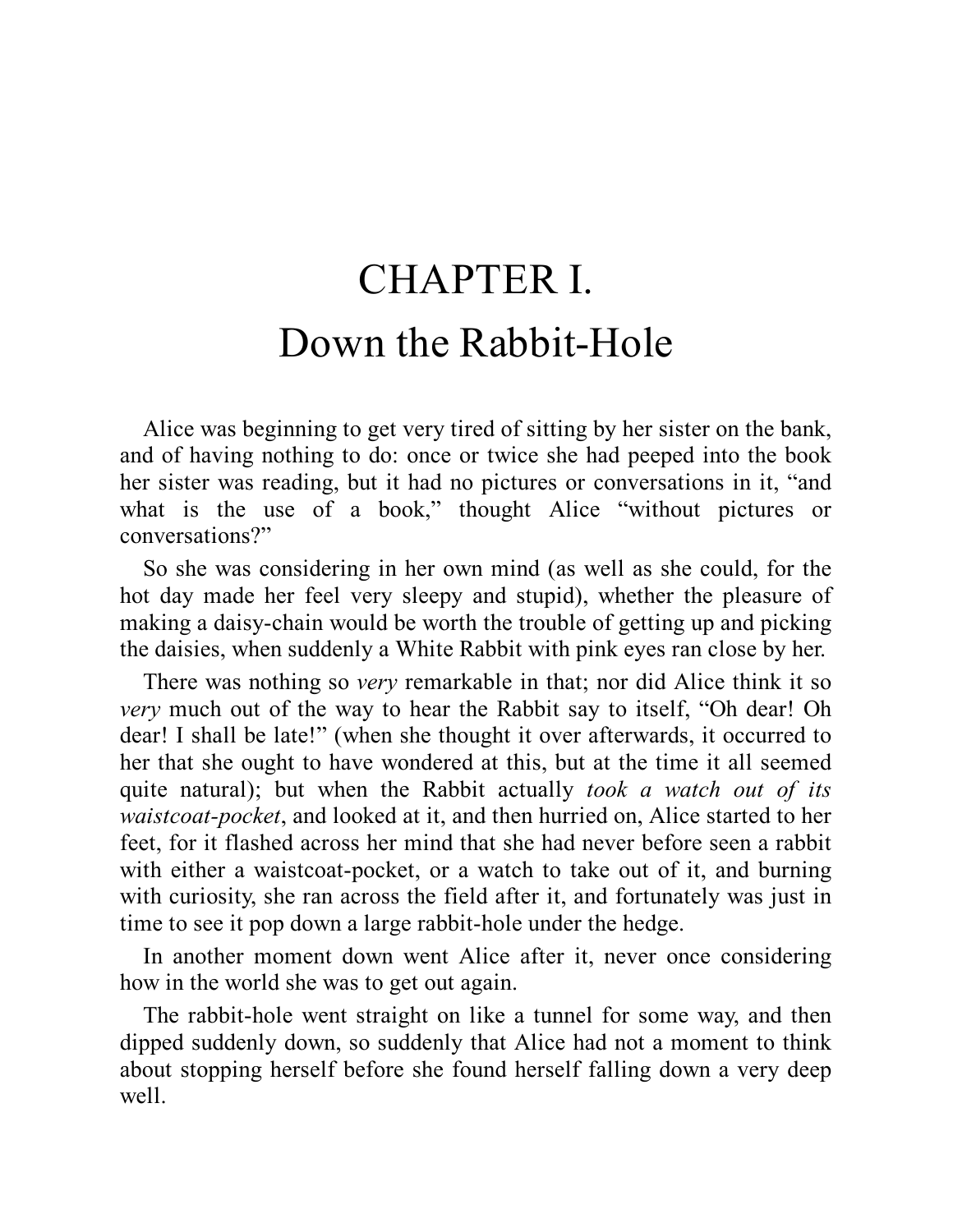# CHAPTER I.
# Down the Rabbit-Hole

Alice was beginning to get very tired of sitting by her sister on the bank, and of having nothing to do: once or twice she had peeped into the book her sister was reading, but it had no pictures or conversations in it, “and what is the use of a book,” thought Alice “without pictures or conversations?”

So she was considering in her own mind (as well as she could, for the hot day made her feel very sleepy and stupid), whether the pleasure of making a daisy-chain would be worth the trouble of getting up and picking the daisies, when suddenly a White Rabbit with pink eyes ran close by her.

There was nothing so *very* remarkable in that; nor did Alice think it so *very* much out of the way to hear the Rabbit say to itself, “Oh dear! Oh dear! I shall be late!” (when she thought it over afterwards, it occurred to her that she ought to have wondered at this, but at the time it all seemed quite natural); but when the Rabbit actually *took a watch out of its waistcoat-pocket*, and looked at it, and then hurried on, Alice started to her feet, for it flashed across her mind that she had never before seen a rabbit with either a waistcoat-pocket, or a watch to take out of it, and burning with curiosity, she ran across the field after it, and fortunately was just in time to see it pop down a large rabbit-hole under the hedge.

In another moment down went Alice after it, never once considering how in the world she was to get out again.

The rabbit-hole went straight on like a tunnel for some way, and then dipped suddenly down, so suddenly that Alice had not a moment to think about stopping herself before she found herself falling down a very deep well.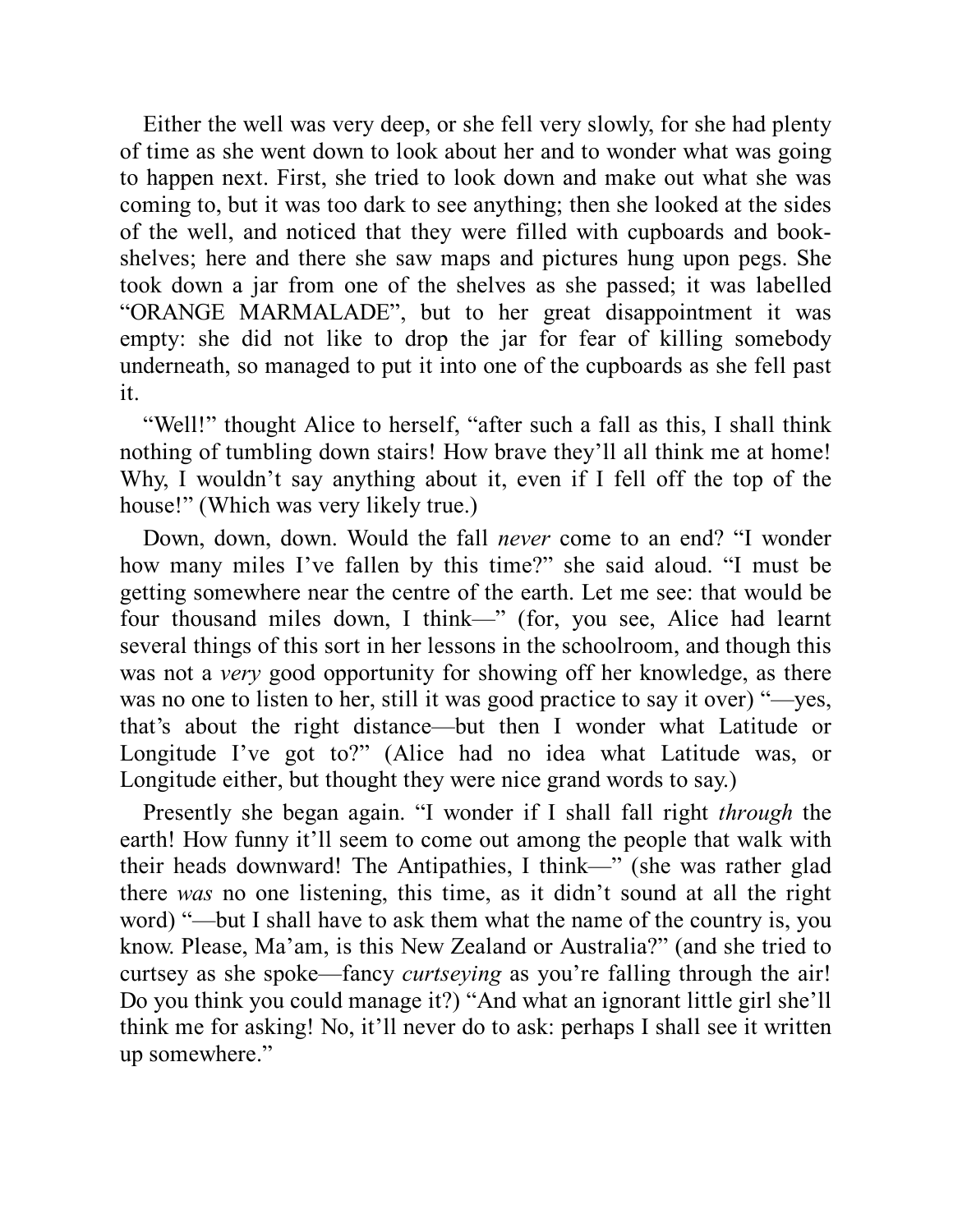Either the well was very deep, or she fell very slowly, for she had plenty of time as she went down to look about her and to wonder what was going to happen next. First, she tried to look down and make out what she was coming to, but it was too dark to see anything; then she looked at the sides of the well, and noticed that they were filled with cupboards and book-shelves; here and there she saw maps and pictures hung upon pegs. She took down a jar from one of the shelves as she passed; it was labelled "ORANGE MARMALADE", but to her great disappointment it was empty: she did not like to drop the jar for fear of killing somebody underneath, so managed to put it into one of the cupboards as she fell past it.

"Well!" thought Alice to herself, "after such a fall as this, I shall think nothing of tumbling down stairs! How brave they'll all think me at home! Why, I wouldn't say anything about it, even if I fell off the top of the house!" (Which was very likely true.)

Down, down, down. Would the fall *never* come to an end? "I wonder how many miles I've fallen by this time?" she said aloud. "I must be getting somewhere near the centre of the earth. Let me see: that would be four thousand miles down, I think—" (for, you see, Alice had learnt several things of this sort in her lessons in the schoolroom, and though this was not a *very* good opportunity for showing off her knowledge, as there was no one to listen to her, still it was good practice to say it over) "—yes, that's about the right distance—but then I wonder what Latitude or Longitude I've got to?" (Alice had no idea what Latitude was, or Longitude either, but thought they were nice grand words to say.)

Presently she began again. "I wonder if I shall fall right *through* the earth! How funny it'll seem to come out among the people that walk with their heads downward! The Antipathies, I think—" (she was rather glad there *was* no one listening, this time, as it didn't sound at all the right word) "—but I shall have to ask them what the name of the country is, you know. Please, Ma'am, is this New Zealand or Australia?" (and she tried to curtsey as she spoke—fancy *curtseying* as you're falling through the air! Do you think you could manage it?) "And what an ignorant little girl she'll think me for asking! No, it'll never do to ask: perhaps I shall see it written up somewhere."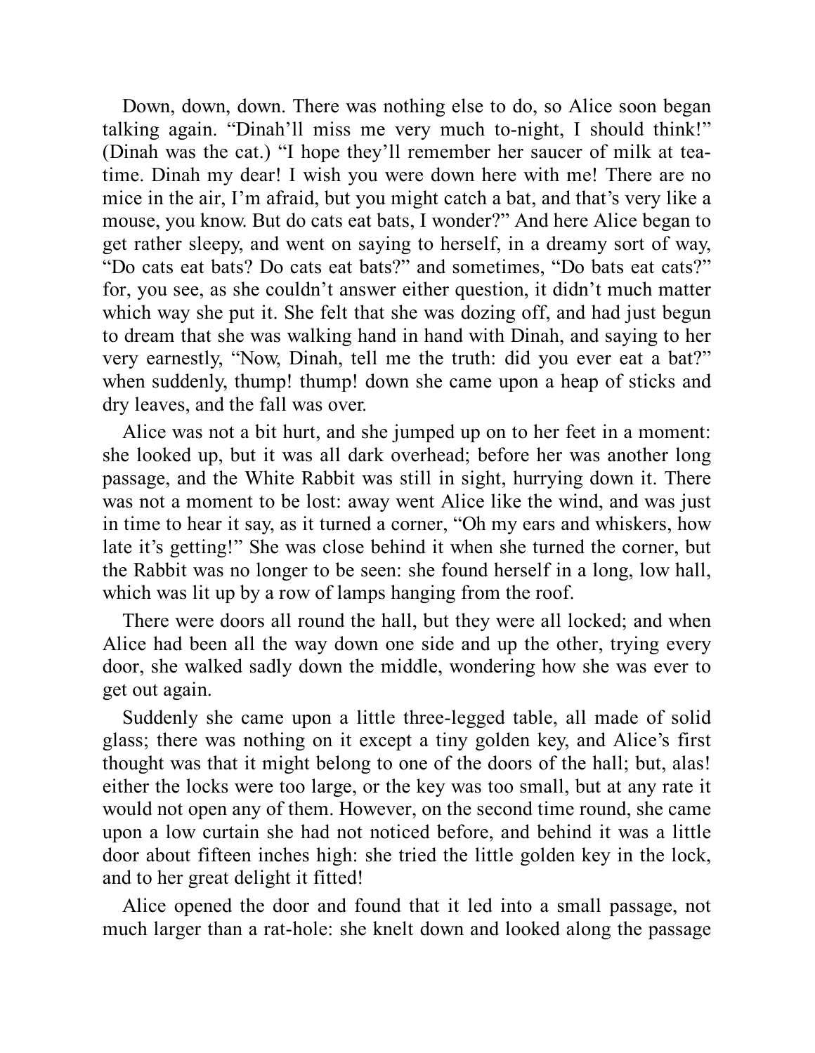Down, down, down. There was nothing else to do, so Alice soon began talking again. “Dinah’ll miss me very much to-night, I should think!” (Dinah was the cat.) “I hope they’ll remember her saucer of milk at tea-time. Dinah my dear! I wish you were down here with me! There are no mice in the air, I’m afraid, but you might catch a bat, and that’s very like a mouse, you know. But do cats eat bats, I wonder?” And here Alice began to get rather sleepy, and went on saying to herself, in a dreamy sort of way, “Do cats eat bats? Do cats eat bats?” and sometimes, “Do bats eat cats?” for, you see, as she couldn’t answer either question, it didn’t much matter which way she put it. She felt that she was dozing off, and had just begun to dream that she was walking hand in hand with Dinah, and saying to her very earnestly, “Now, Dinah, tell me the truth: did you ever eat a bat?” when suddenly, thump! thump! down she came upon a heap of sticks and dry leaves, and the fall was over.

Alice was not a bit hurt, and she jumped up on to her feet in a moment: she looked up, but it was all dark overhead; before her was another long passage, and the White Rabbit was still in sight, hurrying down it. There was not a moment to be lost: away went Alice like the wind, and was just in time to hear it say, as it turned a corner, “Oh my ears and whiskers, how late it’s getting!” She was close behind it when she turned the corner, but the Rabbit was no longer to be seen: she found herself in a long, low hall, which was lit up by a row of lamps hanging from the roof.

There were doors all round the hall, but they were all locked; and when Alice had been all the way down one side and up the other, trying every door, she walked sadly down the middle, wondering how she was ever to get out again.

Suddenly she came upon a little three-legged table, all made of solid glass; there was nothing on it except a tiny golden key, and Alice’s first thought was that it might belong to one of the doors of the hall; but, alas! either the locks were too large, or the key was too small, but at any rate it would not open any of them. However, on the second time round, she came upon a low curtain she had not noticed before, and behind it was a little door about fifteen inches high: she tried the little golden key in the lock, and to her great delight it fitted!

Alice opened the door and found that it led into a small passage, not much larger than a rat-hole: she knelt down and looked along the passage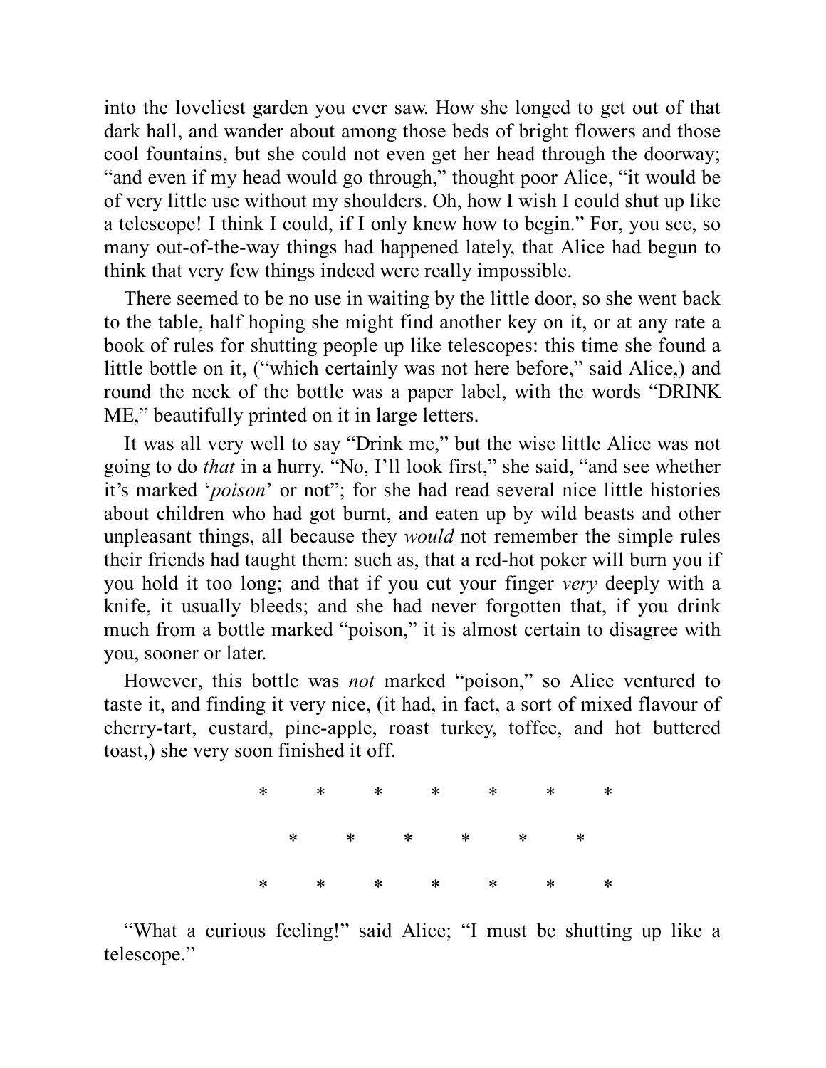into the loveliest garden you ever saw. How she longed to get out of that dark hall, and wander about among those beds of bright flowers and those cool fountains, but she could not even get her head through the doorway; “and even if my head would go through,” thought poor Alice, “it would be of very little use without my shoulders. Oh, how I wish I could shut up like a telescope! I think I could, if I only knew how to begin.” For, you see, so many out-of-the-way things had happened lately, that Alice had begun to think that very few things indeed were really impossible.

There seemed to be no use in waiting by the little door, so she went back to the table, half hoping she might find another key on it, or at any rate a book of rules for shutting people up like telescopes: this time she found a little bottle on it, (“which certainly was not here before,” said Alice,) and round the neck of the bottle was a paper label, with the words “DRINK ME,” beautifully printed on it in large letters.

It was all very well to say “Drink me,” but the wise little Alice was not going to do *that* in a hurry. “No, I’ll look first,” she said, “and see whether it’s marked ‘*poison*’ or not”; for she had read several nice little histories about children who had got burnt, and eaten up by wild beasts and other unpleasant things, all because they *would* not remember the simple rules their friends had taught them: such as, that a red-hot poker will burn you if you hold it too long; and that if you cut your finger *very* deeply with a knife, it usually bleeds; and she had never forgotten that, if you drink much from a bottle marked “poison,” it is almost certain to disagree with you, sooner or later.

However, this bottle was *not* marked “poison,” so Alice ventured to taste it, and finding it very nice, (it had, in fact, a sort of mixed flavour of cherry-tart, custard, pine-apple, roast turkey, toffee, and hot buttered toast,) she very soon finished it off.

\*       \*       \*       \*       \*       \*       \*

\*       \*       \*       \*       \*       \*

\*       \*       \*       \*       \*       \*       \*

“What a curious feeling!” said Alice; “I must be shutting up like a telescope.”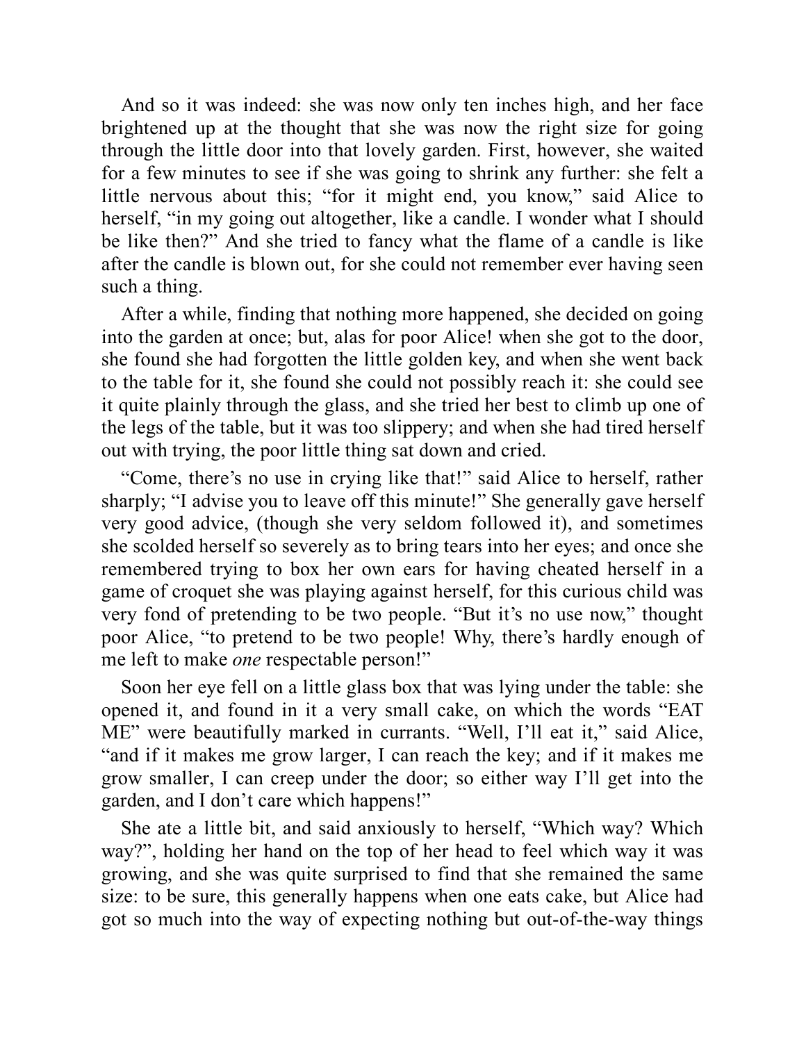And so it was indeed: she was now only ten inches high, and her face brightened up at the thought that she was now the right size for going through the little door into that lovely garden. First, however, she waited for a few minutes to see if she was going to shrink any further: she felt a little nervous about this; "for it might end, you know," said Alice to herself, "in my going out altogether, like a candle. I wonder what I should be like then?" And she tried to fancy what the flame of a candle is like after the candle is blown out, for she could not remember ever having seen such a thing.

After a while, finding that nothing more happened, she decided on going into the garden at once; but, alas for poor Alice! when she got to the door, she found she had forgotten the little golden key, and when she went back to the table for it, she found she could not possibly reach it: she could see it quite plainly through the glass, and she tried her best to climb up one of the legs of the table, but it was too slippery; and when she had tired herself out with trying, the poor little thing sat down and cried.

"Come, there's no use in crying like that!" said Alice to herself, rather sharply; "I advise you to leave off this minute!" She generally gave herself very good advice, (though she very seldom followed it), and sometimes she scolded herself so severely as to bring tears into her eyes; and once she remembered trying to box her own ears for having cheated herself in a game of croquet she was playing against herself, for this curious child was very fond of pretending to be two people. "But it's no use now," thought poor Alice, "to pretend to be two people! Why, there's hardly enough of me left to make *one* respectable person!"

Soon her eye fell on a little glass box that was lying under the table: she opened it, and found in it a very small cake, on which the words "EAT ME" were beautifully marked in currants. "Well, I'll eat it," said Alice, "and if it makes me grow larger, I can reach the key; and if it makes me grow smaller, I can creep under the door; so either way I'll get into the garden, and I don't care which happens!"

She ate a little bit, and said anxiously to herself, "Which way? Which way?", holding her hand on the top of her head to feel which way it was growing, and she was quite surprised to find that she remained the same size: to be sure, this generally happens when one eats cake, but Alice had got so much into the way of expecting nothing but out-of-the-way things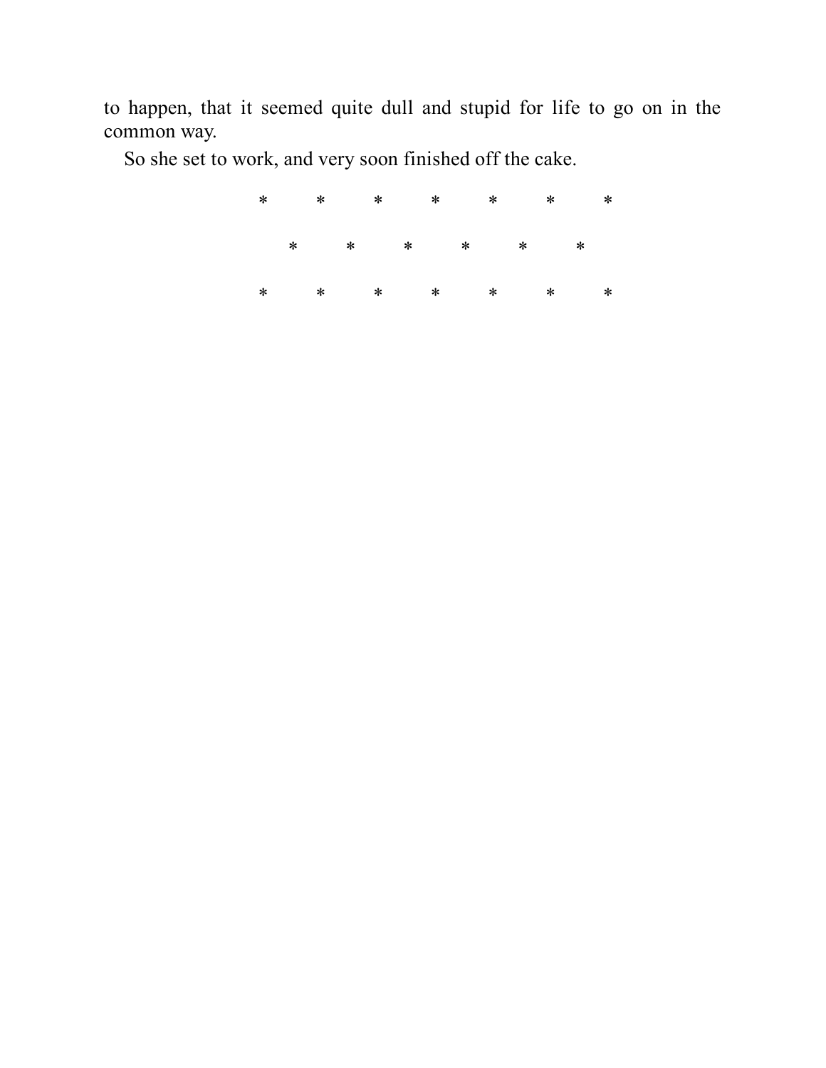to happen, that it seemed quite dull and stupid for life to go on in the common way.

So she set to work, and very soon finished off the cake.

\*       \*       \*       \*       \*       \*       \*

\*       \*       \*       \*       \*       \*

\*       \*       \*       \*       \*       \*       \*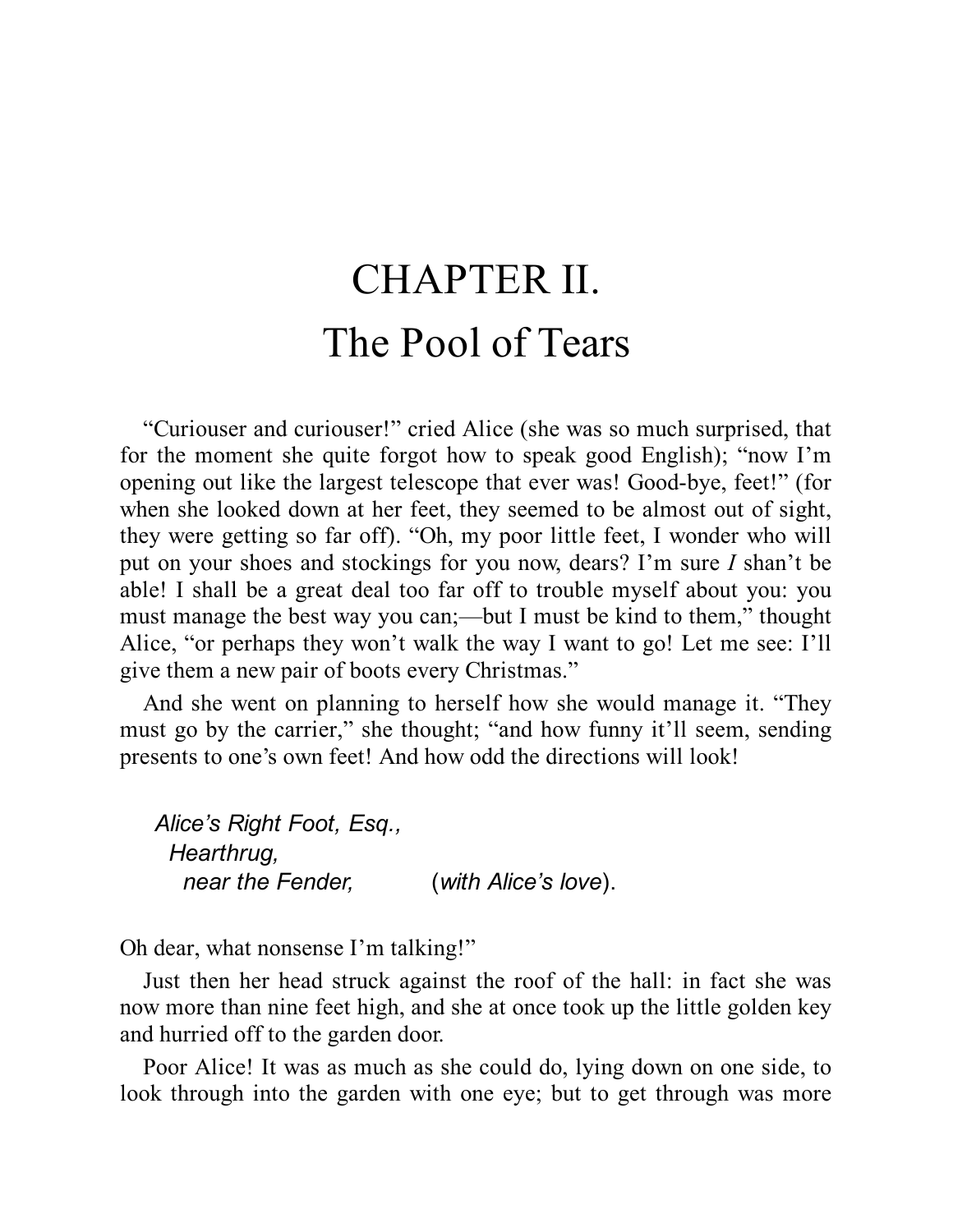# CHAPTER II.
# The Pool of Tears

"Curiouser and curiouser!" cried Alice (she was so much surprised, that for the moment she quite forgot how to speak good English); "now I'm opening out like the largest telescope that ever was! Good-bye, feet!" (for when she looked down at her feet, they seemed to be almost out of sight, they were getting so far off). "Oh, my poor little feet, I wonder who will put on your shoes and stockings for you now, dears? I'm sure *I* shan't be able! I shall be a great deal too far off to trouble myself about you: you must manage the best way you can;—but I must be kind to them," thought Alice, "or perhaps they won't walk the way I want to go! Let me see: I'll give them a new pair of boots every Christmas."

And she went on planning to herself how she would manage it. "They must go by the carrier," she thought; "and how funny it'll seem, sending presents to one's own feet! And how odd the directions will look!

*Alice's Right Foot, Esq.,*
*Hearthrug,*
*near the Fender,* (*with Alice's love*).

Oh dear, what nonsense I'm talking!"

Just then her head struck against the roof of the hall: in fact she was now more than nine feet high, and she at once took up the little golden key and hurried off to the garden door.

Poor Alice! It was as much as she could do, lying down on one side, to look through into the garden with one eye; but to get through was more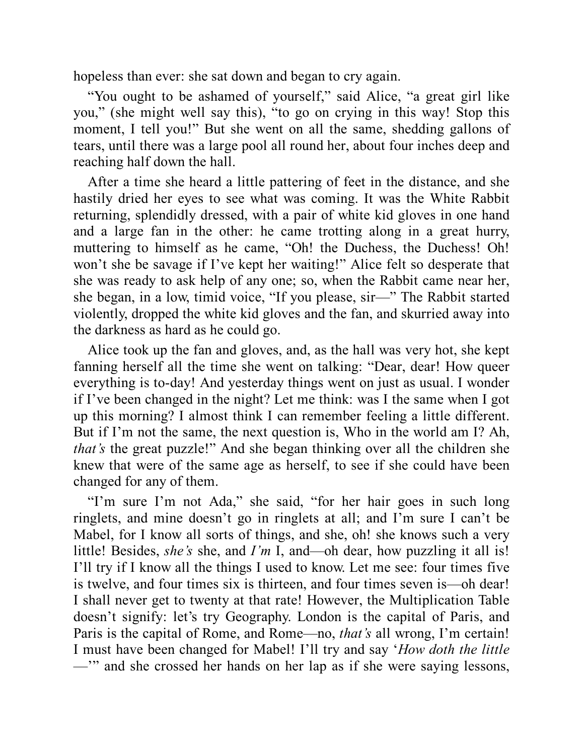hopeless than ever: she sat down and began to cry again.

"You ought to be ashamed of yourself," said Alice, "a great girl like you," (she might well say this), "to go on crying in this way! Stop this moment, I tell you!" But she went on all the same, shedding gallons of tears, until there was a large pool all round her, about four inches deep and reaching half down the hall.

After a time she heard a little pattering of feet in the distance, and she hastily dried her eyes to see what was coming. It was the White Rabbit returning, splendidly dressed, with a pair of white kid gloves in one hand and a large fan in the other: he came trotting along in a great hurry, muttering to himself as he came, "Oh! the Duchess, the Duchess! Oh! won't she be savage if I've kept her waiting!" Alice felt so desperate that she was ready to ask help of any one; so, when the Rabbit came near her, she began, in a low, timid voice, "If you please, sir—" The Rabbit started violently, dropped the white kid gloves and the fan, and skurried away into the darkness as hard as he could go.

Alice took up the fan and gloves, and, as the hall was very hot, she kept fanning herself all the time she went on talking: "Dear, dear! How queer everything is to-day! And yesterday things went on just as usual. I wonder if I've been changed in the night? Let me think: was I the same when I got up this morning? I almost think I can remember feeling a little different. But if I'm not the same, the next question is, Who in the world am I? Ah, *that's* the great puzzle!" And she began thinking over all the children she knew that were of the same age as herself, to see if she could have been changed for any of them.

"I'm sure I'm not Ada," she said, "for her hair goes in such long ringlets, and mine doesn't go in ringlets at all; and I'm sure I can't be Mabel, for I know all sorts of things, and she, oh! she knows such a very little! Besides, *she's* she, and *I'm* I, and—oh dear, how puzzling it all is! I'll try if I know all the things I used to know. Let me see: four times five is twelve, and four times six is thirteen, and four times seven is—oh dear! I shall never get to twenty at that rate! However, the Multiplication Table doesn't signify: let's try Geography. London is the capital of Paris, and Paris is the capital of Rome, and Rome—no, *that's* all wrong, I'm certain! I must have been changed for Mabel! I'll try and say '*How doth the little* —'" and she crossed her hands on her lap as if she were saying lessons,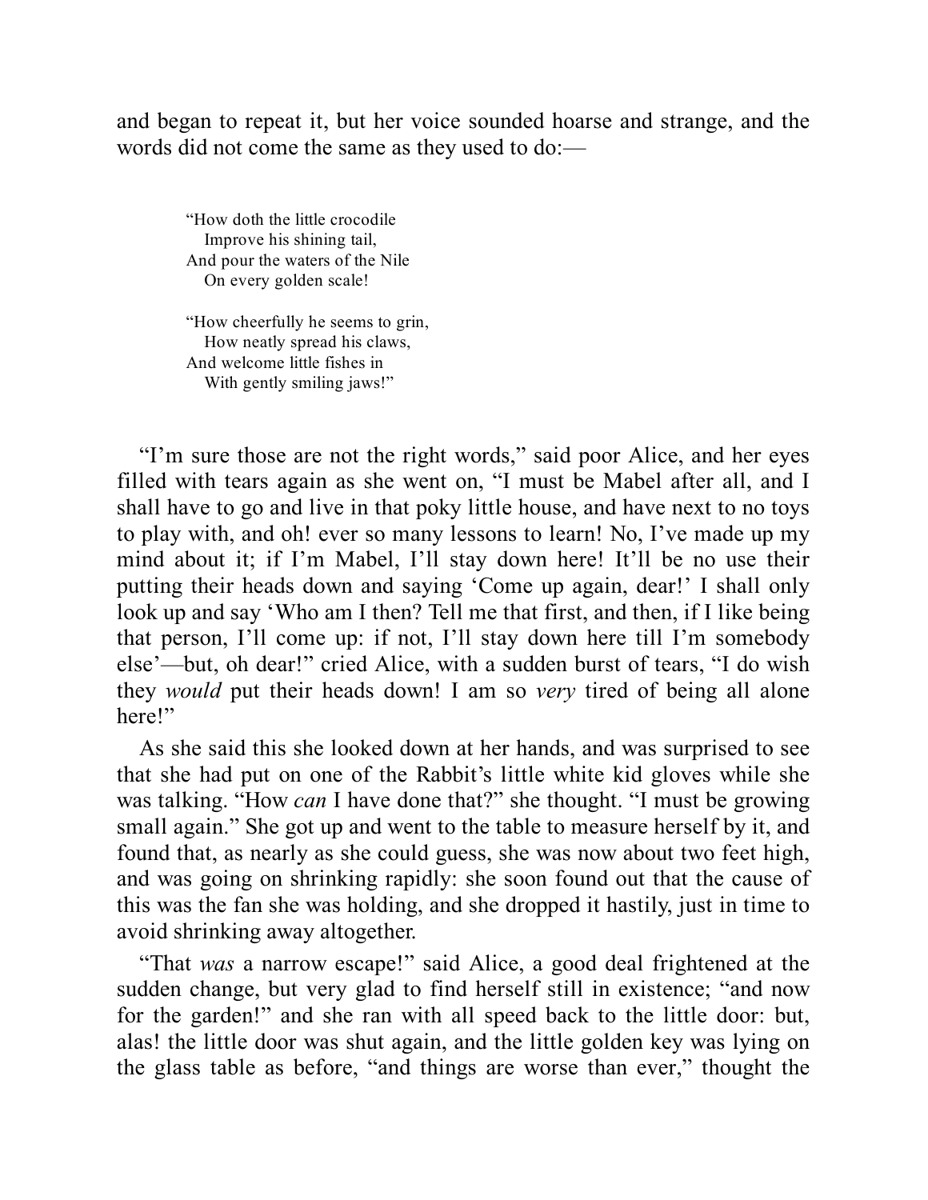and began to repeat it, but her voice sounded hoarse and strange, and the words did not come the same as they used to do:—

> "How doth the little crocodile
>    Improve his shining tail,
> And pour the waters of the Nile
>    On every golden scale!
>
> "How cheerfully he seems to grin,
>    How neatly spread his claws,
> And welcome little fishes in
>    With gently smiling jaws!"

"I'm sure those are not the right words," said poor Alice, and her eyes filled with tears again as she went on, "I must be Mabel after all, and I shall have to go and live in that poky little house, and have next to no toys to play with, and oh! ever so many lessons to learn! No, I've made up my mind about it; if I'm Mabel, I'll stay down here! It'll be no use their putting their heads down and saying 'Come up again, dear!' I shall only look up and say 'Who am I then? Tell me that first, and then, if I like being that person, I'll come up: if not, I'll stay down here till I'm somebody else'—but, oh dear!" cried Alice, with a sudden burst of tears, "I do wish they *would* put their heads down! I am so *very* tired of being all alone here!"

As she said this she looked down at her hands, and was surprised to see that she had put on one of the Rabbit's little white kid gloves while she was talking. "How *can* I have done that?" she thought. "I must be growing small again." She got up and went to the table to measure herself by it, and found that, as nearly as she could guess, she was now about two feet high, and was going on shrinking rapidly: she soon found out that the cause of this was the fan she was holding, and she dropped it hastily, just in time to avoid shrinking away altogether.

"That *was* a narrow escape!" said Alice, a good deal frightened at the sudden change, but very glad to find herself still in existence; "and now for the garden!" and she ran with all speed back to the little door: but, alas! the little door was shut again, and the little golden key was lying on the glass table as before, "and things are worse than ever," thought the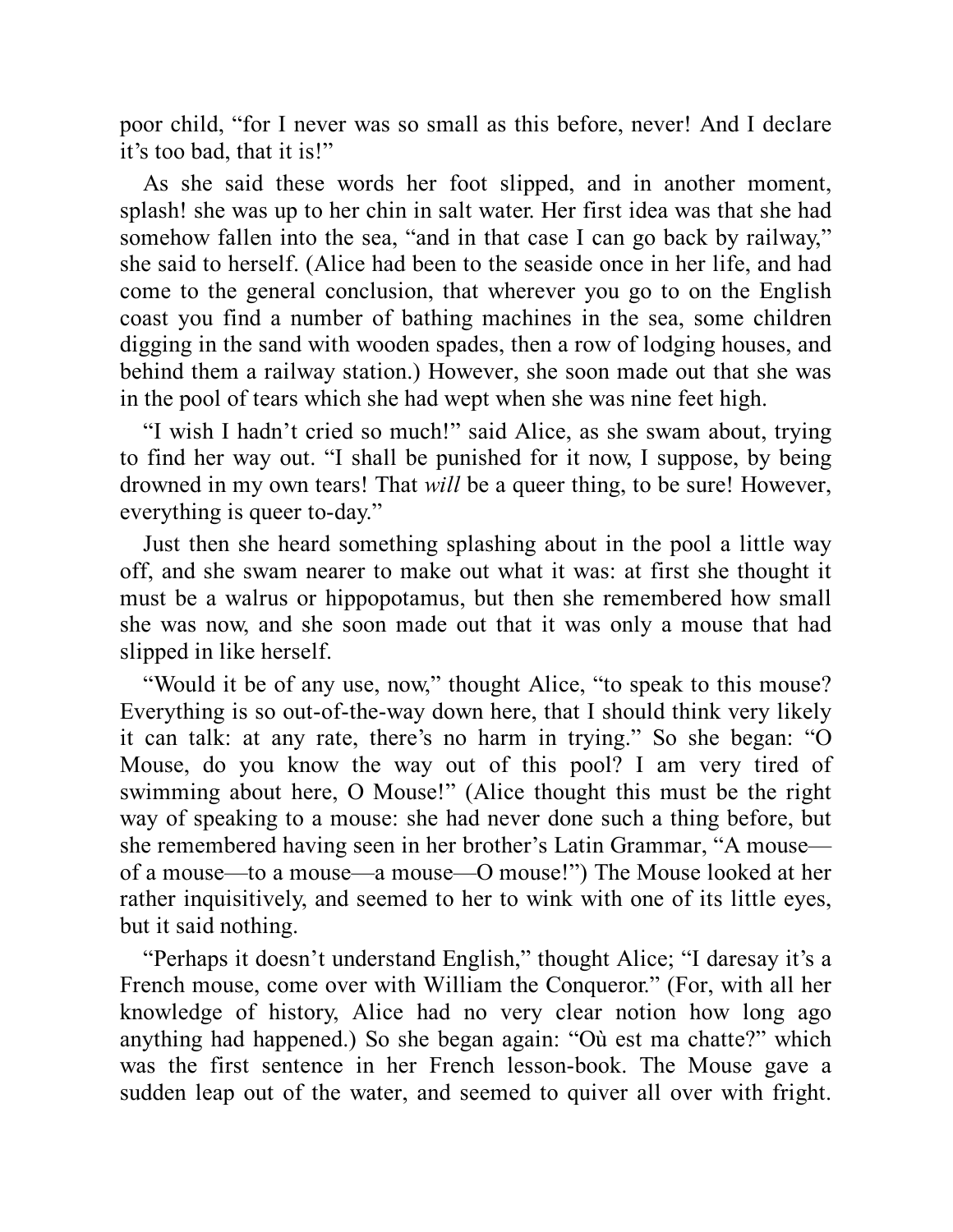poor child, "for I never was so small as this before, never! And I declare it's too bad, that it is!"

As she said these words her foot slipped, and in another moment, splash! she was up to her chin in salt water. Her first idea was that she had somehow fallen into the sea, "and in that case I can go back by railway," she said to herself. (Alice had been to the seaside once in her life, and had come to the general conclusion, that wherever you go to on the English coast you find a number of bathing machines in the sea, some children digging in the sand with wooden spades, then a row of lodging houses, and behind them a railway station.) However, she soon made out that she was in the pool of tears which she had wept when she was nine feet high.

"I wish I hadn't cried so much!" said Alice, as she swam about, trying to find her way out. "I shall be punished for it now, I suppose, by being drowned in my own tears! That *will* be a queer thing, to be sure! However, everything is queer to-day."

Just then she heard something splashing about in the pool a little way off, and she swam nearer to make out what it was: at first she thought it must be a walrus or hippopotamus, but then she remembered how small she was now, and she soon made out that it was only a mouse that had slipped in like herself.

"Would it be of any use, now," thought Alice, "to speak to this mouse? Everything is so out-of-the-way down here, that I should think very likely it can talk: at any rate, there's no harm in trying." So she began: "O Mouse, do you know the way out of this pool? I am very tired of swimming about here, O Mouse!" (Alice thought this must be the right way of speaking to a mouse: she had never done such a thing before, but she remembered having seen in her brother's Latin Grammar, "A mouse—of a mouse—to a mouse—a mouse—O mouse!") The Mouse looked at her rather inquisitively, and seemed to her to wink with one of its little eyes, but it said nothing.

"Perhaps it doesn't understand English," thought Alice; "I daresay it's a French mouse, come over with William the Conqueror." (For, with all her knowledge of history, Alice had no very clear notion how long ago anything had happened.) So she began again: "Où est ma chatte?" which was the first sentence in her French lesson-book. The Mouse gave a sudden leap out of the water, and seemed to quiver all over with fright.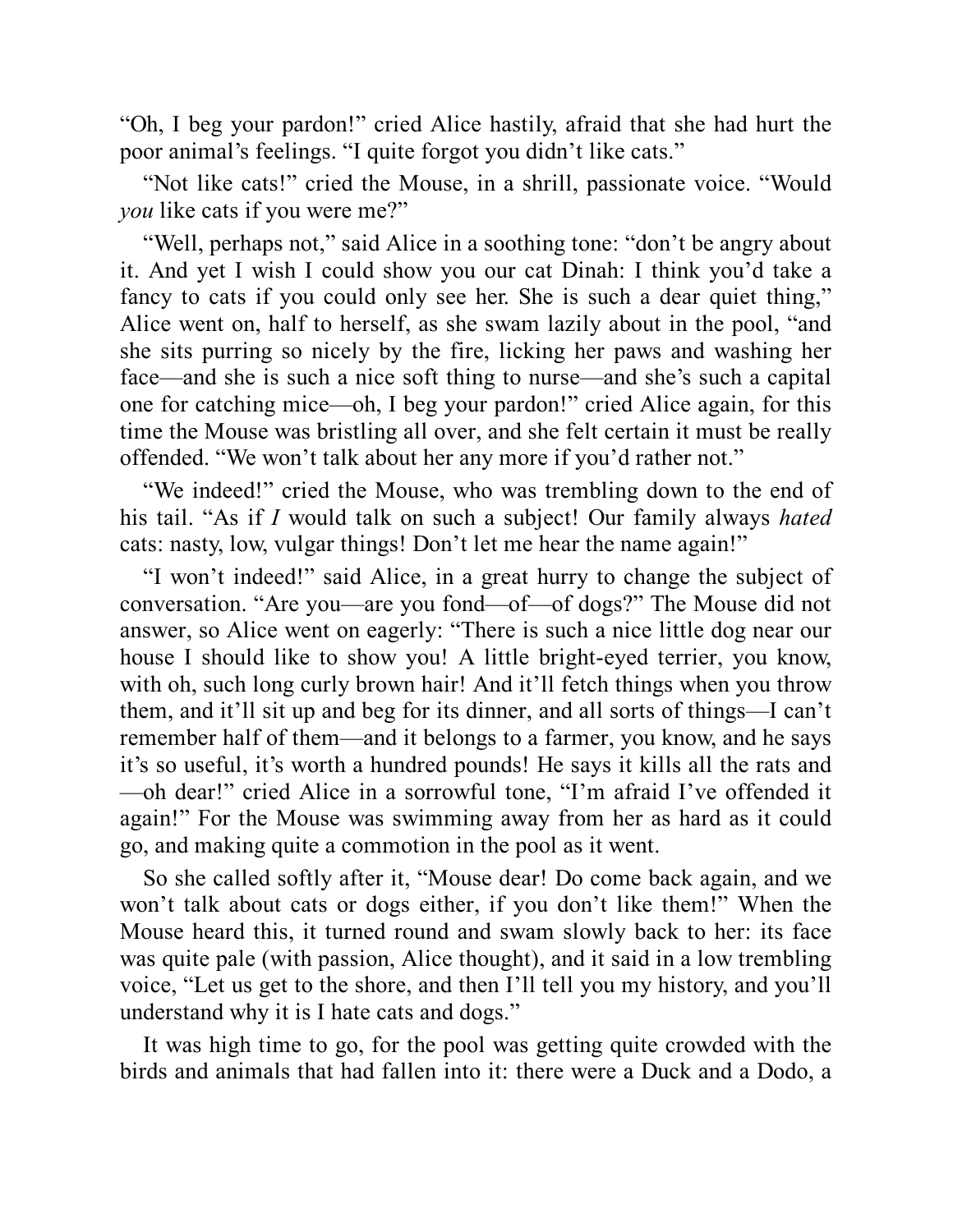"Oh, I beg your pardon!" cried Alice hastily, afraid that she had hurt the poor animal's feelings. "I quite forgot you didn't like cats."

"Not like cats!" cried the Mouse, in a shrill, passionate voice. "Would *you* like cats if you were me?"

"Well, perhaps not," said Alice in a soothing tone: "don't be angry about it. And yet I wish I could show you our cat Dinah: I think you'd take a fancy to cats if you could only see her. She is such a dear quiet thing," Alice went on, half to herself, as she swam lazily about in the pool, "and she sits purring so nicely by the fire, licking her paws and washing her face—and she is such a nice soft thing to nurse—and she's such a capital one for catching mice—oh, I beg your pardon!" cried Alice again, for this time the Mouse was bristling all over, and she felt certain it must be really offended. "We won't talk about her any more if you'd rather not."

"We indeed!" cried the Mouse, who was trembling down to the end of his tail. "As if *I* would talk on such a subject! Our family always *hated* cats: nasty, low, vulgar things! Don't let me hear the name again!"

"I won't indeed!" said Alice, in a great hurry to change the subject of conversation. "Are you—are you fond—of—of dogs?" The Mouse did not answer, so Alice went on eagerly: "There is such a nice little dog near our house I should like to show you! A little bright-eyed terrier, you know, with oh, such long curly brown hair! And it'll fetch things when you throw them, and it'll sit up and beg for its dinner, and all sorts of things—I can't remember half of them—and it belongs to a farmer, you know, and he says it's so useful, it's worth a hundred pounds! He says it kills all the rats and—oh dear!" cried Alice in a sorrowful tone, "I'm afraid I've offended it again!" For the Mouse was swimming away from her as hard as it could go, and making quite a commotion in the pool as it went.

So she called softly after it, "Mouse dear! Do come back again, and we won't talk about cats or dogs either, if you don't like them!" When the Mouse heard this, it turned round and swam slowly back to her: its face was quite pale (with passion, Alice thought), and it said in a low trembling voice, "Let us get to the shore, and then I'll tell you my history, and you'll understand why it is I hate cats and dogs."

It was high time to go, for the pool was getting quite crowded with the birds and animals that had fallen into it: there were a Duck and a Dodo, a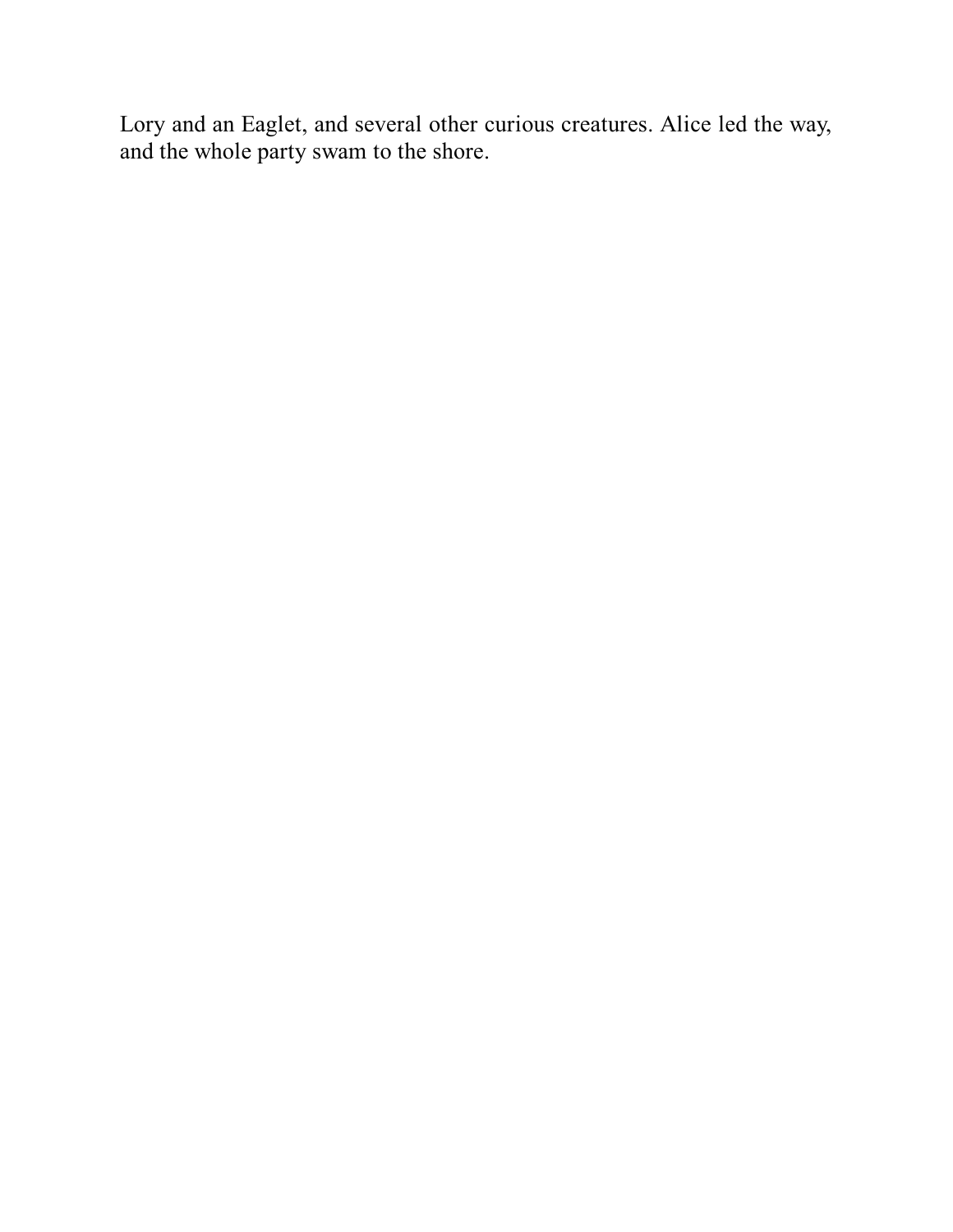Lory and an Eaglet, and several other curious creatures. Alice led the way, and the whole party swam to the shore.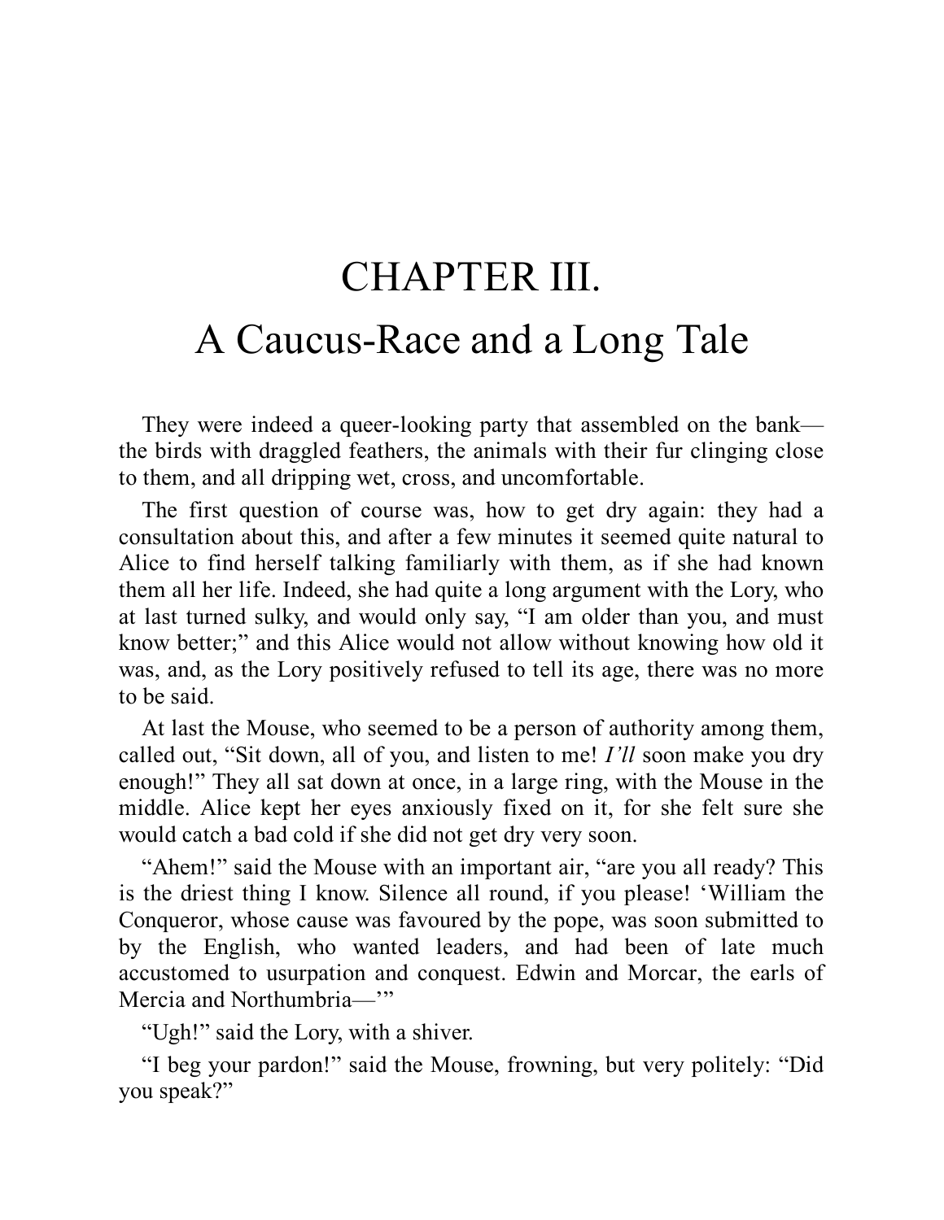# CHAPTER III.
# A Caucus-Race and a Long Tale

They were indeed a queer-looking party that assembled on the bank—the birds with draggled feathers, the animals with their fur clinging close to them, and all dripping wet, cross, and uncomfortable.

The first question of course was, how to get dry again: they had a consultation about this, and after a few minutes it seemed quite natural to Alice to find herself talking familiarly with them, as if she had known them all her life. Indeed, she had quite a long argument with the Lory, who at last turned sulky, and would only say, “I am older than you, and must know better;” and this Alice would not allow without knowing how old it was, and, as the Lory positively refused to tell its age, there was no more to be said.

At last the Mouse, who seemed to be a person of authority among them, called out, “Sit down, all of you, and listen to me! *I’ll* soon make you dry enough!” They all sat down at once, in a large ring, with the Mouse in the middle. Alice kept her eyes anxiously fixed on it, for she felt sure she would catch a bad cold if she did not get dry very soon.

“Ahem!” said the Mouse with an important air, “are you all ready? This is the driest thing I know. Silence all round, if you please! ‘William the Conqueror, whose cause was favoured by the pope, was soon submitted to by the English, who wanted leaders, and had been of late much accustomed to usurpation and conquest. Edwin and Morcar, the earls of Mercia and Northumbria—’”

“Ugh!” said the Lory, with a shiver.

“I beg your pardon!” said the Mouse, frowning, but very politely: “Did you speak?”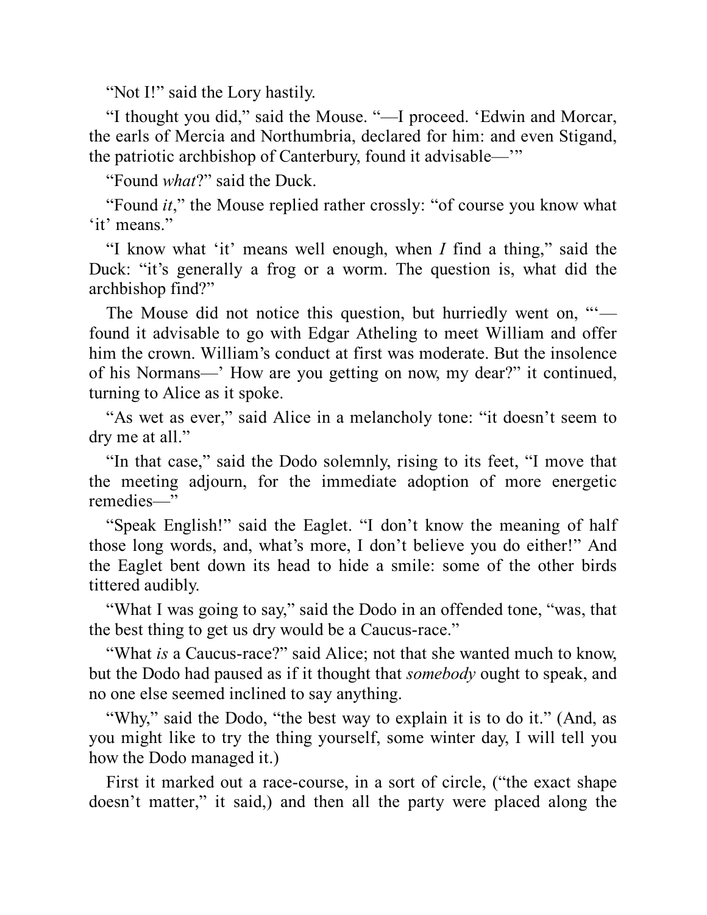"Not I!" said the Lory hastily.

"I thought you did," said the Mouse. "—I proceed. 'Edwin and Morcar, the earls of Mercia and Northumbria, declared for him: and even Stigand, the patriotic archbishop of Canterbury, found it advisable—'"

"Found *what*?" said the Duck.

"Found *it*," the Mouse replied rather crossly: "of course you know what 'it' means."

"I know what 'it' means well enough, when *I* find a thing," said the Duck: "it's generally a frog or a worm. The question is, what did the archbishop find?"

The Mouse did not notice this question, but hurriedly went on, "'—found it advisable to go with Edgar Atheling to meet William and offer him the crown. William's conduct at first was moderate. But the insolence of his Normans—' How are you getting on now, my dear?" it continued, turning to Alice as it spoke.

"As wet as ever," said Alice in a melancholy tone: "it doesn't seem to dry me at all."

"In that case," said the Dodo solemnly, rising to its feet, "I move that the meeting adjourn, for the immediate adoption of more energetic remedies—"

"Speak English!" said the Eaglet. "I don't know the meaning of half those long words, and, what's more, I don't believe you do either!" And the Eaglet bent down its head to hide a smile: some of the other birds tittered audibly.

"What I was going to say," said the Dodo in an offended tone, "was, that the best thing to get us dry would be a Caucus-race."

"What *is* a Caucus-race?" said Alice; not that she wanted much to know, but the Dodo had paused as if it thought that *somebody* ought to speak, and no one else seemed inclined to say anything.

"Why," said the Dodo, "the best way to explain it is to do it." (And, as you might like to try the thing yourself, some winter day, I will tell you how the Dodo managed it.)

First it marked out a race-course, in a sort of circle, ("the exact shape doesn't matter," it said,) and then all the party were placed along the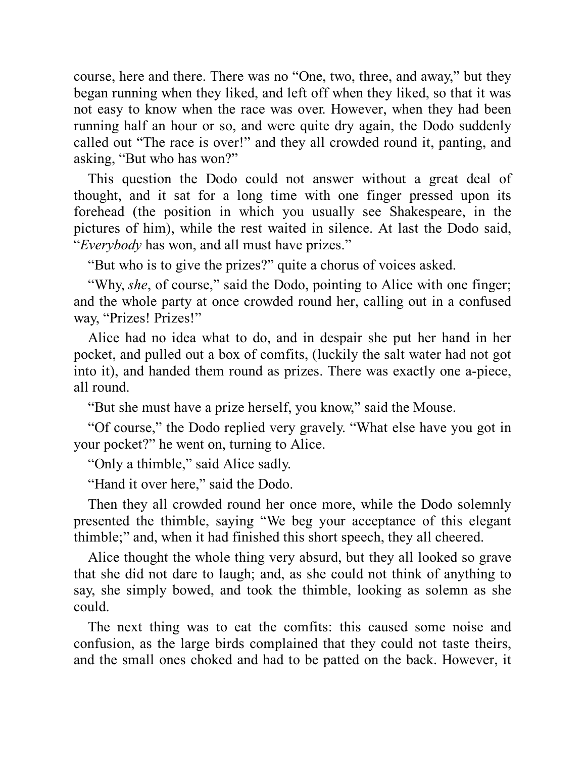course, here and there. There was no "One, two, three, and away," but they began running when they liked, and left off when they liked, so that it was not easy to know when the race was over. However, when they had been running half an hour or so, and were quite dry again, the Dodo suddenly called out "The race is over!" and they all crowded round it, panting, and asking, "But who has won?"

This question the Dodo could not answer without a great deal of thought, and it sat for a long time with one finger pressed upon its forehead (the position in which you usually see Shakespeare, in the pictures of him), while the rest waited in silence. At last the Dodo said, "*Everybody* has won, and all must have prizes."

"But who is to give the prizes?" quite a chorus of voices asked.

"Why, *she*, of course," said the Dodo, pointing to Alice with one finger; and the whole party at once crowded round her, calling out in a confused way, "Prizes! Prizes!"

Alice had no idea what to do, and in despair she put her hand in her pocket, and pulled out a box of comfits, (luckily the salt water had not got into it), and handed them round as prizes. There was exactly one a-piece, all round.

"But she must have a prize herself, you know," said the Mouse.

"Of course," the Dodo replied very gravely. "What else have you got in your pocket?" he went on, turning to Alice.

"Only a thimble," said Alice sadly.

"Hand it over here," said the Dodo.

Then they all crowded round her once more, while the Dodo solemnly presented the thimble, saying "We beg your acceptance of this elegant thimble;" and, when it had finished this short speech, they all cheered.

Alice thought the whole thing very absurd, but they all looked so grave that she did not dare to laugh; and, as she could not think of anything to say, she simply bowed, and took the thimble, looking as solemn as she could.

The next thing was to eat the comfits: this caused some noise and confusion, as the large birds complained that they could not taste theirs, and the small ones choked and had to be patted on the back. However, it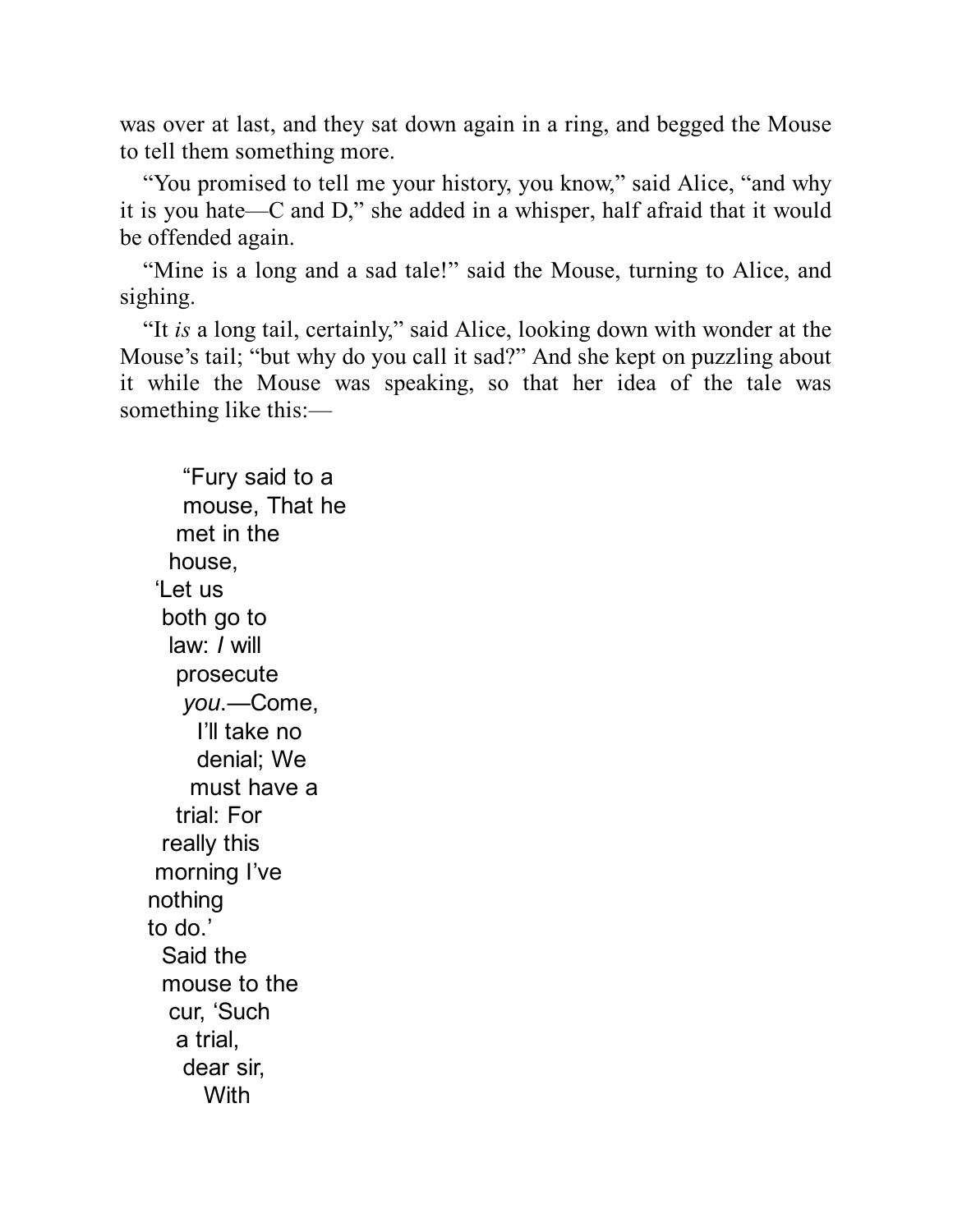was over at last, and they sat down again in a ring, and begged the Mouse to tell them something more.

"You promised to tell me your history, you know," said Alice, "and why it is you hate—C and D," she added in a whisper, half afraid that it would be offended again.

"Mine is a long and a sad tale!" said the Mouse, turning to Alice, and sighing.

"It *is* a long tail, certainly," said Alice, looking down with wonder at the Mouse's tail; "but why do you call it sad?" And she kept on puzzling about it while the Mouse was speaking, so that her idea of the tale was something like this:—

"Fury said to a
mouse, That he
met in the
house,
'Let us
both go to
law: *I* will
prosecute
*you*.—Come,
I'll take no
denial; We
must have a
trial: For
really this
morning I've
nothing
to do.'
Said the
mouse to the
cur, 'Such
a trial,
dear sir,
With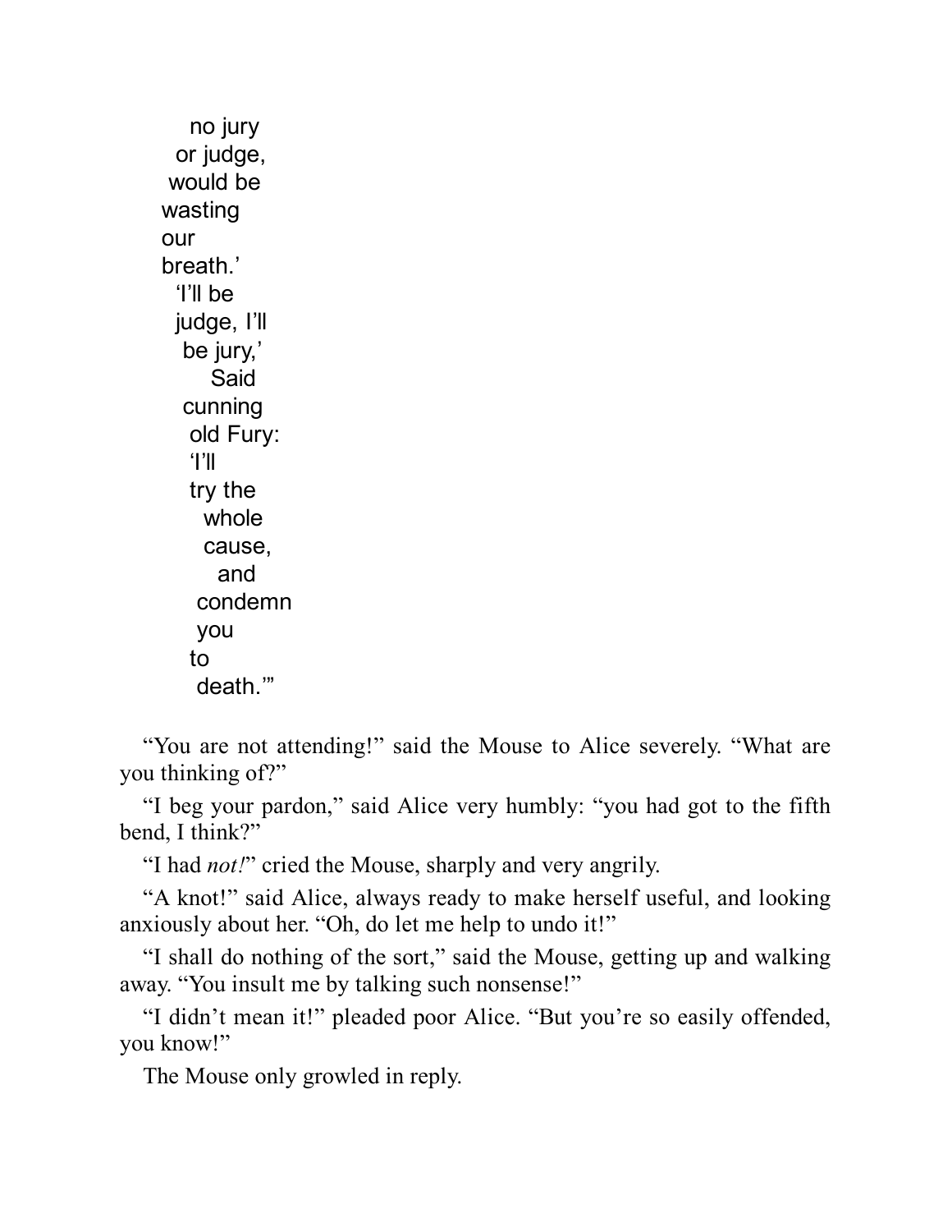no jury
or judge,
would be
wasting
our
breath.'
'I'll be
judge, I'll
be jury,'
Said
cunning
old Fury:
'I'll
try the
whole
cause,
and
condemn
you
to
death.'"

"You are not attending!" said the Mouse to Alice severely. "What are you thinking of?"

"I beg your pardon," said Alice very humbly: "you had got to the fifth bend, I think?"

"I had *not!*" cried the Mouse, sharply and very angrily.

"A knot!" said Alice, always ready to make herself useful, and looking anxiously about her. "Oh, do let me help to undo it!"

"I shall do nothing of the sort," said the Mouse, getting up and walking away. "You insult me by talking such nonsense!"

"I didn't mean it!" pleaded poor Alice. "But you're so easily offended, you know!"

The Mouse only growled in reply.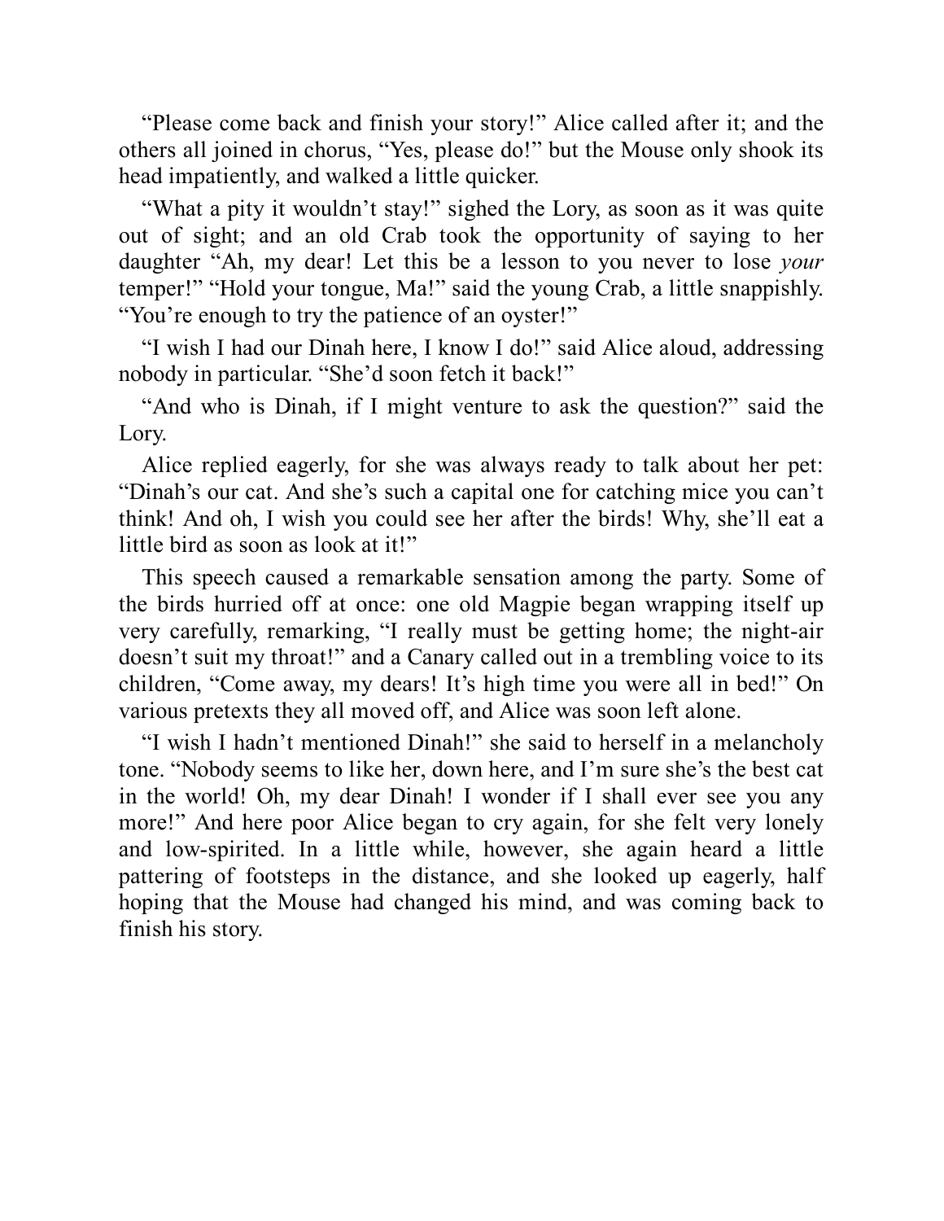“Please come back and finish your story!” Alice called after it; and the others all joined in chorus, “Yes, please do!” but the Mouse only shook its head impatiently, and walked a little quicker.

“What a pity it wouldn’t stay!” sighed the Lory, as soon as it was quite out of sight; and an old Crab took the opportunity of saying to her daughter “Ah, my dear! Let this be a lesson to you never to lose *your* temper!” “Hold your tongue, Ma!” said the young Crab, a little snappishly. “You’re enough to try the patience of an oyster!”

“I wish I had our Dinah here, I know I do!” said Alice aloud, addressing nobody in particular. “She’d soon fetch it back!”

“And who is Dinah, if I might venture to ask the question?” said the Lory.

Alice replied eagerly, for she was always ready to talk about her pet: “Dinah’s our cat. And she’s such a capital one for catching mice you can’t think! And oh, I wish you could see her after the birds! Why, she’ll eat a little bird as soon as look at it!”

This speech caused a remarkable sensation among the party. Some of the birds hurried off at once: one old Magpie began wrapping itself up very carefully, remarking, “I really must be getting home; the night-air doesn’t suit my throat!” and a Canary called out in a trembling voice to its children, “Come away, my dears! It’s high time you were all in bed!” On various pretexts they all moved off, and Alice was soon left alone.

“I wish I hadn’t mentioned Dinah!” she said to herself in a melancholy tone. “Nobody seems to like her, down here, and I’m sure she’s the best cat in the world! Oh, my dear Dinah! I wonder if I shall ever see you any more!” And here poor Alice began to cry again, for she felt very lonely and low-spirited. In a little while, however, she again heard a little pattering of footsteps in the distance, and she looked up eagerly, half hoping that the Mouse had changed his mind, and was coming back to finish his story.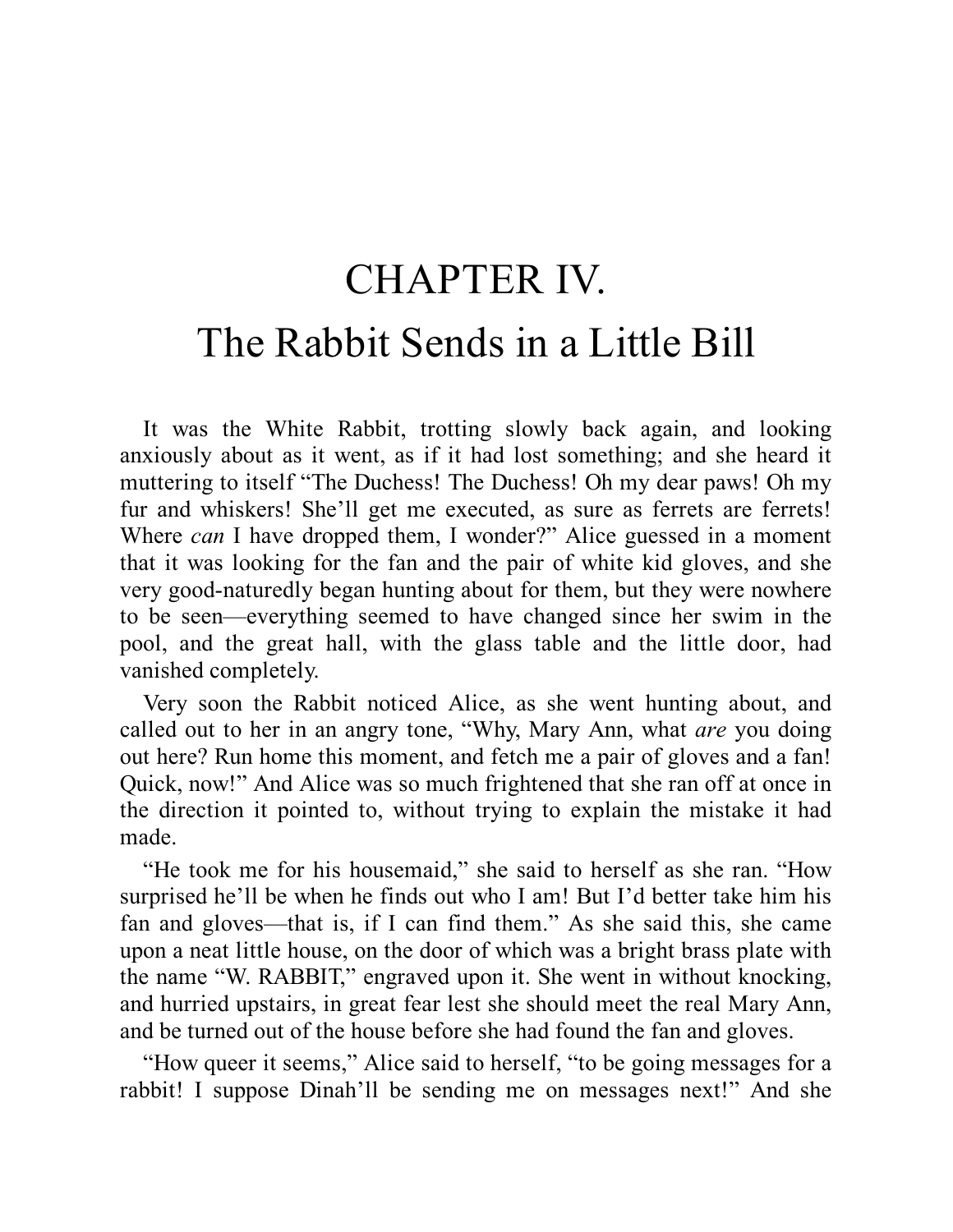# CHAPTER IV.
# The Rabbit Sends in a Little Bill

It was the White Rabbit, trotting slowly back again, and looking anxiously about as it went, as if it had lost something; and she heard it muttering to itself "The Duchess! The Duchess! Oh my dear paws! Oh my fur and whiskers! She'll get me executed, as sure as ferrets are ferrets! Where *can* I have dropped them, I wonder?" Alice guessed in a moment that it was looking for the fan and the pair of white kid gloves, and she very good-naturedly began hunting about for them, but they were nowhere to be seen—everything seemed to have changed since her swim in the pool, and the great hall, with the glass table and the little door, had vanished completely.

Very soon the Rabbit noticed Alice, as she went hunting about, and called out to her in an angry tone, "Why, Mary Ann, what *are* you doing out here? Run home this moment, and fetch me a pair of gloves and a fan! Quick, now!" And Alice was so much frightened that she ran off at once in the direction it pointed to, without trying to explain the mistake it had made.

"He took me for his housemaid," she said to herself as she ran. "How surprised he'll be when he finds out who I am! But I'd better take him his fan and gloves—that is, if I can find them." As she said this, she came upon a neat little house, on the door of which was a bright brass plate with the name "W. RABBIT," engraved upon it. She went in without knocking, and hurried upstairs, in great fear lest she should meet the real Mary Ann, and be turned out of the house before she had found the fan and gloves.

"How queer it seems," Alice said to herself, "to be going messages for a rabbit! I suppose Dinah'll be sending me on messages next!" And she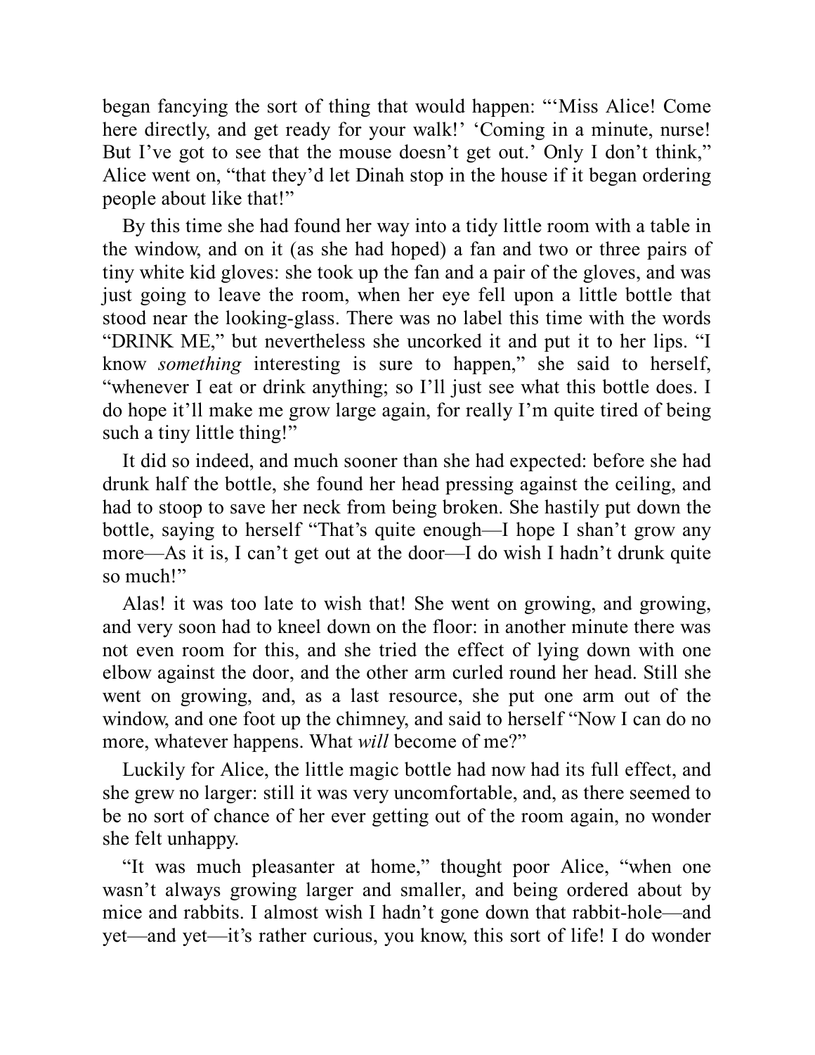began fancying the sort of thing that would happen: "'Miss Alice! Come here directly, and get ready for your walk!' 'Coming in a minute, nurse! But I've got to see that the mouse doesn't get out.' Only I don't think," Alice went on, "that they'd let Dinah stop in the house if it began ordering people about like that!"

By this time she had found her way into a tidy little room with a table in the window, and on it (as she had hoped) a fan and two or three pairs of tiny white kid gloves: she took up the fan and a pair of the gloves, and was just going to leave the room, when her eye fell upon a little bottle that stood near the looking-glass. There was no label this time with the words "DRINK ME," but nevertheless she uncorked it and put it to her lips. "I know *something* interesting is sure to happen," she said to herself, "whenever I eat or drink anything; so I'll just see what this bottle does. I do hope it'll make me grow large again, for really I'm quite tired of being such a tiny little thing!"

It did so indeed, and much sooner than she had expected: before she had drunk half the bottle, she found her head pressing against the ceiling, and had to stoop to save her neck from being broken. She hastily put down the bottle, saying to herself "That's quite enough—I hope I shan't grow any more—As it is, I can't get out at the door—I do wish I hadn't drunk quite so much!"

Alas! it was too late to wish that! She went on growing, and growing, and very soon had to kneel down on the floor: in another minute there was not even room for this, and she tried the effect of lying down with one elbow against the door, and the other arm curled round her head. Still she went on growing, and, as a last resource, she put one arm out of the window, and one foot up the chimney, and said to herself "Now I can do no more, whatever happens. What *will* become of me?"

Luckily for Alice, the little magic bottle had now had its full effect, and she grew no larger: still it was very uncomfortable, and, as there seemed to be no sort of chance of her ever getting out of the room again, no wonder she felt unhappy.

"It was much pleasanter at home," thought poor Alice, "when one wasn't always growing larger and smaller, and being ordered about by mice and rabbits. I almost wish I hadn't gone down that rabbit-hole—and yet—and yet—it's rather curious, you know, this sort of life! I do wonder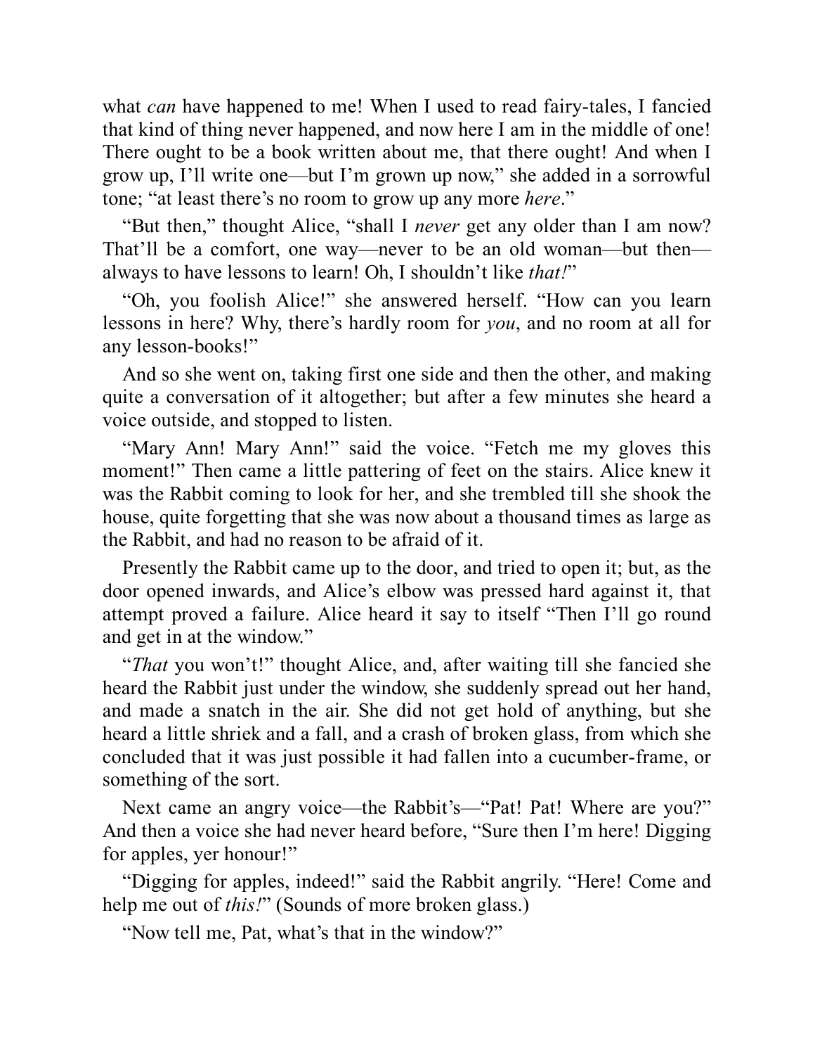what *can* have happened to me! When I used to read fairy-tales, I fancied that kind of thing never happened, and now here I am in the middle of one! There ought to be a book written about me, that there ought! And when I grow up, I'll write one—but I'm grown up now," she added in a sorrowful tone; "at least there's no room to grow up any more *here*."

"But then," thought Alice, "shall I *never* get any older than I am now? That'll be a comfort, one way—never to be an old woman—but then—always to have lessons to learn! Oh, I shouldn't like *that!*"

"Oh, you foolish Alice!" she answered herself. "How can you learn lessons in here? Why, there's hardly room for *you*, and no room at all for any lesson-books!"

And so she went on, taking first one side and then the other, and making quite a conversation of it altogether; but after a few minutes she heard a voice outside, and stopped to listen.

"Mary Ann! Mary Ann!" said the voice. "Fetch me my gloves this moment!" Then came a little pattering of feet on the stairs. Alice knew it was the Rabbit coming to look for her, and she trembled till she shook the house, quite forgetting that she was now about a thousand times as large as the Rabbit, and had no reason to be afraid of it.

Presently the Rabbit came up to the door, and tried to open it; but, as the door opened inwards, and Alice's elbow was pressed hard against it, that attempt proved a failure. Alice heard it say to itself "Then I'll go round and get in at the window."

"*That* you won't!" thought Alice, and, after waiting till she fancied she heard the Rabbit just under the window, she suddenly spread out her hand, and made a snatch in the air. She did not get hold of anything, but she heard a little shriek and a fall, and a crash of broken glass, from which she concluded that it was just possible it had fallen into a cucumber-frame, or something of the sort.

Next came an angry voice—the Rabbit's—"Pat! Pat! Where are you?" And then a voice she had never heard before, "Sure then I'm here! Digging for apples, yer honour!"

"Digging for apples, indeed!" said the Rabbit angrily. "Here! Come and help me out of *this!*" (Sounds of more broken glass.)

"Now tell me, Pat, what's that in the window?"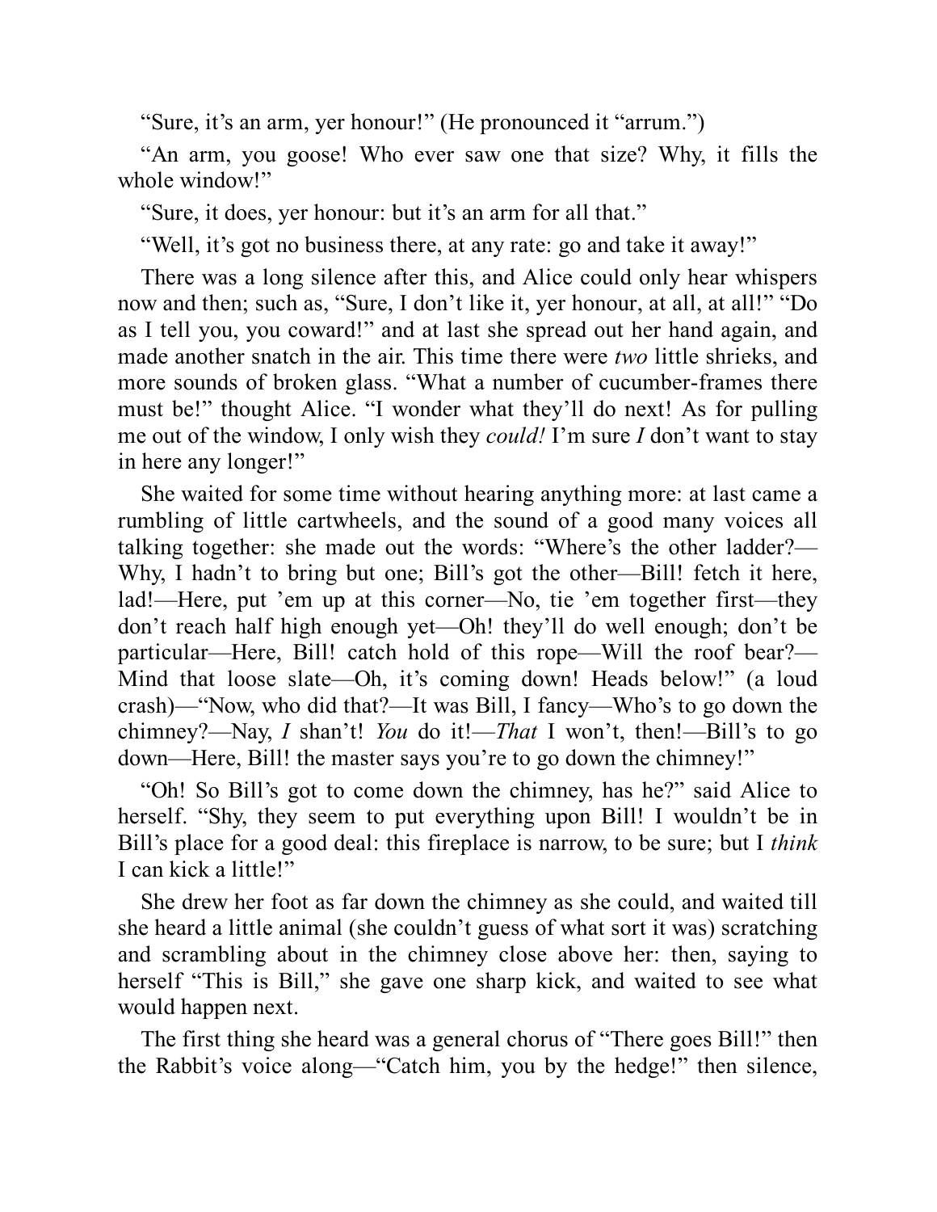"Sure, it's an arm, yer honour!" (He pronounced it "arrum.")

"An arm, you goose! Who ever saw one that size? Why, it fills the whole window!"

"Sure, it does, yer honour: but it's an arm for all that."

"Well, it's got no business there, at any rate: go and take it away!"

There was a long silence after this, and Alice could only hear whispers now and then; such as, "Sure, I don't like it, yer honour, at all, at all!" "Do as I tell you, you coward!" and at last she spread out her hand again, and made another snatch in the air. This time there were *two* little shrieks, and more sounds of broken glass. "What a number of cucumber-frames there must be!" thought Alice. "I wonder what they'll do next! As for pulling me out of the window, I only wish they *could!* I'm sure *I* don't want to stay in here any longer!"

She waited for some time without hearing anything more: at last came a rumbling of little cartwheels, and the sound of a good many voices all talking together: she made out the words: "Where's the other ladder?—Why, I hadn't to bring but one; Bill's got the other—Bill! fetch it here, lad!—Here, put 'em up at this corner—No, tie 'em together first—they don't reach half high enough yet—Oh! they'll do well enough; don't be particular—Here, Bill! catch hold of this rope—Will the roof bear?—Mind that loose slate—Oh, it's coming down! Heads below!" (a loud crash)—"Now, who did that?—It was Bill, I fancy—Who's to go down the chimney?—Nay, *I* shan't! *You* do it!—*That* I won't, then!—Bill's to go down—Here, Bill! the master says you're to go down the chimney!"

"Oh! So Bill's got to come down the chimney, has he?" said Alice to herself. "Shy, they seem to put everything upon Bill! I wouldn't be in Bill's place for a good deal: this fireplace is narrow, to be sure; but I *think* I can kick a little!"

She drew her foot as far down the chimney as she could, and waited till she heard a little animal (she couldn't guess of what sort it was) scratching and scrambling about in the chimney close above her: then, saying to herself "This is Bill," she gave one sharp kick, and waited to see what would happen next.

The first thing she heard was a general chorus of "There goes Bill!" then the Rabbit's voice along—"Catch him, you by the hedge!" then silence,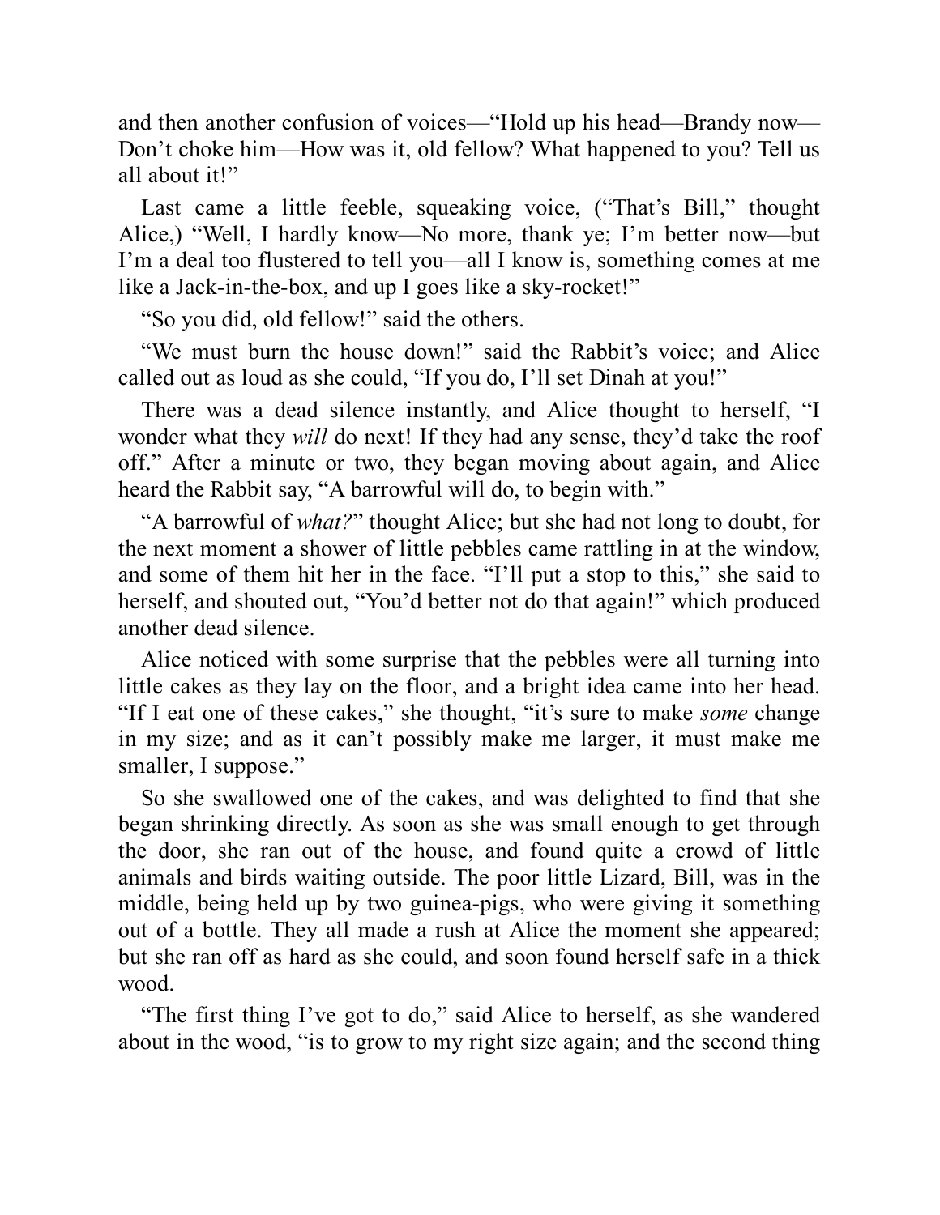and then another confusion of voices—"Hold up his head—Brandy now—Don't choke him—How was it, old fellow? What happened to you? Tell us all about it!"

Last came a little feeble, squeaking voice, ("That's Bill," thought Alice,) "Well, I hardly know—No more, thank ye; I'm better now—but I'm a deal too flustered to tell you—all I know is, something comes at me like a Jack-in-the-box, and up I goes like a sky-rocket!"

"So you did, old fellow!" said the others.

"We must burn the house down!" said the Rabbit's voice; and Alice called out as loud as she could, "If you do, I'll set Dinah at you!"

There was a dead silence instantly, and Alice thought to herself, "I wonder what they *will* do next! If they had any sense, they'd take the roof off." After a minute or two, they began moving about again, and Alice heard the Rabbit say, "A barrowful will do, to begin with."

"A barrowful of *what?*" thought Alice; but she had not long to doubt, for the next moment a shower of little pebbles came rattling in at the window, and some of them hit her in the face. "I'll put a stop to this," she said to herself, and shouted out, "You'd better not do that again!" which produced another dead silence.

Alice noticed with some surprise that the pebbles were all turning into little cakes as they lay on the floor, and a bright idea came into her head. "If I eat one of these cakes," she thought, "it's sure to make *some* change in my size; and as it can't possibly make me larger, it must make me smaller, I suppose."

So she swallowed one of the cakes, and was delighted to find that she began shrinking directly. As soon as she was small enough to get through the door, she ran out of the house, and found quite a crowd of little animals and birds waiting outside. The poor little Lizard, Bill, was in the middle, being held up by two guinea-pigs, who were giving it something out of a bottle. They all made a rush at Alice the moment she appeared; but she ran off as hard as she could, and soon found herself safe in a thick wood.

"The first thing I've got to do," said Alice to herself, as she wandered about in the wood, "is to grow to my right size again; and the second thing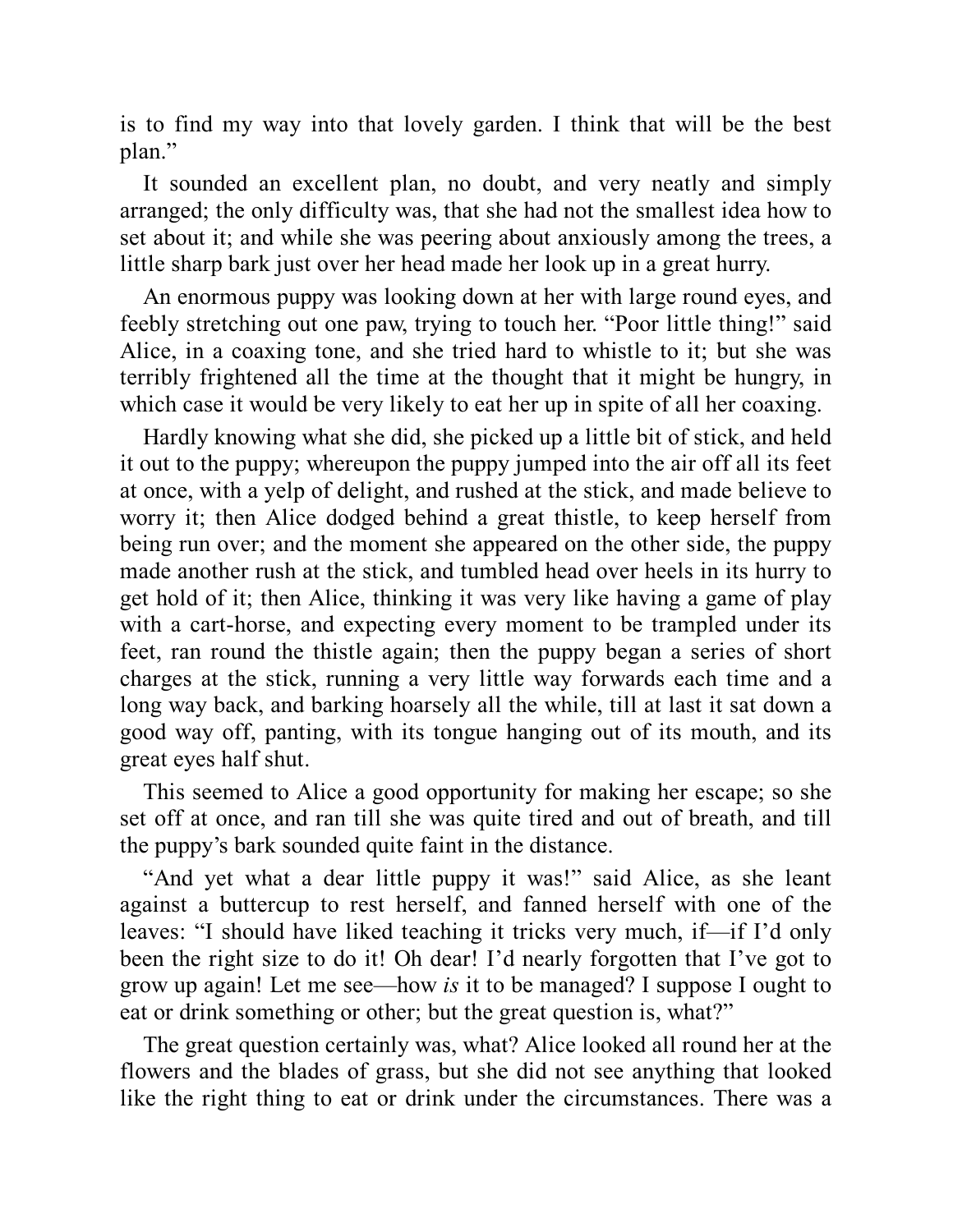is to find my way into that lovely garden. I think that will be the best plan."

It sounded an excellent plan, no doubt, and very neatly and simply arranged; the only difficulty was, that she had not the smallest idea how to set about it; and while she was peering about anxiously among the trees, a little sharp bark just over her head made her look up in a great hurry.

An enormous puppy was looking down at her with large round eyes, and feebly stretching out one paw, trying to touch her. "Poor little thing!" said Alice, in a coaxing tone, and she tried hard to whistle to it; but she was terribly frightened all the time at the thought that it might be hungry, in which case it would be very likely to eat her up in spite of all her coaxing.

Hardly knowing what she did, she picked up a little bit of stick, and held it out to the puppy; whereupon the puppy jumped into the air off all its feet at once, with a yelp of delight, and rushed at the stick, and made believe to worry it; then Alice dodged behind a great thistle, to keep herself from being run over; and the moment she appeared on the other side, the puppy made another rush at the stick, and tumbled head over heels in its hurry to get hold of it; then Alice, thinking it was very like having a game of play with a cart-horse, and expecting every moment to be trampled under its feet, ran round the thistle again; then the puppy began a series of short charges at the stick, running a very little way forwards each time and a long way back, and barking hoarsely all the while, till at last it sat down a good way off, panting, with its tongue hanging out of its mouth, and its great eyes half shut.

This seemed to Alice a good opportunity for making her escape; so she set off at once, and ran till she was quite tired and out of breath, and till the puppy's bark sounded quite faint in the distance.

"And yet what a dear little puppy it was!" said Alice, as she leant against a buttercup to rest herself, and fanned herself with one of the leaves: "I should have liked teaching it tricks very much, if—if I'd only been the right size to do it! Oh dear! I'd nearly forgotten that I've got to grow up again! Let me see—how *is* it to be managed? I suppose I ought to eat or drink something or other; but the great question is, what?"

The great question certainly was, what? Alice looked all round her at the flowers and the blades of grass, but she did not see anything that looked like the right thing to eat or drink under the circumstances. There was a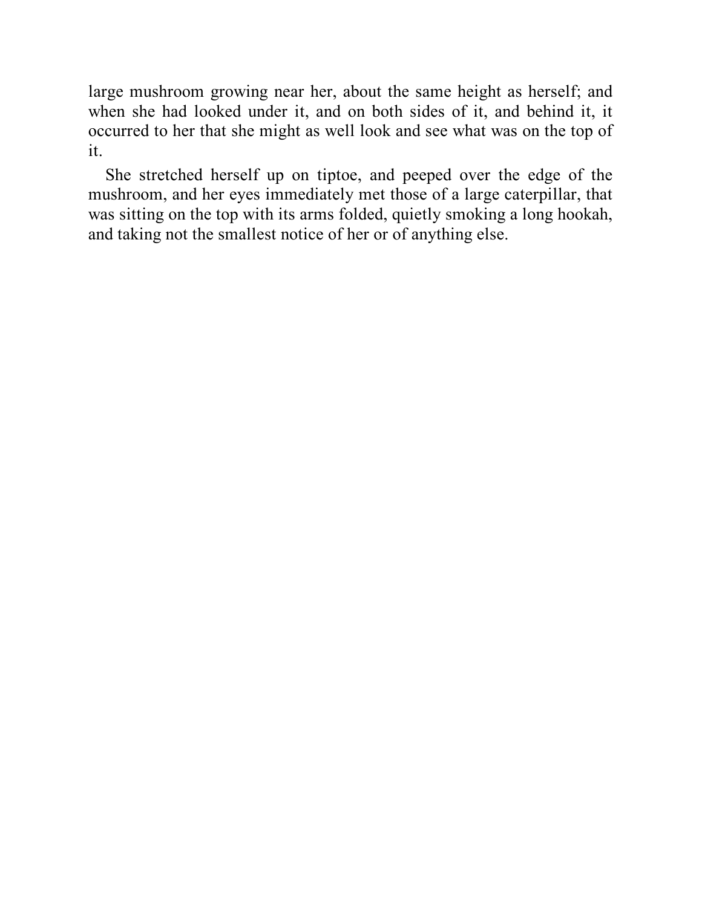large mushroom growing near her, about the same height as herself; and when she had looked under it, and on both sides of it, and behind it, it occurred to her that she might as well look and see what was on the top of it.

She stretched herself up on tiptoe, and peeped over the edge of the mushroom, and her eyes immediately met those of a large caterpillar, that was sitting on the top with its arms folded, quietly smoking a long hookah, and taking not the smallest notice of her or of anything else.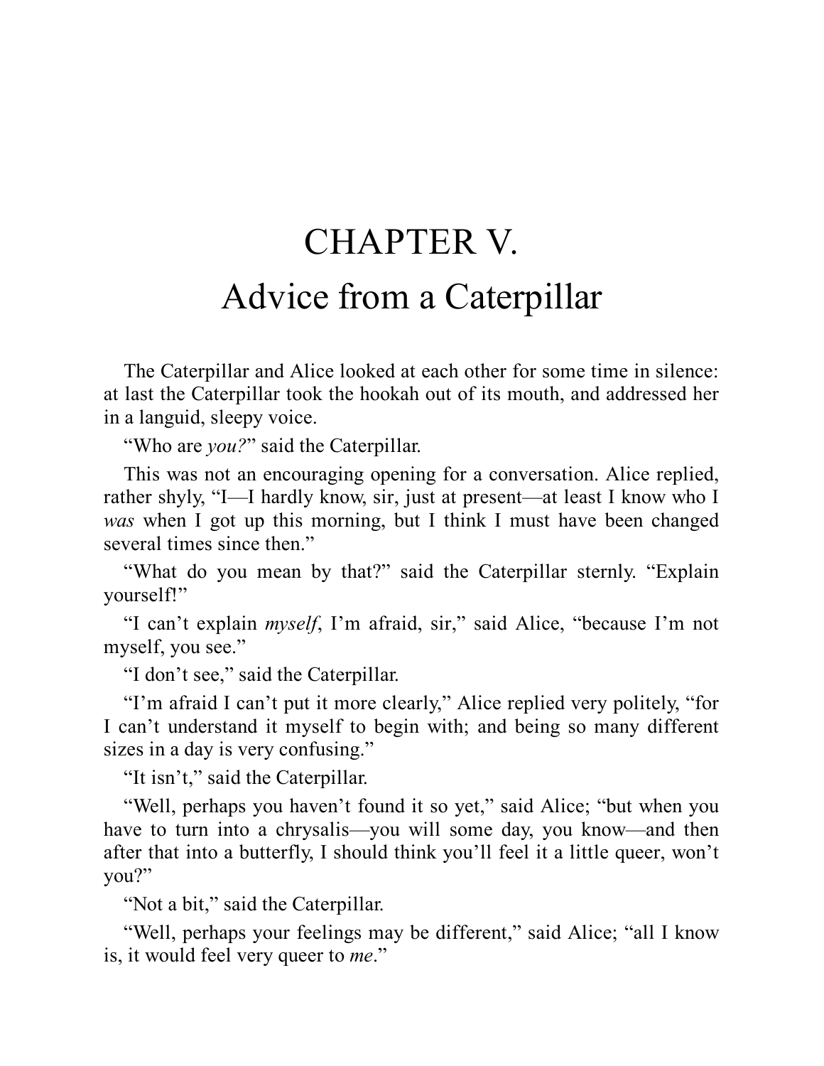# CHAPTER V.
## Advice from a Caterpillar

The Caterpillar and Alice looked at each other for some time in silence: at last the Caterpillar took the hookah out of its mouth, and addressed her in a languid, sleepy voice.

“Who are *you?*” said the Caterpillar.

This was not an encouraging opening for a conversation. Alice replied, rather shyly, “I—I hardly know, sir, just at present—at least I know who I *was* when I got up this morning, but I think I must have been changed several times since then.”

“What do you mean by that?” said the Caterpillar sternly. “Explain yourself!”

“I can’t explain *myself*, I’m afraid, sir,” said Alice, “because I’m not myself, you see.”

“I don’t see,” said the Caterpillar.

“I’m afraid I can’t put it more clearly,” Alice replied very politely, “for I can’t understand it myself to begin with; and being so many different sizes in a day is very confusing.”

“It isn’t,” said the Caterpillar.

“Well, perhaps you haven’t found it so yet,” said Alice; “but when you have to turn into a chrysalis—you will some day, you know—and then after that into a butterfly, I should think you’ll feel it a little queer, won’t you?”

“Not a bit,” said the Caterpillar.

“Well, perhaps your feelings may be different,” said Alice; “all I know is, it would feel very queer to *me*.”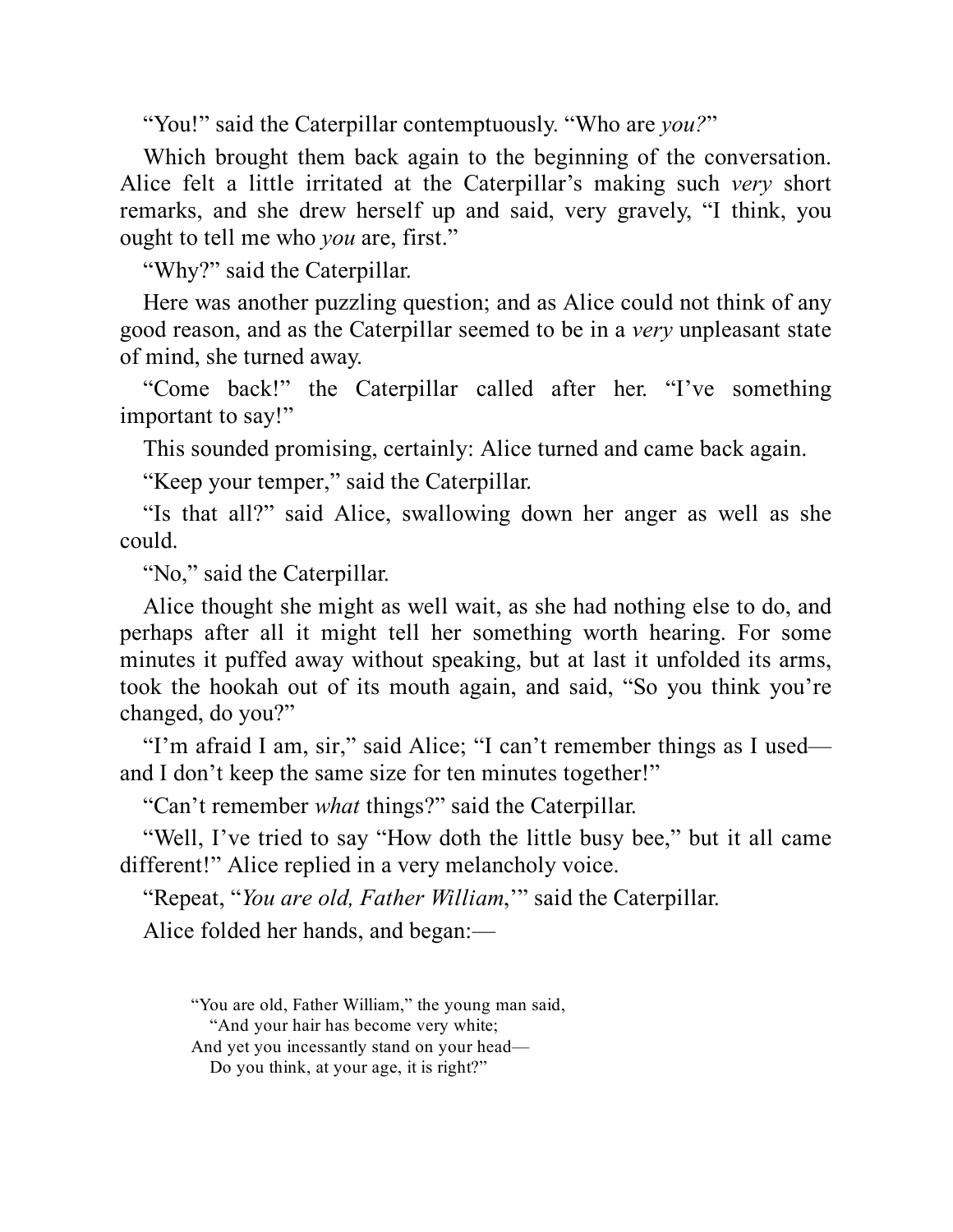"You!" said the Caterpillar contemptuously. "Who are *you?*"

Which brought them back again to the beginning of the conversation. Alice felt a little irritated at the Caterpillar's making such *very* short remarks, and she drew herself up and said, very gravely, "I think, you ought to tell me who *you* are, first."

"Why?" said the Caterpillar.

Here was another puzzling question; and as Alice could not think of any good reason, and as the Caterpillar seemed to be in a *very* unpleasant state of mind, she turned away.

"Come back!" the Caterpillar called after her. "I've something important to say!"

This sounded promising, certainly: Alice turned and came back again.

"Keep your temper," said the Caterpillar.

"Is that all?" said Alice, swallowing down her anger as well as she could.

"No," said the Caterpillar.

Alice thought she might as well wait, as she had nothing else to do, and perhaps after all it might tell her something worth hearing. For some minutes it puffed away without speaking, but at last it unfolded its arms, took the hookah out of its mouth again, and said, "So you think you're changed, do you?"

"I'm afraid I am, sir," said Alice; "I can't remember things as I used—and I don't keep the same size for ten minutes together!"

"Can't remember *what* things?" said the Caterpillar.

"Well, I've tried to say "How doth the little busy bee," but it all came different!" Alice replied in a very melancholy voice.

"Repeat, "*You are old, Father William*,'" said the Caterpillar.

Alice folded her hands, and began:—

> "You are old, Father William," the young man said,
> "And your hair has become very white;
> And yet you incessantly stand on your head—
> Do you think, at your age, it is right?"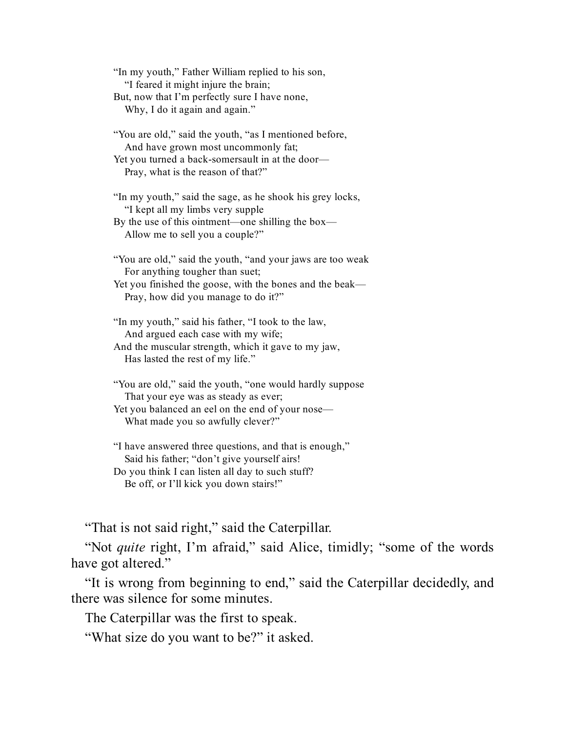"In my youth," Father William replied to his son,  
    "I feared it might injure the brain;  
But, now that I'm perfectly sure I have none,  
    Why, I do it again and again."

"You are old," said the youth, "as I mentioned before,  
    And have grown most uncommonly fat;  
Yet you turned a back-somersault in at the door—  
    Pray, what is the reason of that?"

"In my youth," said the sage, as he shook his grey locks,  
    "I kept all my limbs very supple  
By the use of this ointment—one shilling the box—  
    Allow me to sell you a couple?"

"You are old," said the youth, "and your jaws are too weak  
    For anything tougher than suet;  
Yet you finished the goose, with the bones and the beak—  
    Pray, how did you manage to do it?"

"In my youth," said his father, "I took to the law,  
    And argued each case with my wife;  
And the muscular strength, which it gave to my jaw,  
    Has lasted the rest of my life."

"You are old," said the youth, "one would hardly suppose  
    That your eye was as steady as ever;  
Yet you balanced an eel on the end of your nose—  
    What made you so awfully clever?"

"I have answered three questions, and that is enough,"  
    Said his father; "don't give yourself airs!  
Do you think I can listen all day to such stuff?  
    Be off, or I'll kick you down stairs!"

"That is not said right," said the Caterpillar.

"Not *quite* right, I'm afraid," said Alice, timidly; "some of the words have got altered."

"It is wrong from beginning to end," said the Caterpillar decidedly, and there was silence for some minutes.

The Caterpillar was the first to speak.

"What size do you want to be?" it asked.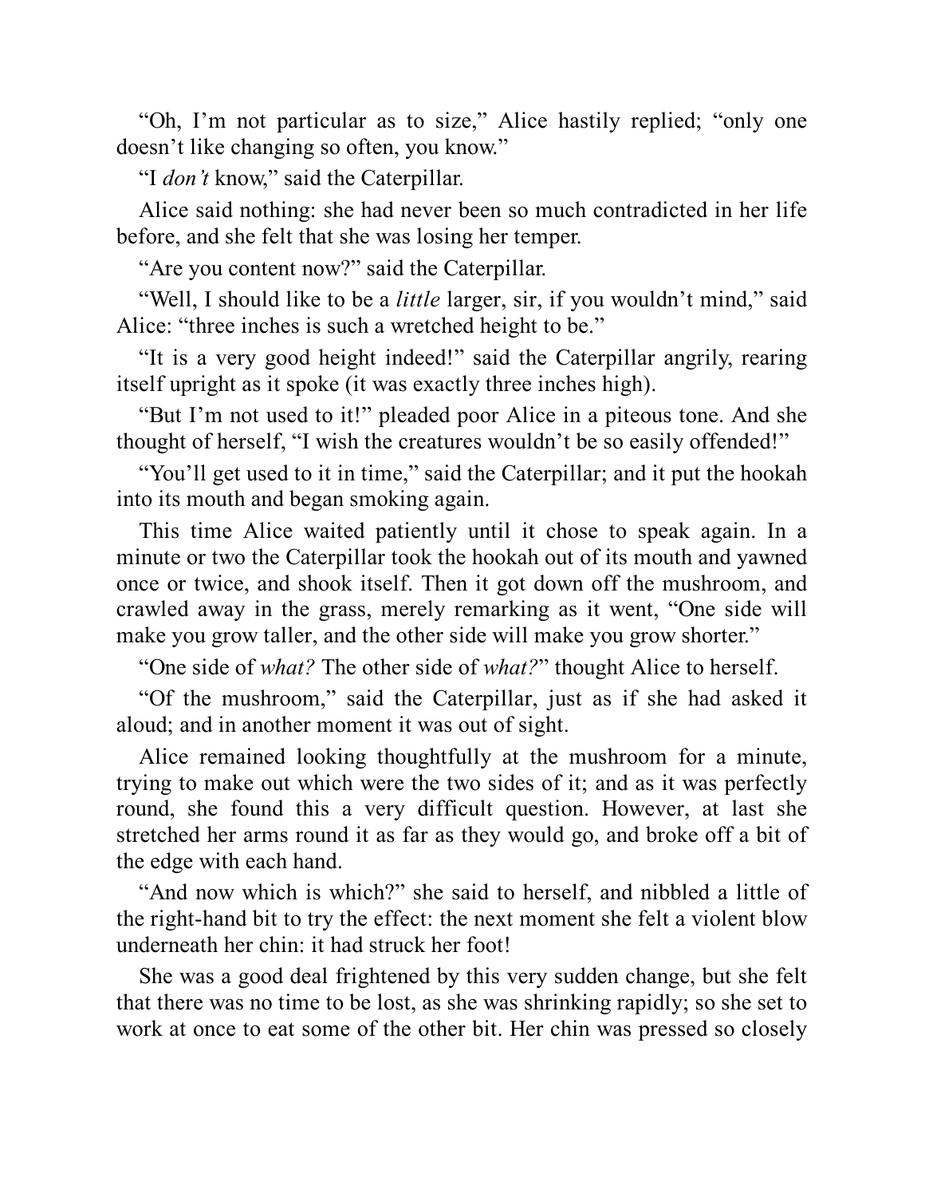“Oh, I’m not particular as to size,” Alice hastily replied; “only one doesn’t like changing so often, you know.”

“I *don’t* know,” said the Caterpillar.

Alice said nothing: she had never been so much contradicted in her life before, and she felt that she was losing her temper.

“Are you content now?” said the Caterpillar.

“Well, I should like to be a *little* larger, sir, if you wouldn’t mind,” said Alice: “three inches is such a wretched height to be.”

“It is a very good height indeed!” said the Caterpillar angrily, rearing itself upright as it spoke (it was exactly three inches high).

“But I’m not used to it!” pleaded poor Alice in a piteous tone. And she thought of herself, “I wish the creatures wouldn’t be so easily offended!”

“You’ll get used to it in time,” said the Caterpillar; and it put the hookah into its mouth and began smoking again.

This time Alice waited patiently until it chose to speak again. In a minute or two the Caterpillar took the hookah out of its mouth and yawned once or twice, and shook itself. Then it got down off the mushroom, and crawled away in the grass, merely remarking as it went, “One side will make you grow taller, and the other side will make you grow shorter.”

“One side of *what?* The other side of *what?*” thought Alice to herself.

“Of the mushroom,” said the Caterpillar, just as if she had asked it aloud; and in another moment it was out of sight.

Alice remained looking thoughtfully at the mushroom for a minute, trying to make out which were the two sides of it; and as it was perfectly round, she found this a very difficult question. However, at last she stretched her arms round it as far as they would go, and broke off a bit of the edge with each hand.

“And now which is which?” she said to herself, and nibbled a little of the right-hand bit to try the effect: the next moment she felt a violent blow underneath her chin: it had struck her foot!

She was a good deal frightened by this very sudden change, but she felt that there was no time to be lost, as she was shrinking rapidly; so she set to work at once to eat some of the other bit. Her chin was pressed so closely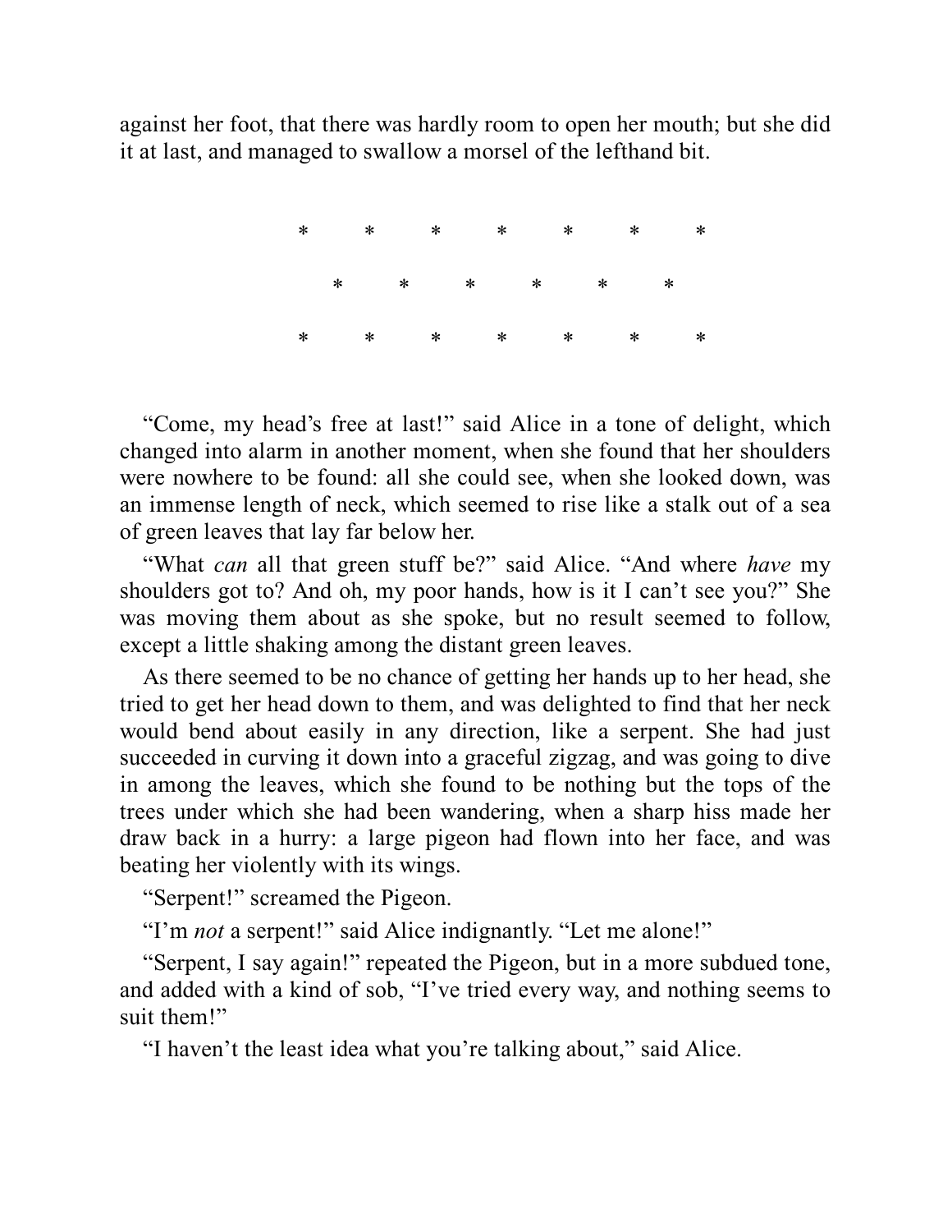against her foot, that there was hardly room to open her mouth; but she did it at last, and managed to swallow a morsel of the lefthand bit.

\*       \*       \*       \*       \*       \*       \*

\*       \*       \*       \*       \*       \*

\*       \*       \*       \*       \*       \*       \*

"Come, my head's free at last!" said Alice in a tone of delight, which changed into alarm in another moment, when she found that her shoulders were nowhere to be found: all she could see, when she looked down, was an immense length of neck, which seemed to rise like a stalk out of a sea of green leaves that lay far below her.

"What *can* all that green stuff be?" said Alice. "And where *have* my shoulders got to? And oh, my poor hands, how is it I can't see you?" She was moving them about as she spoke, but no result seemed to follow, except a little shaking among the distant green leaves.

As there seemed to be no chance of getting her hands up to her head, she tried to get her head down to them, and was delighted to find that her neck would bend about easily in any direction, like a serpent. She had just succeeded in curving it down into a graceful zigzag, and was going to dive in among the leaves, which she found to be nothing but the tops of the trees under which she had been wandering, when a sharp hiss made her draw back in a hurry: a large pigeon had flown into her face, and was beating her violently with its wings.

"Serpent!" screamed the Pigeon.

"I'm *not* a serpent!" said Alice indignantly. "Let me alone!"

"Serpent, I say again!" repeated the Pigeon, but in a more subdued tone, and added with a kind of sob, "I've tried every way, and nothing seems to suit them!"

"I haven't the least idea what you're talking about," said Alice.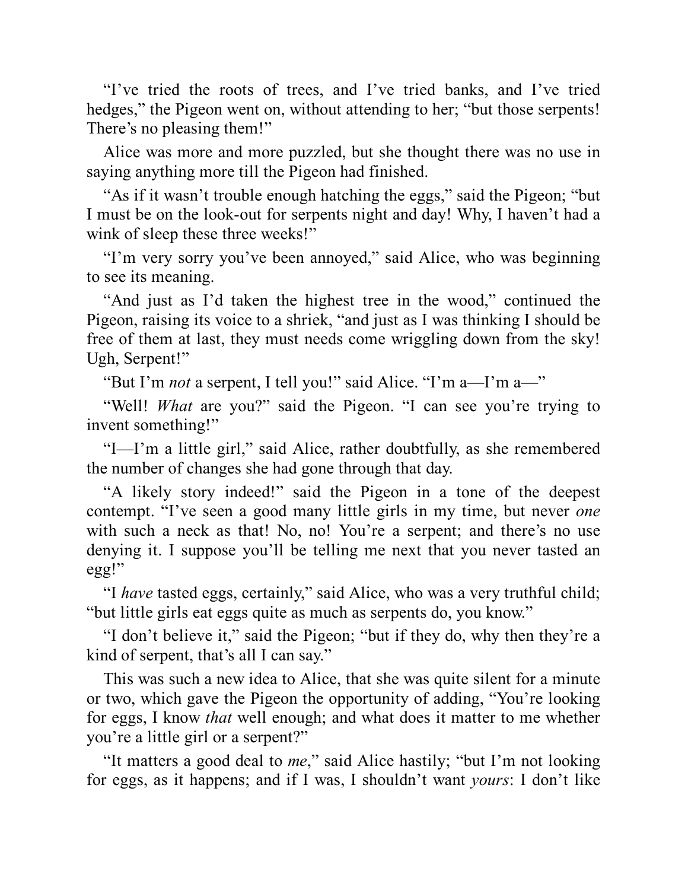"I've tried the roots of trees, and I've tried banks, and I've tried hedges," the Pigeon went on, without attending to her; "but those serpents! There's no pleasing them!"

Alice was more and more puzzled, but she thought there was no use in saying anything more till the Pigeon had finished.

"As if it wasn't trouble enough hatching the eggs," said the Pigeon; "but I must be on the look-out for serpents night and day! Why, I haven't had a wink of sleep these three weeks!"

"I'm very sorry you've been annoyed," said Alice, who was beginning to see its meaning.

"And just as I'd taken the highest tree in the wood," continued the Pigeon, raising its voice to a shriek, "and just as I was thinking I should be free of them at last, they must needs come wriggling down from the sky! Ugh, Serpent!"

"But I'm *not* a serpent, I tell you!" said Alice. "I'm a—I'm a—"

"Well! *What* are you?" said the Pigeon. "I can see you're trying to invent something!"

"I—I'm a little girl," said Alice, rather doubtfully, as she remembered the number of changes she had gone through that day.

"A likely story indeed!" said the Pigeon in a tone of the deepest contempt. "I've seen a good many little girls in my time, but never *one* with such a neck as that! No, no! You're a serpent; and there's no use denying it. I suppose you'll be telling me next that you never tasted an egg!"

"I *have* tasted eggs, certainly," said Alice, who was a very truthful child; "but little girls eat eggs quite as much as serpents do, you know."

"I don't believe it," said the Pigeon; "but if they do, why then they're a kind of serpent, that's all I can say."

This was such a new idea to Alice, that she was quite silent for a minute or two, which gave the Pigeon the opportunity of adding, "You're looking for eggs, I know *that* well enough; and what does it matter to me whether you're a little girl or a serpent?"

"It matters a good deal to *me*," said Alice hastily; "but I'm not looking for eggs, as it happens; and if I was, I shouldn't want *yours*: I don't like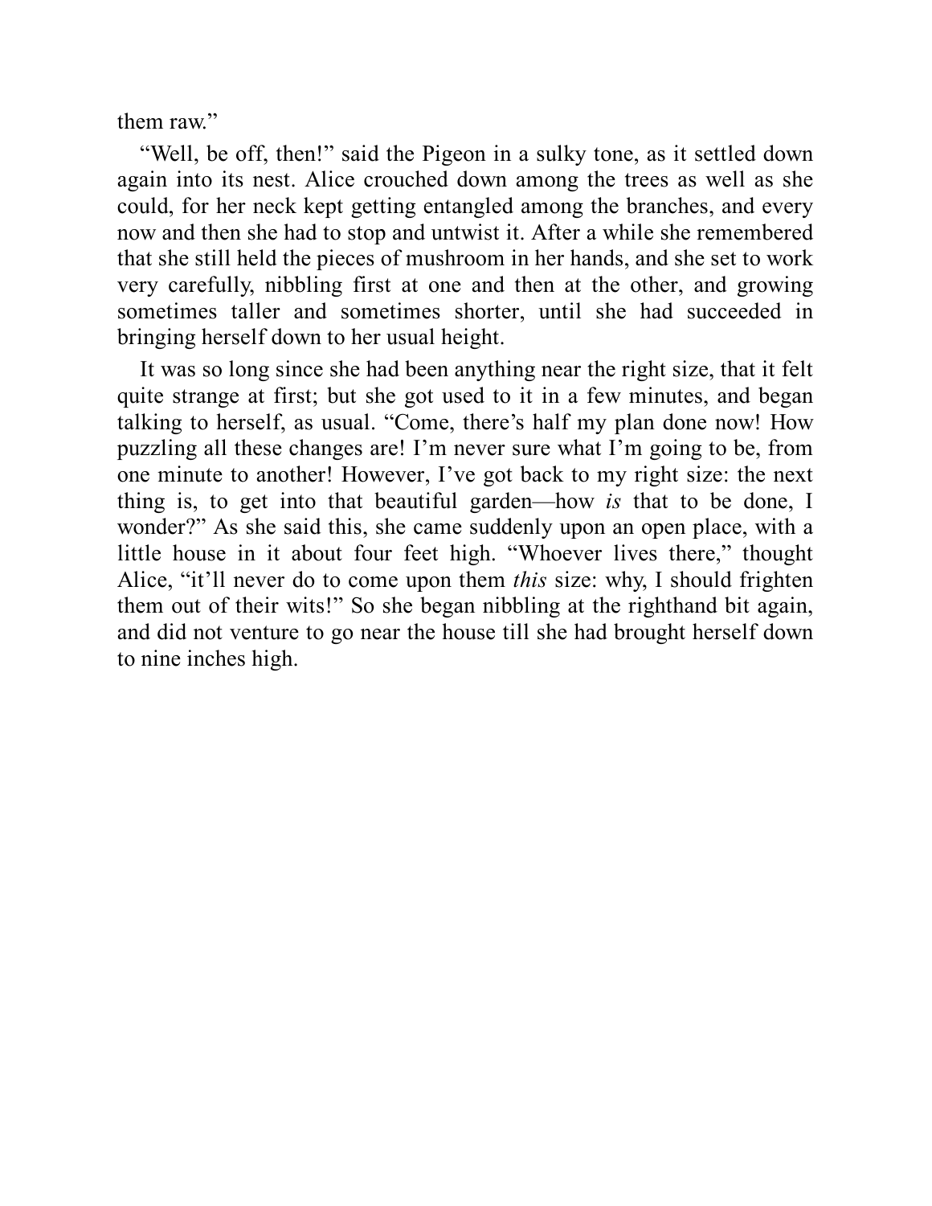them raw."

"Well, be off, then!" said the Pigeon in a sulky tone, as it settled down again into its nest. Alice crouched down among the trees as well as she could, for her neck kept getting entangled among the branches, and every now and then she had to stop and untwist it. After a while she remembered that she still held the pieces of mushroom in her hands, and she set to work very carefully, nibbling first at one and then at the other, and growing sometimes taller and sometimes shorter, until she had succeeded in bringing herself down to her usual height.

It was so long since she had been anything near the right size, that it felt quite strange at first; but she got used to it in a few minutes, and began talking to herself, as usual. "Come, there's half my plan done now! How puzzling all these changes are! I'm never sure what I'm going to be, from one minute to another! However, I've got back to my right size: the next thing is, to get into that beautiful garden—how *is* that to be done, I wonder?" As she said this, she came suddenly upon an open place, with a little house in it about four feet high. "Whoever lives there," thought Alice, "it'll never do to come upon them *this* size: why, I should frighten them out of their wits!" So she began nibbling at the righthand bit again, and did not venture to go near the house till she had brought herself down to nine inches high.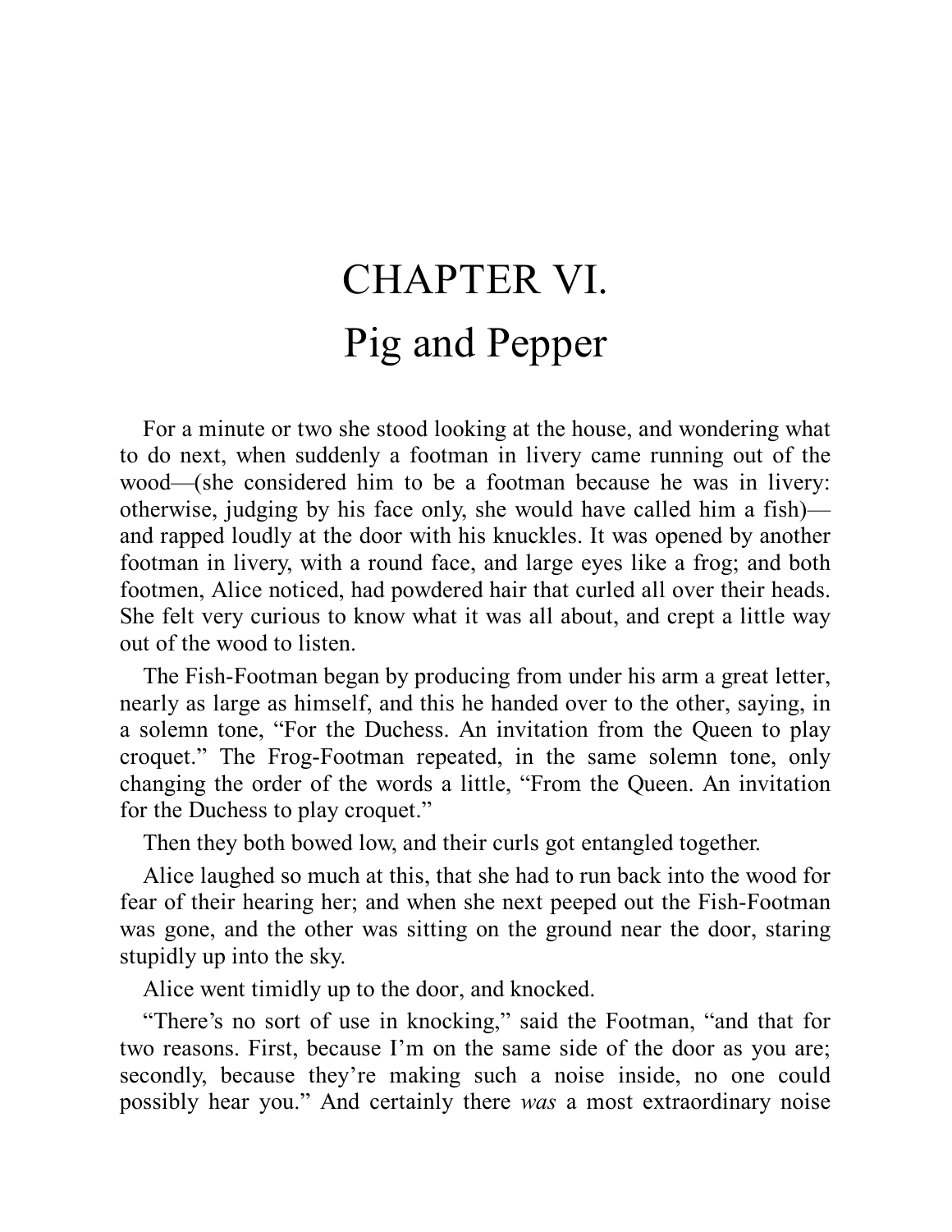# CHAPTER VI.
# Pig and Pepper

For a minute or two she stood looking at the house, and wondering what to do next, when suddenly a footman in livery came running out of the wood—(she considered him to be a footman because he was in livery: otherwise, judging by his face only, she would have called him a fish)—and rapped loudly at the door with his knuckles. It was opened by another footman in livery, with a round face, and large eyes like a frog; and both footmen, Alice noticed, had powdered hair that curled all over their heads. She felt very curious to know what it was all about, and crept a little way out of the wood to listen.

The Fish-Footman began by producing from under his arm a great letter, nearly as large as himself, and this he handed over to the other, saying, in a solemn tone, “For the Duchess. An invitation from the Queen to play croquet.” The Frog-Footman repeated, in the same solemn tone, only changing the order of the words a little, “From the Queen. An invitation for the Duchess to play croquet.”

Then they both bowed low, and their curls got entangled together.

Alice laughed so much at this, that she had to run back into the wood for fear of their hearing her; and when she next peeped out the Fish-Footman was gone, and the other was sitting on the ground near the door, staring stupidly up into the sky.

Alice went timidly up to the door, and knocked.

“There’s no sort of use in knocking,” said the Footman, “and that for two reasons. First, because I’m on the same side of the door as you are; secondly, because they’re making such a noise inside, no one could possibly hear you.” And certainly there *was* a most extraordinary noise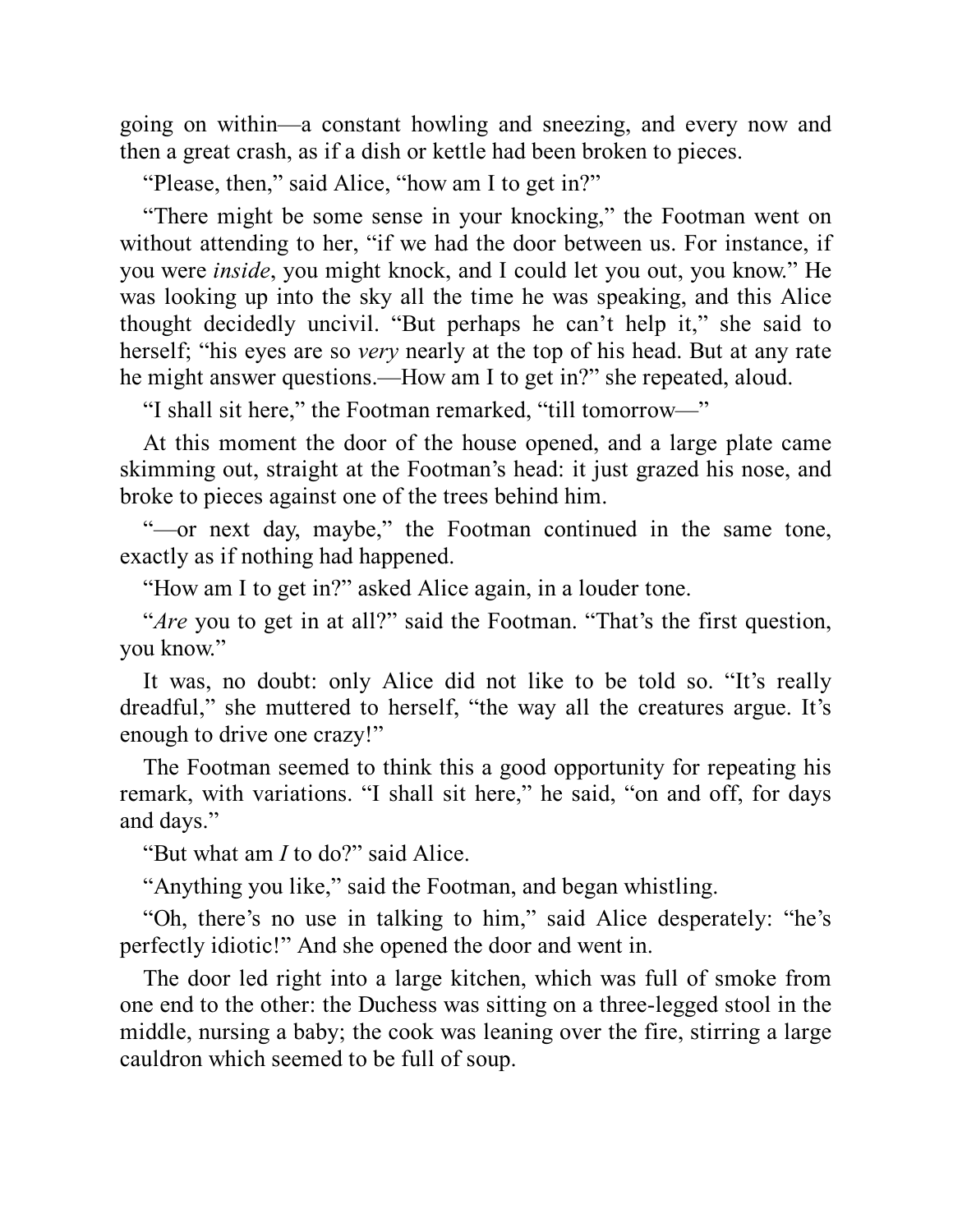going on within—a constant howling and sneezing, and every now and then a great crash, as if a dish or kettle had been broken to pieces.

"Please, then," said Alice, "how am I to get in?"

"There might be some sense in your knocking," the Footman went on without attending to her, "if we had the door between us. For instance, if you were *inside*, you might knock, and I could let you out, you know." He was looking up into the sky all the time he was speaking, and this Alice thought decidedly uncivil. "But perhaps he can't help it," she said to herself; "his eyes are so *very* nearly at the top of his head. But at any rate he might answer questions.—How am I to get in?" she repeated, aloud.

"I shall sit here," the Footman remarked, "till tomorrow—"

At this moment the door of the house opened, and a large plate came skimming out, straight at the Footman's head: it just grazed his nose, and broke to pieces against one of the trees behind him.

"—or next day, maybe," the Footman continued in the same tone, exactly as if nothing had happened.

"How am I to get in?" asked Alice again, in a louder tone.

"*Are* you to get in at all?" said the Footman. "That's the first question, you know."

It was, no doubt: only Alice did not like to be told so. "It's really dreadful," she muttered to herself, "the way all the creatures argue. It's enough to drive one crazy!"

The Footman seemed to think this a good opportunity for repeating his remark, with variations. "I shall sit here," he said, "on and off, for days and days."

"But what am *I* to do?" said Alice.

"Anything you like," said the Footman, and began whistling.

"Oh, there's no use in talking to him," said Alice desperately: "he's perfectly idiotic!" And she opened the door and went in.

The door led right into a large kitchen, which was full of smoke from one end to the other: the Duchess was sitting on a three-legged stool in the middle, nursing a baby; the cook was leaning over the fire, stirring a large cauldron which seemed to be full of soup.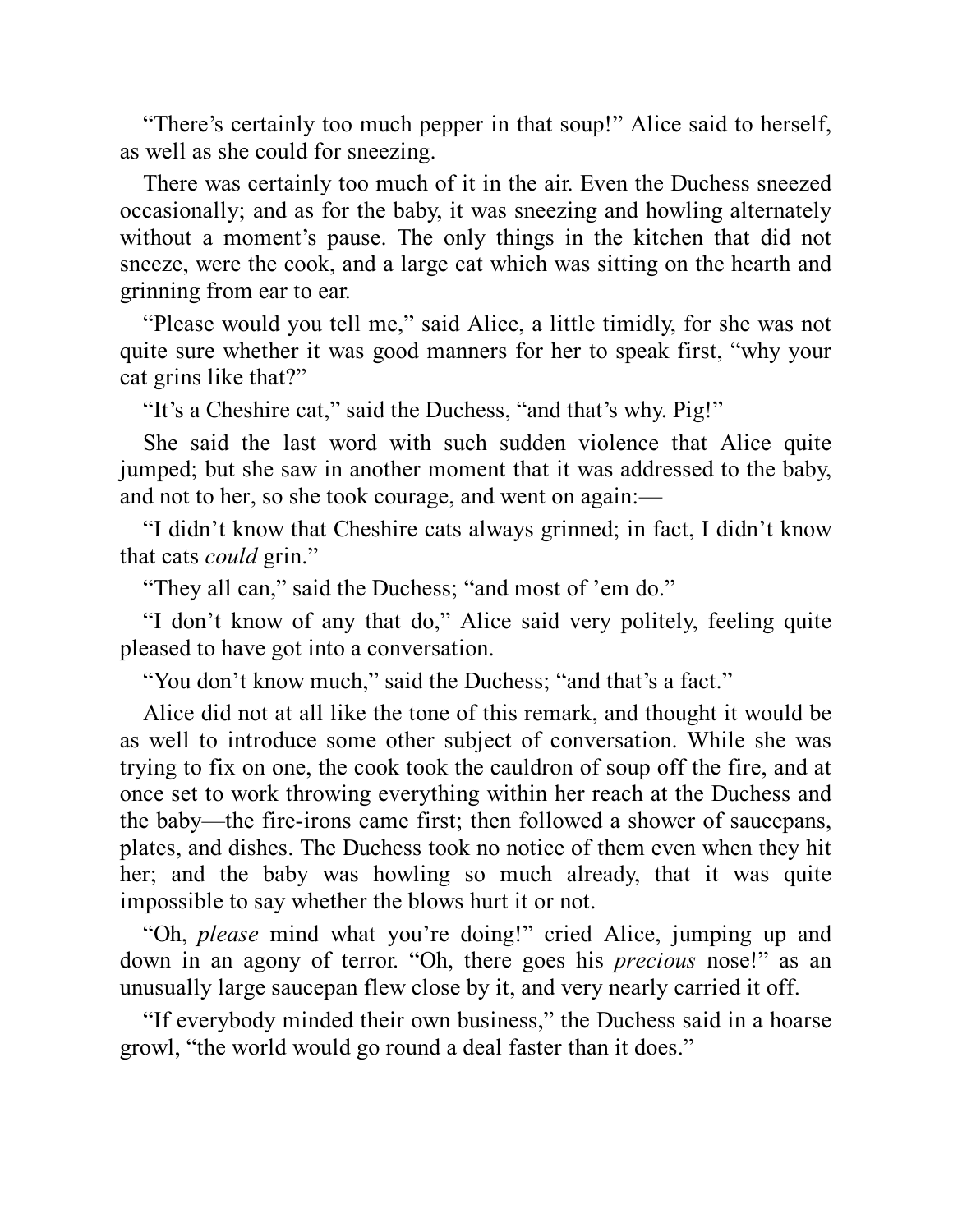"There's certainly too much pepper in that soup!" Alice said to herself, as well as she could for sneezing.

There was certainly too much of it in the air. Even the Duchess sneezed occasionally; and as for the baby, it was sneezing and howling alternately without a moment's pause. The only things in the kitchen that did not sneeze, were the cook, and a large cat which was sitting on the hearth and grinning from ear to ear.

"Please would you tell me," said Alice, a little timidly, for she was not quite sure whether it was good manners for her to speak first, "why your cat grins like that?"

"It's a Cheshire cat," said the Duchess, "and that's why. Pig!"

She said the last word with such sudden violence that Alice quite jumped; but she saw in another moment that it was addressed to the baby, and not to her, so she took courage, and went on again:—

"I didn't know that Cheshire cats always grinned; in fact, I didn't know that cats *could* grin."

"They all can," said the Duchess; "and most of 'em do."

"I don't know of any that do," Alice said very politely, feeling quite pleased to have got into a conversation.

"You don't know much," said the Duchess; "and that's a fact."

Alice did not at all like the tone of this remark, and thought it would be as well to introduce some other subject of conversation. While she was trying to fix on one, the cook took the cauldron of soup off the fire, and at once set to work throwing everything within her reach at the Duchess and the baby—the fire-irons came first; then followed a shower of saucepans, plates, and dishes. The Duchess took no notice of them even when they hit her; and the baby was howling so much already, that it was quite impossible to say whether the blows hurt it or not.

"Oh, *please* mind what you're doing!" cried Alice, jumping up and down in an agony of terror. "Oh, there goes his *precious* nose!" as an unusually large saucepan flew close by it, and very nearly carried it off.

"If everybody minded their own business," the Duchess said in a hoarse growl, "the world would go round a deal faster than it does."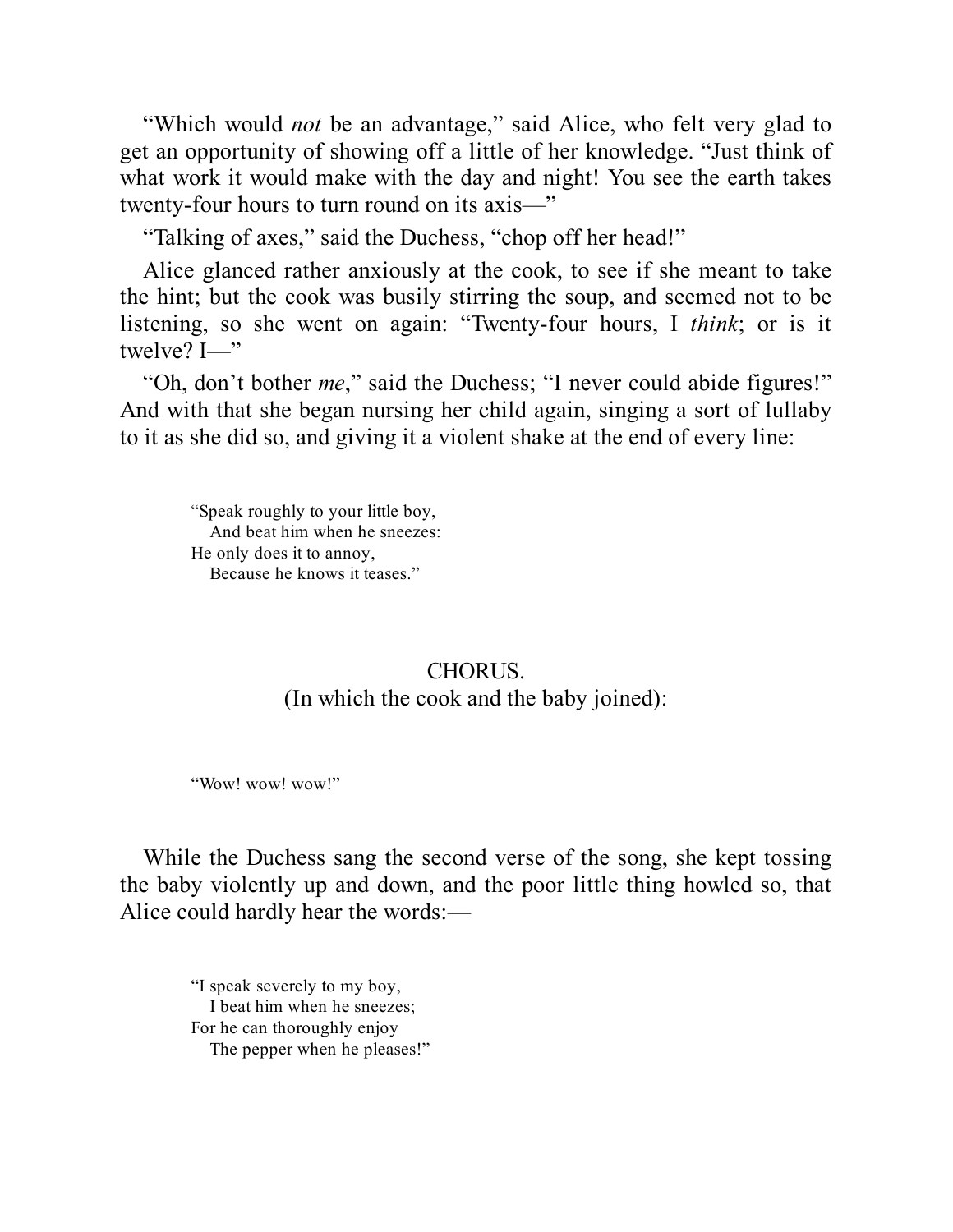"Which would *not* be an advantage," said Alice, who felt very glad to get an opportunity of showing off a little of her knowledge. "Just think of what work it would make with the day and night! You see the earth takes twenty-four hours to turn round on its axis—"

"Talking of axes," said the Duchess, "chop off her head!"

Alice glanced rather anxiously at the cook, to see if she meant to take the hint; but the cook was busily stirring the soup, and seemed not to be listening, so she went on again: "Twenty-four hours, I *think*; or is it twelve? I—"

"Oh, don't bother *me*," said the Duchess; "I never could abide figures!" And with that she began nursing her child again, singing a sort of lullaby to it as she did so, and giving it a violent shake at the end of every line:

> "Speak roughly to your little boy,  
>    And beat him when he sneezes:  
> He only does it to annoy,  
>    Because he knows it teases."

CHORUS.  
(In which the cook and the baby joined):

> "Wow! wow! wow!"

While the Duchess sang the second verse of the song, she kept tossing the baby violently up and down, and the poor little thing howled so, that Alice could hardly hear the words:—

> "I speak severely to my boy,  
>    I beat him when he sneezes;  
> For he can thoroughly enjoy  
>    The pepper when he pleases!"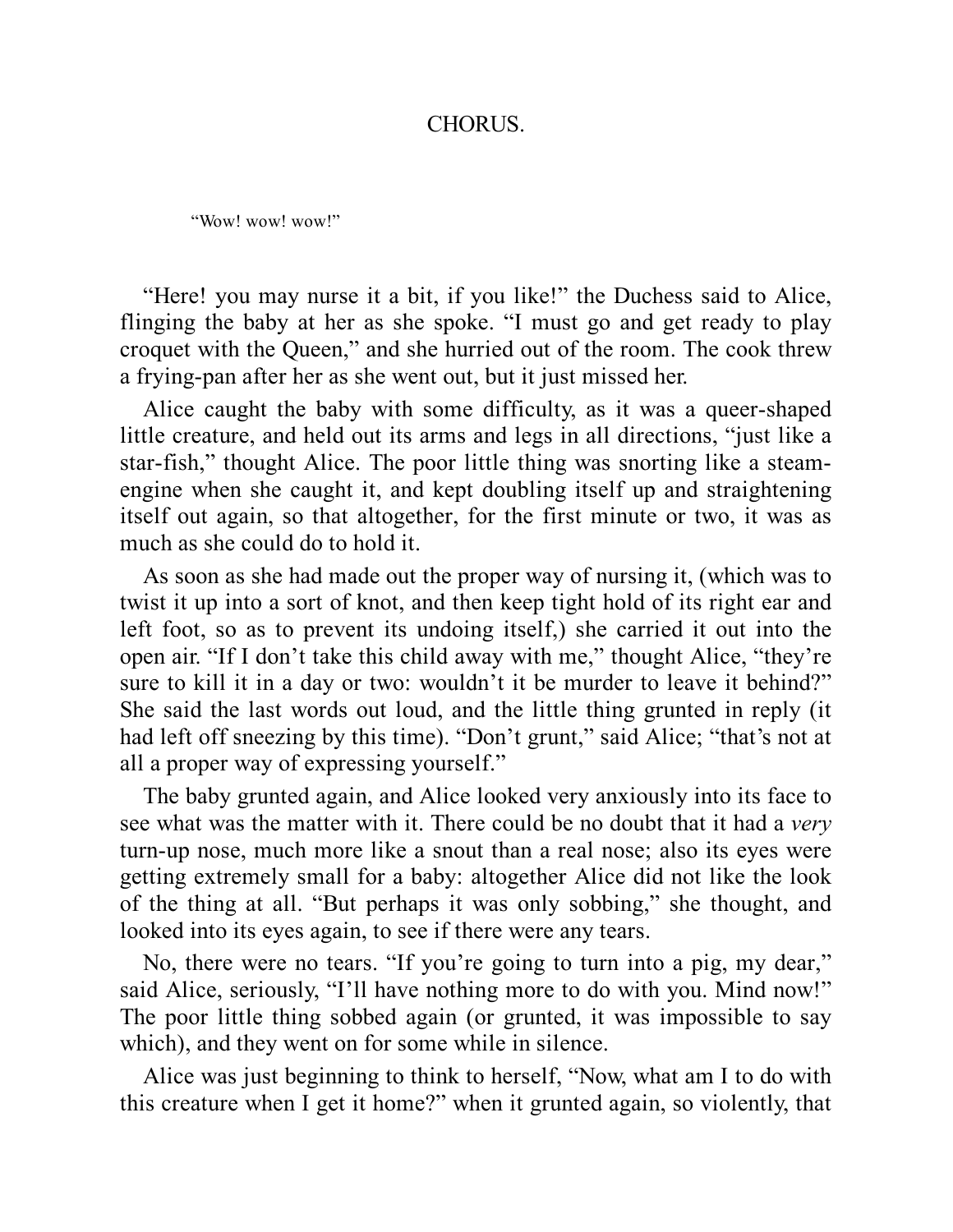CHORUS.

> "Wow! wow! wow!"

"Here! you may nurse it a bit, if you like!" the Duchess said to Alice, flinging the baby at her as she spoke. "I must go and get ready to play croquet with the Queen," and she hurried out of the room. The cook threw a frying-pan after her as she went out, but it just missed her.

Alice caught the baby with some difficulty, as it was a queer-shaped little creature, and held out its arms and legs in all directions, "just like a star-fish," thought Alice. The poor little thing was snorting like a steam-engine when she caught it, and kept doubling itself up and straightening itself out again, so that altogether, for the first minute or two, it was as much as she could do to hold it.

As soon as she had made out the proper way of nursing it, (which was to twist it up into a sort of knot, and then keep tight hold of its right ear and left foot, so as to prevent its undoing itself,) she carried it out into the open air. "If I don't take this child away with me," thought Alice, "they're sure to kill it in a day or two: wouldn't it be murder to leave it behind?" She said the last words out loud, and the little thing grunted in reply (it had left off sneezing by this time). "Don't grunt," said Alice; "that's not at all a proper way of expressing yourself."

The baby grunted again, and Alice looked very anxiously into its face to see what was the matter with it. There could be no doubt that it had a *very* turn-up nose, much more like a snout than a real nose; also its eyes were getting extremely small for a baby: altogether Alice did not like the look of the thing at all. "But perhaps it was only sobbing," she thought, and looked into its eyes again, to see if there were any tears.

No, there were no tears. "If you're going to turn into a pig, my dear," said Alice, seriously, "I'll have nothing more to do with you. Mind now!" The poor little thing sobbed again (or grunted, it was impossible to say which), and they went on for some while in silence.

Alice was just beginning to think to herself, "Now, what am I to do with this creature when I get it home?" when it grunted again, so violently, that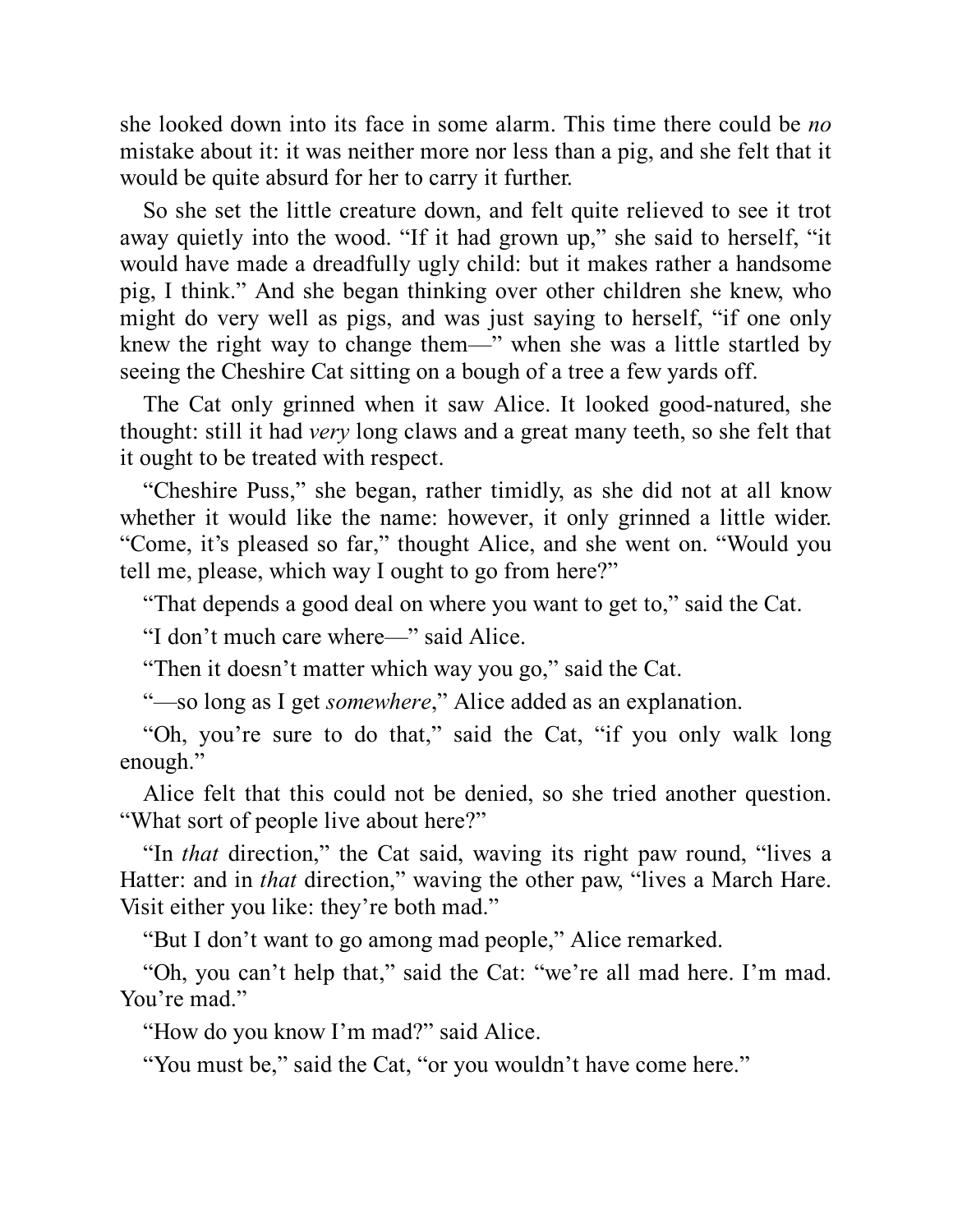she looked down into its face in some alarm. This time there could be *no* mistake about it: it was neither more nor less than a pig, and she felt that it would be quite absurd for her to carry it further.

So she set the little creature down, and felt quite relieved to see it trot away quietly into the wood. “If it had grown up,” she said to herself, “it would have made a dreadfully ugly child: but it makes rather a handsome pig, I think.” And she began thinking over other children she knew, who might do very well as pigs, and was just saying to herself, “if one only knew the right way to change them—” when she was a little startled by seeing the Cheshire Cat sitting on a bough of a tree a few yards off.

The Cat only grinned when it saw Alice. It looked good-natured, she thought: still it had *very* long claws and a great many teeth, so she felt that it ought to be treated with respect.

“Cheshire Puss,” she began, rather timidly, as she did not at all know whether it would like the name: however, it only grinned a little wider. “Come, it’s pleased so far,” thought Alice, and she went on. “Would you tell me, please, which way I ought to go from here?”

“That depends a good deal on where you want to get to,” said the Cat.

“I don’t much care where—” said Alice.

“Then it doesn’t matter which way you go,” said the Cat.

“—so long as I get *somewhere*,” Alice added as an explanation.

“Oh, you’re sure to do that,” said the Cat, “if you only walk long enough.”

Alice felt that this could not be denied, so she tried another question. “What sort of people live about here?”

“In *that* direction,” the Cat said, waving its right paw round, “lives a Hatter: and in *that* direction,” waving the other paw, “lives a March Hare. Visit either you like: they’re both mad.”

“But I don’t want to go among mad people,” Alice remarked.

“Oh, you can’t help that,” said the Cat: “we’re all mad here. I’m mad. You’re mad.”

“How do you know I’m mad?” said Alice.

“You must be,” said the Cat, “or you wouldn’t have come here.”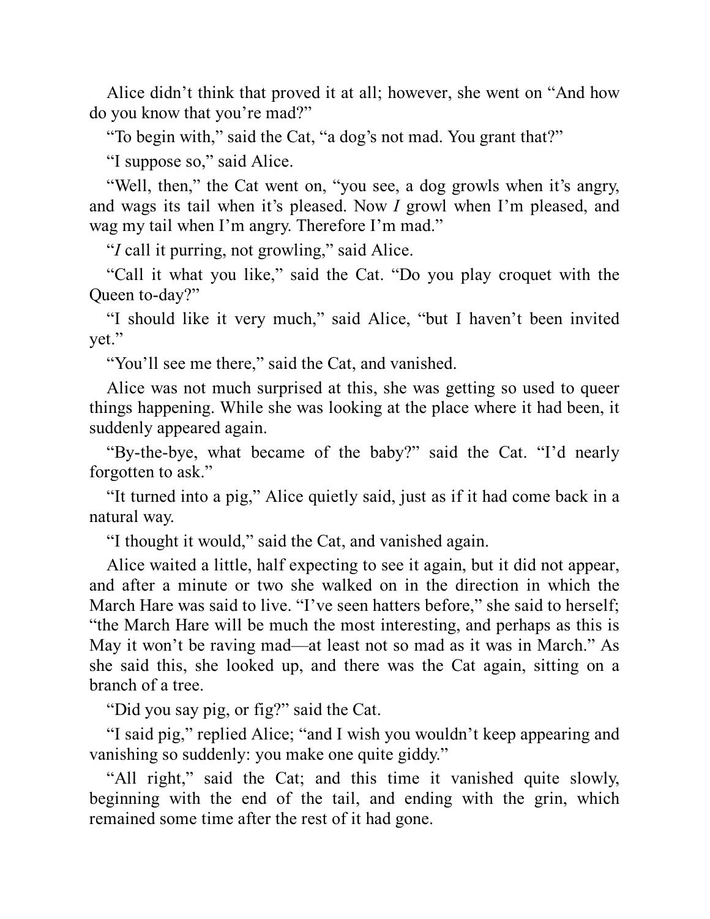Alice didn't think that proved it at all; however, she went on "And how do you know that you're mad?"

"To begin with," said the Cat, "a dog's not mad. You grant that?"

"I suppose so," said Alice.

"Well, then," the Cat went on, "you see, a dog growls when it's angry, and wags its tail when it's pleased. Now *I* growl when I'm pleased, and wag my tail when I'm angry. Therefore I'm mad."

"*I* call it purring, not growling," said Alice.

"Call it what you like," said the Cat. "Do you play croquet with the Queen to-day?"

"I should like it very much," said Alice, "but I haven't been invited yet."

"You'll see me there," said the Cat, and vanished.

Alice was not much surprised at this, she was getting so used to queer things happening. While she was looking at the place where it had been, it suddenly appeared again.

"By-the-bye, what became of the baby?" said the Cat. "I'd nearly forgotten to ask."

"It turned into a pig," Alice quietly said, just as if it had come back in a natural way.

"I thought it would," said the Cat, and vanished again.

Alice waited a little, half expecting to see it again, but it did not appear, and after a minute or two she walked on in the direction in which the March Hare was said to live. "I've seen hatters before," she said to herself; "the March Hare will be much the most interesting, and perhaps as this is May it won't be raving mad—at least not so mad as it was in March." As she said this, she looked up, and there was the Cat again, sitting on a branch of a tree.

"Did you say pig, or fig?" said the Cat.

"I said pig," replied Alice; "and I wish you wouldn't keep appearing and vanishing so suddenly: you make one quite giddy."

"All right," said the Cat; and this time it vanished quite slowly, beginning with the end of the tail, and ending with the grin, which remained some time after the rest of it had gone.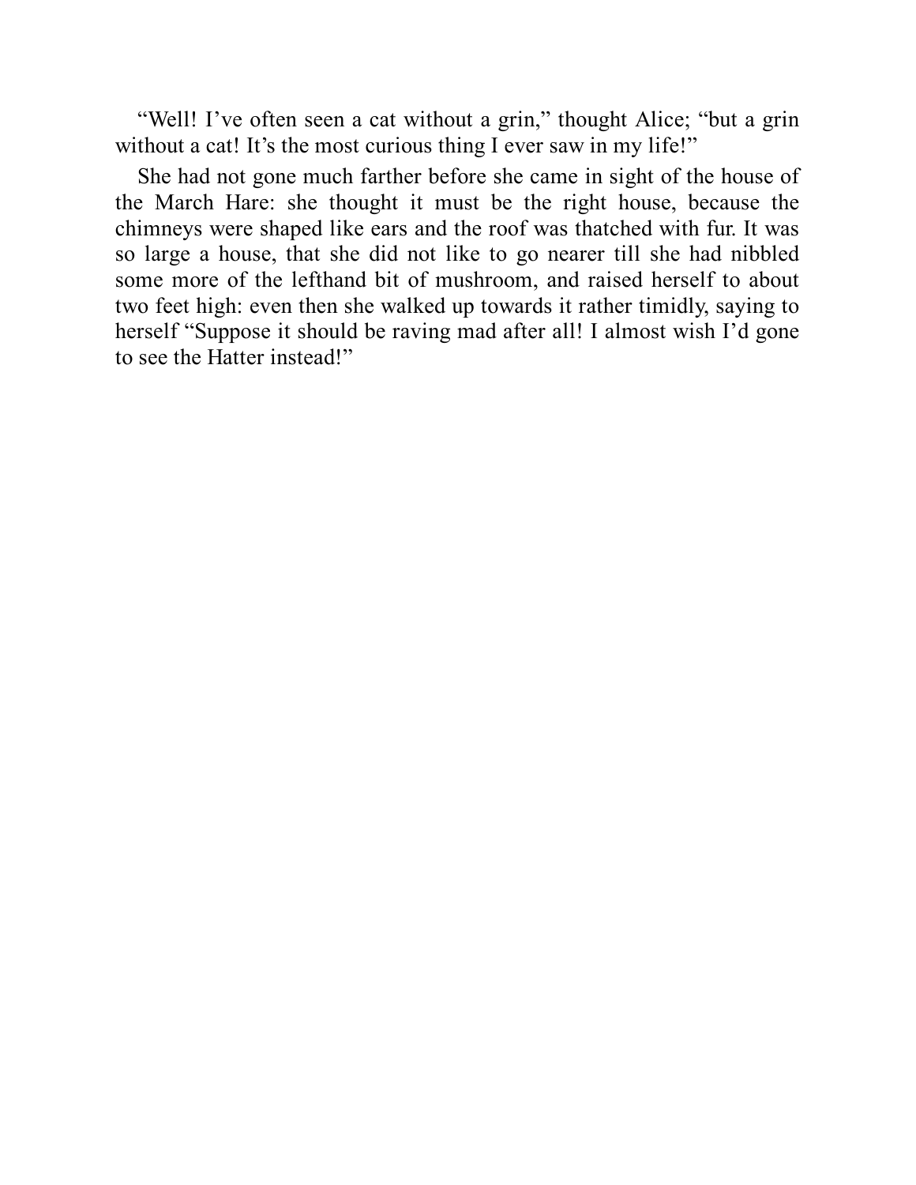“Well! I’ve often seen a cat without a grin,” thought Alice; “but a grin without a cat! It’s the most curious thing I ever saw in my life!”

She had not gone much farther before she came in sight of the house of the March Hare: she thought it must be the right house, because the chimneys were shaped like ears and the roof was thatched with fur. It was so large a house, that she did not like to go nearer till she had nibbled some more of the lefthand bit of mushroom, and raised herself to about two feet high: even then she walked up towards it rather timidly, saying to herself “Suppose it should be raving mad after all! I almost wish I’d gone to see the Hatter instead!”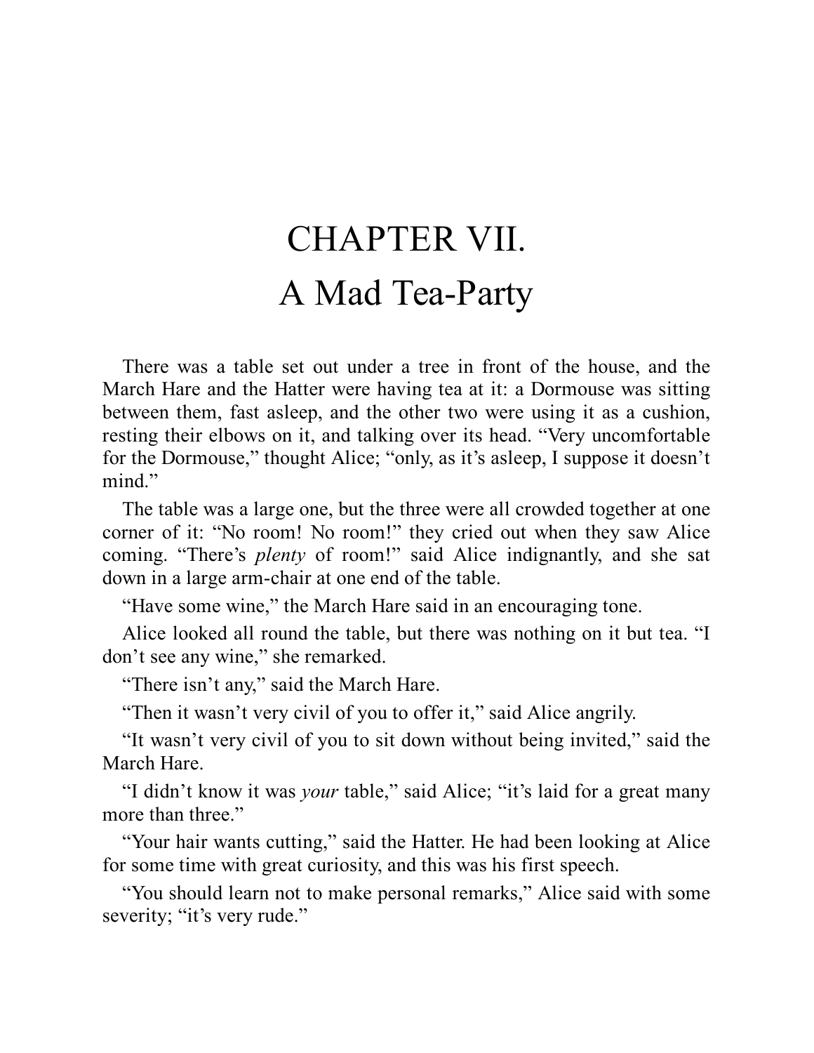# CHAPTER VII.
# A Mad Tea-Party

There was a table set out under a tree in front of the house, and the March Hare and the Hatter were having tea at it: a Dormouse was sitting between them, fast asleep, and the other two were using it as a cushion, resting their elbows on it, and talking over its head. "Very uncomfortable for the Dormouse," thought Alice; "only, as it's asleep, I suppose it doesn't mind."

The table was a large one, but the three were all crowded together at one corner of it: "No room! No room!" they cried out when they saw Alice coming. "There's *plenty* of room!" said Alice indignantly, and she sat down in a large arm-chair at one end of the table.

"Have some wine," the March Hare said in an encouraging tone.

Alice looked all round the table, but there was nothing on it but tea. "I don't see any wine," she remarked.

"There isn't any," said the March Hare.

"Then it wasn't very civil of you to offer it," said Alice angrily.

"It wasn't very civil of you to sit down without being invited," said the March Hare.

"I didn't know it was *your* table," said Alice; "it's laid for a great many more than three."

"Your hair wants cutting," said the Hatter. He had been looking at Alice for some time with great curiosity, and this was his first speech.

"You should learn not to make personal remarks," Alice said with some severity; "it's very rude."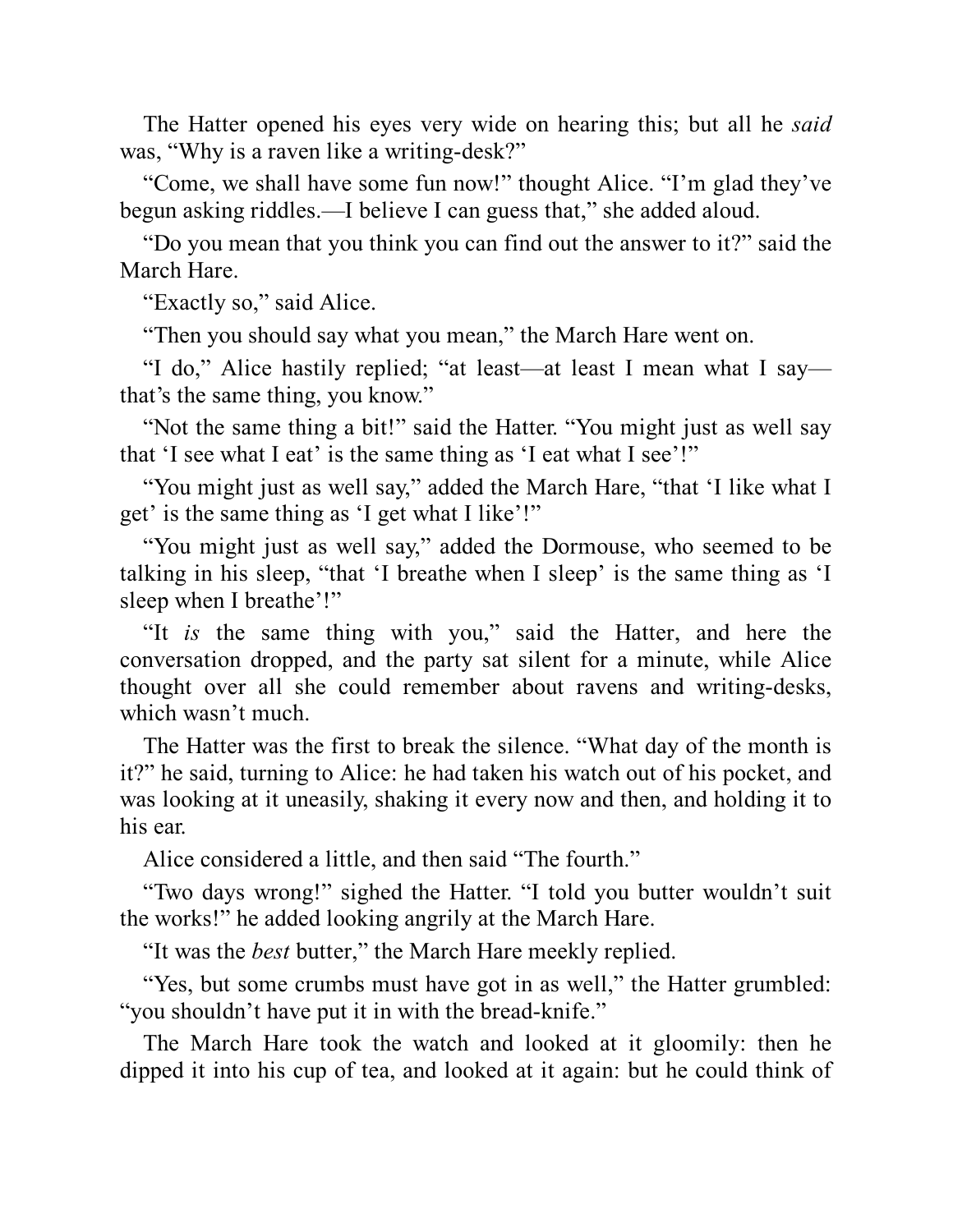The Hatter opened his eyes very wide on hearing this; but all he *said* was, “Why is a raven like a writing-desk?”

“Come, we shall have some fun now!” thought Alice. “I’m glad they’ve begun asking riddles.—I believe I can guess that,” she added aloud.

“Do you mean that you think you can find out the answer to it?” said the March Hare.

“Exactly so,” said Alice.

“Then you should say what you mean,” the March Hare went on.

“I do,” Alice hastily replied; “at least—at least I mean what I say—that’s the same thing, you know.”

“Not the same thing a bit!” said the Hatter. “You might just as well say that ‘I see what I eat’ is the same thing as ‘I eat what I see’!”

“You might just as well say,” added the March Hare, “that ‘I like what I get’ is the same thing as ‘I get what I like’!”

“You might just as well say,” added the Dormouse, who seemed to be talking in his sleep, “that ‘I breathe when I sleep’ is the same thing as ‘I sleep when I breathe’!”

“It *is* the same thing with you,” said the Hatter, and here the conversation dropped, and the party sat silent for a minute, while Alice thought over all she could remember about ravens and writing-desks, which wasn’t much.

The Hatter was the first to break the silence. “What day of the month is it?” he said, turning to Alice: he had taken his watch out of his pocket, and was looking at it uneasily, shaking it every now and then, and holding it to his ear.

Alice considered a little, and then said “The fourth.”

“Two days wrong!” sighed the Hatter. “I told you butter wouldn’t suit the works!” he added looking angrily at the March Hare.

“It was the *best* butter,” the March Hare meekly replied.

“Yes, but some crumbs must have got in as well,” the Hatter grumbled: “you shouldn’t have put it in with the bread-knife.”

The March Hare took the watch and looked at it gloomily: then he dipped it into his cup of tea, and looked at it again: but he could think of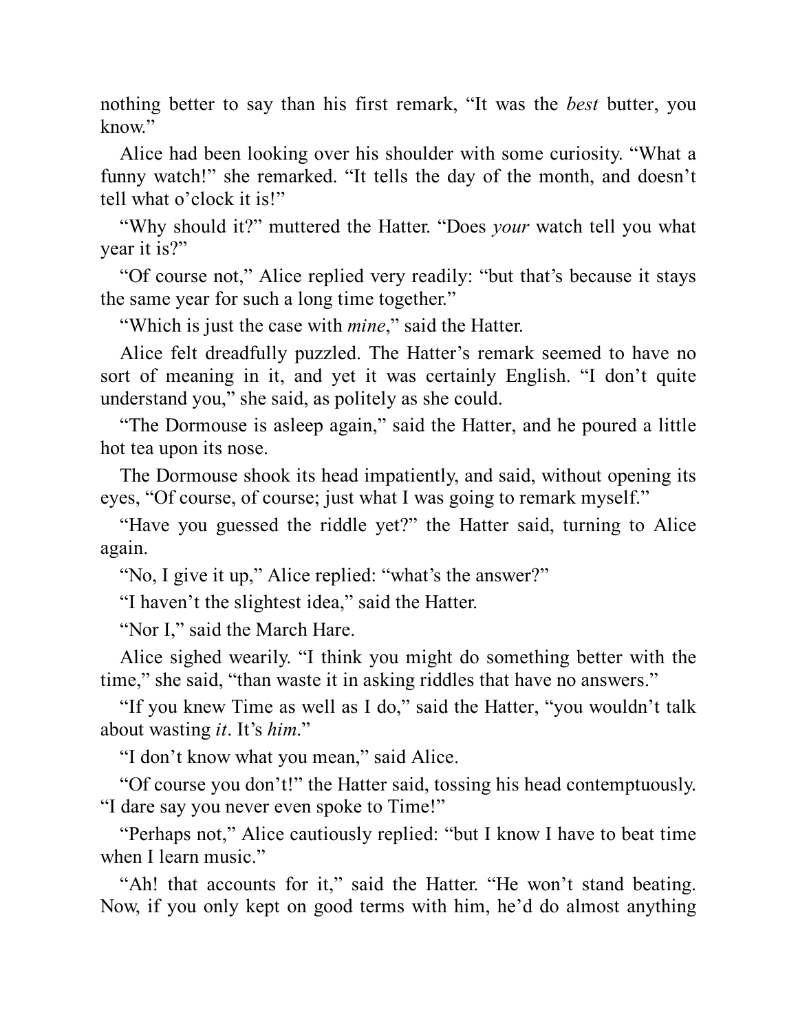nothing better to say than his first remark, “It was the *best* butter, you know.”

Alice had been looking over his shoulder with some curiosity. “What a funny watch!” she remarked. “It tells the day of the month, and doesn’t tell what o’clock it is!”

“Why should it?” muttered the Hatter. “Does *your* watch tell you what year it is?”

“Of course not,” Alice replied very readily: “but that’s because it stays the same year for such a long time together.”

“Which is just the case with *mine*,” said the Hatter.

Alice felt dreadfully puzzled. The Hatter’s remark seemed to have no sort of meaning in it, and yet it was certainly English. “I don’t quite understand you,” she said, as politely as she could.

“The Dormouse is asleep again,” said the Hatter, and he poured a little hot tea upon its nose.

The Dormouse shook its head impatiently, and said, without opening its eyes, “Of course, of course; just what I was going to remark myself.”

“Have you guessed the riddle yet?” the Hatter said, turning to Alice again.

“No, I give it up,” Alice replied: “what’s the answer?”

“I haven’t the slightest idea,” said the Hatter.

“Nor I,” said the March Hare.

Alice sighed wearily. “I think you might do something better with the time,” she said, “than waste it in asking riddles that have no answers.”

“If you knew Time as well as I do,” said the Hatter, “you wouldn’t talk about wasting *it*. It’s *him*.”

“I don’t know what you mean,” said Alice.

“Of course you don’t!” the Hatter said, tossing his head contemptuously. “I dare say you never even spoke to Time!”

“Perhaps not,” Alice cautiously replied: “but I know I have to beat time when I learn music.”

“Ah! that accounts for it,” said the Hatter. “He won’t stand beating. Now, if you only kept on good terms with him, he’d do almost anything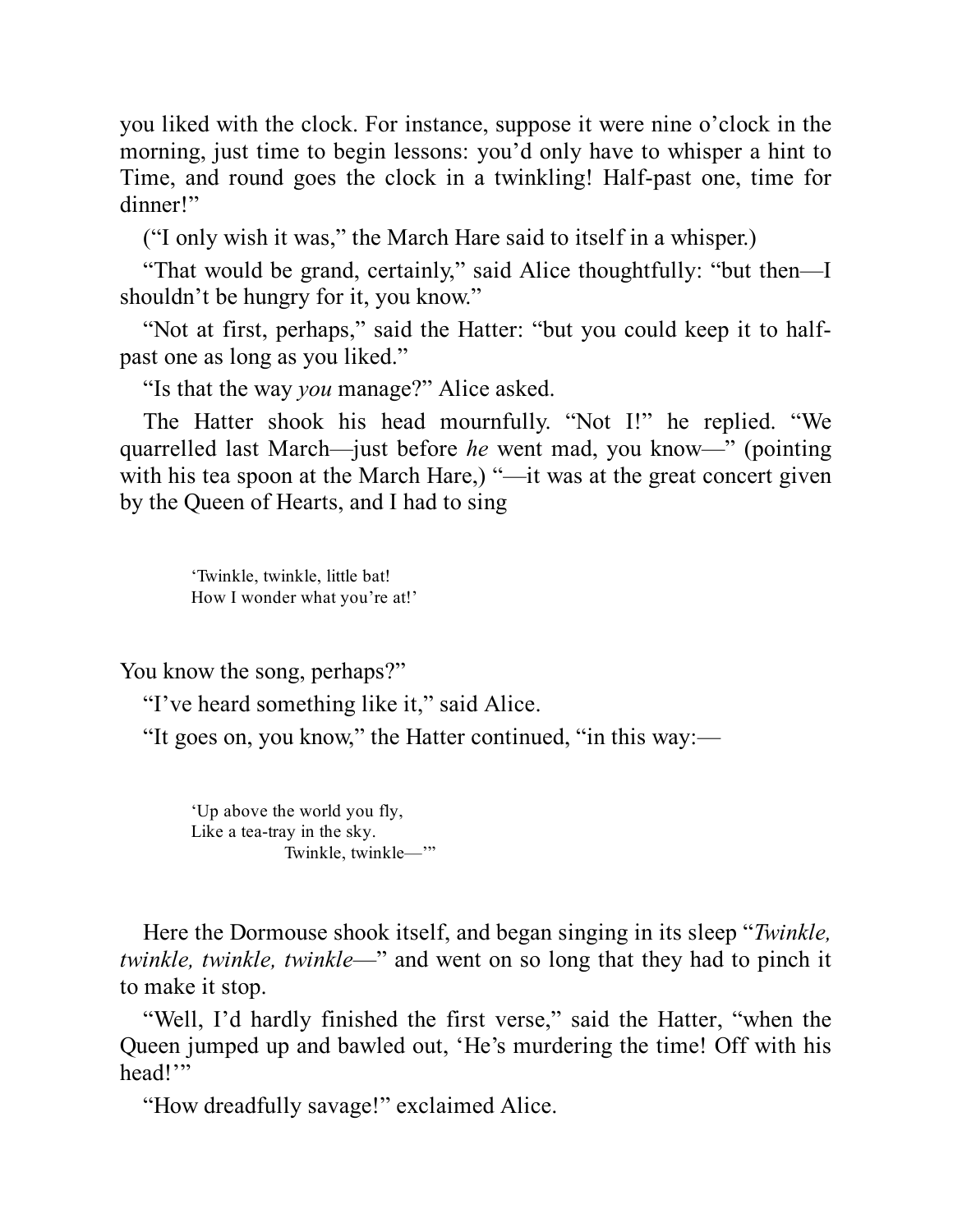you liked with the clock. For instance, suppose it were nine o'clock in the morning, just time to begin lessons: you'd only have to whisper a hint to Time, and round goes the clock in a twinkling! Half-past one, time for dinner!"

("I only wish it was," the March Hare said to itself in a whisper.)

"That would be grand, certainly," said Alice thoughtfully: "but then—I shouldn't be hungry for it, you know."

"Not at first, perhaps," said the Hatter: "but you could keep it to half-past one as long as you liked."

"Is that the way *you* manage?" Alice asked.

The Hatter shook his head mournfully. "Not I!" he replied. "We quarrelled last March—just before *he* went mad, you know—" (pointing with his tea spoon at the March Hare,) "—it was at the great concert given by the Queen of Hearts, and I had to sing

> 'Twinkle, twinkle, little bat!
> How I wonder what you're at!'

You know the song, perhaps?"

"I've heard something like it," said Alice.

"It goes on, you know," the Hatter continued, "in this way:—

> 'Up above the world you fly,
> Like a tea-tray in the sky.
> Twinkle, twinkle—'"

Here the Dormouse shook itself, and began singing in its sleep "*Twinkle, twinkle, twinkle, twinkle*—" and went on so long that they had to pinch it to make it stop.

"Well, I'd hardly finished the first verse," said the Hatter, "when the Queen jumped up and bawled out, 'He's murdering the time! Off with his head!'"

"How dreadfully savage!" exclaimed Alice.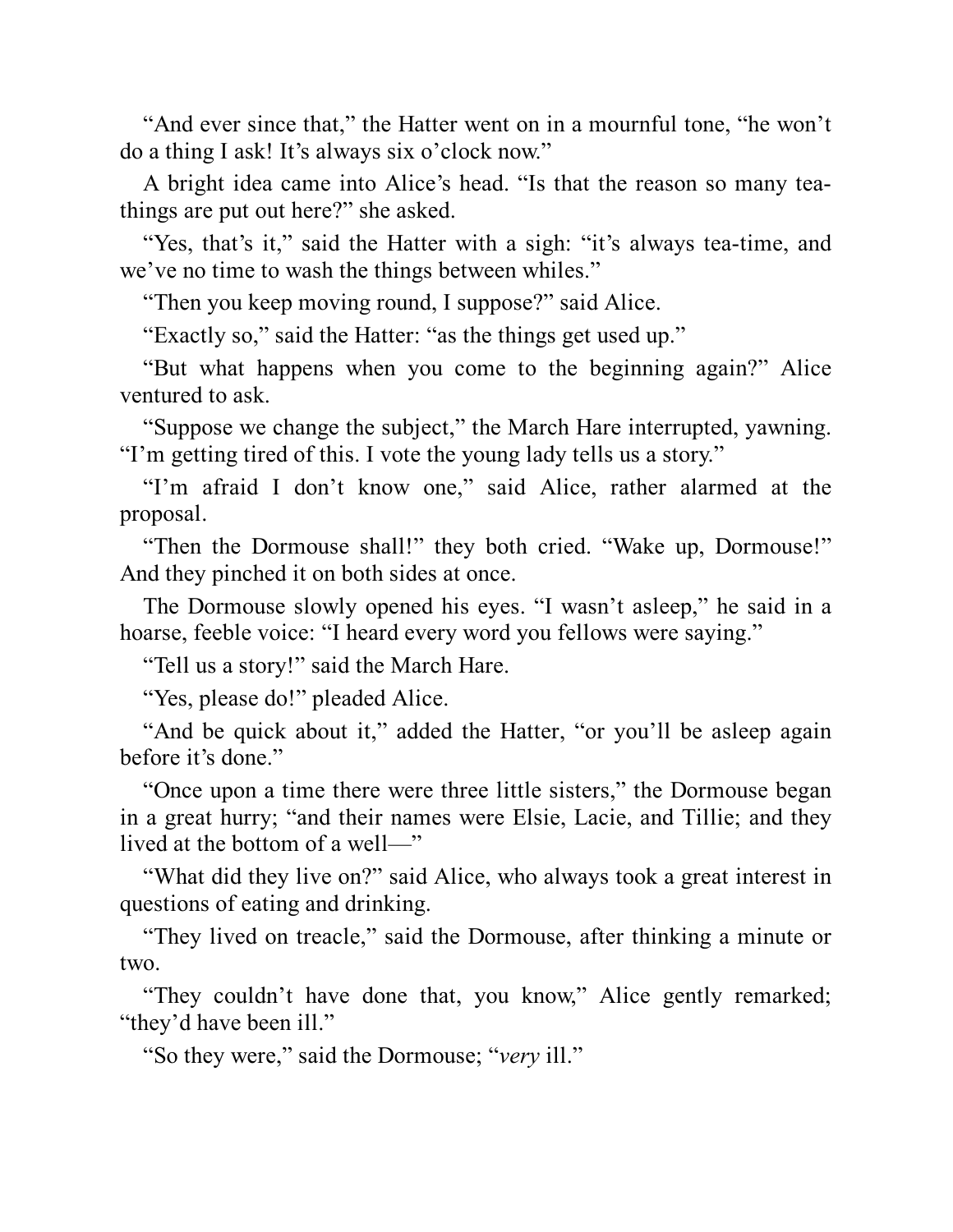"And ever since that," the Hatter went on in a mournful tone, "he won't do a thing I ask! It's always six o'clock now."

A bright idea came into Alice's head. "Is that the reason so many tea-things are put out here?" she asked.

"Yes, that's it," said the Hatter with a sigh: "it's always tea-time, and we've no time to wash the things between whiles."

"Then you keep moving round, I suppose?" said Alice.

"Exactly so," said the Hatter: "as the things get used up."

"But what happens when you come to the beginning again?" Alice ventured to ask.

"Suppose we change the subject," the March Hare interrupted, yawning. "I'm getting tired of this. I vote the young lady tells us a story."

"I'm afraid I don't know one," said Alice, rather alarmed at the proposal.

"Then the Dormouse shall!" they both cried. "Wake up, Dormouse!" And they pinched it on both sides at once.

The Dormouse slowly opened his eyes. "I wasn't asleep," he said in a hoarse, feeble voice: "I heard every word you fellows were saying."

"Tell us a story!" said the March Hare.

"Yes, please do!" pleaded Alice.

"And be quick about it," added the Hatter, "or you'll be asleep again before it's done."

"Once upon a time there were three little sisters," the Dormouse began in a great hurry; "and their names were Elsie, Lacie, and Tillie; and they lived at the bottom of a well—"

"What did they live on?" said Alice, who always took a great interest in questions of eating and drinking.

"They lived on treacle," said the Dormouse, after thinking a minute or two.

"They couldn't have done that, you know," Alice gently remarked; "they'd have been ill."

"So they were," said the Dormouse; "*very* ill."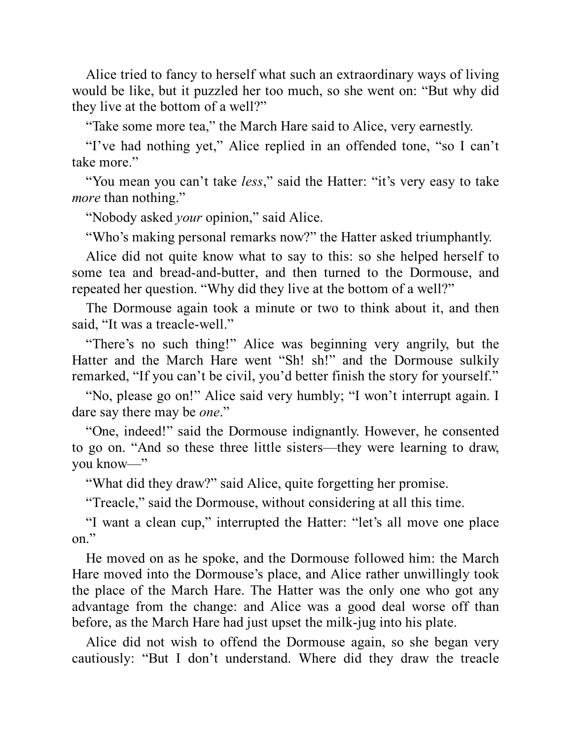Alice tried to fancy to herself what such an extraordinary ways of living would be like, but it puzzled her too much, so she went on: "But why did they live at the bottom of a well?"

"Take some more tea," the March Hare said to Alice, very earnestly.

"I've had nothing yet," Alice replied in an offended tone, "so I can't take more."

"You mean you can't take *less*," said the Hatter: "it's very easy to take *more* than nothing."

"Nobody asked *your* opinion," said Alice.

"Who's making personal remarks now?" the Hatter asked triumphantly.

Alice did not quite know what to say to this: so she helped herself to some tea and bread-and-butter, and then turned to the Dormouse, and repeated her question. "Why did they live at the bottom of a well?"

The Dormouse again took a minute or two to think about it, and then said, "It was a treacle-well."

"There's no such thing!" Alice was beginning very angrily, but the Hatter and the March Hare went "Sh! sh!" and the Dormouse sulkily remarked, "If you can't be civil, you'd better finish the story for yourself."

"No, please go on!" Alice said very humbly; "I won't interrupt again. I dare say there may be *one*."

"One, indeed!" said the Dormouse indignantly. However, he consented to go on. "And so these three little sisters—they were learning to draw, you know—"

"What did they draw?" said Alice, quite forgetting her promise.

"Treacle," said the Dormouse, without considering at all this time.

"I want a clean cup," interrupted the Hatter: "let's all move one place on."

He moved on as he spoke, and the Dormouse followed him: the March Hare moved into the Dormouse's place, and Alice rather unwillingly took the place of the March Hare. The Hatter was the only one who got any advantage from the change: and Alice was a good deal worse off than before, as the March Hare had just upset the milk-jug into his plate.

Alice did not wish to offend the Dormouse again, so she began very cautiously: "But I don't understand. Where did they draw the treacle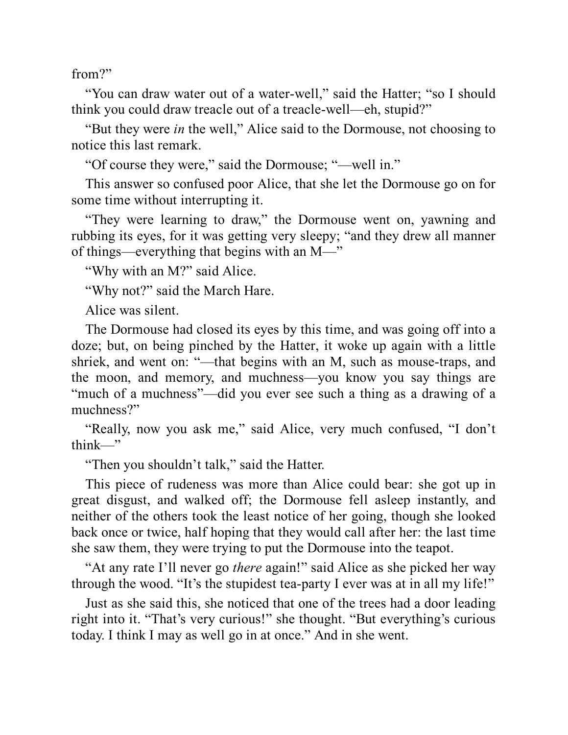from?"

"You can draw water out of a water-well," said the Hatter; "so I should think you could draw treacle out of a treacle-well—eh, stupid?"

"But they were *in* the well," Alice said to the Dormouse, not choosing to notice this last remark.

"Of course they were," said the Dormouse; "—well in."

This answer so confused poor Alice, that she let the Dormouse go on for some time without interrupting it.

"They were learning to draw," the Dormouse went on, yawning and rubbing its eyes, for it was getting very sleepy; "and they drew all manner of things—everything that begins with an M—"

"Why with an M?" said Alice.

"Why not?" said the March Hare.

Alice was silent.

The Dormouse had closed its eyes by this time, and was going off into a doze; but, on being pinched by the Hatter, it woke up again with a little shriek, and went on: "—that begins with an M, such as mouse-traps, and the moon, and memory, and muchness—you know you say things are "much of a muchness"—did you ever see such a thing as a drawing of a muchness?"

"Really, now you ask me," said Alice, very much confused, "I don't think—"

"Then you shouldn't talk," said the Hatter.

This piece of rudeness was more than Alice could bear: she got up in great disgust, and walked off; the Dormouse fell asleep instantly, and neither of the others took the least notice of her going, though she looked back once or twice, half hoping that they would call after her: the last time she saw them, they were trying to put the Dormouse into the teapot.

"At any rate I'll never go *there* again!" said Alice as she picked her way through the wood. "It's the stupidest tea-party I ever was at in all my life!"

Just as she said this, she noticed that one of the trees had a door leading right into it. "That's very curious!" she thought. "But everything's curious today. I think I may as well go in at once." And in she went.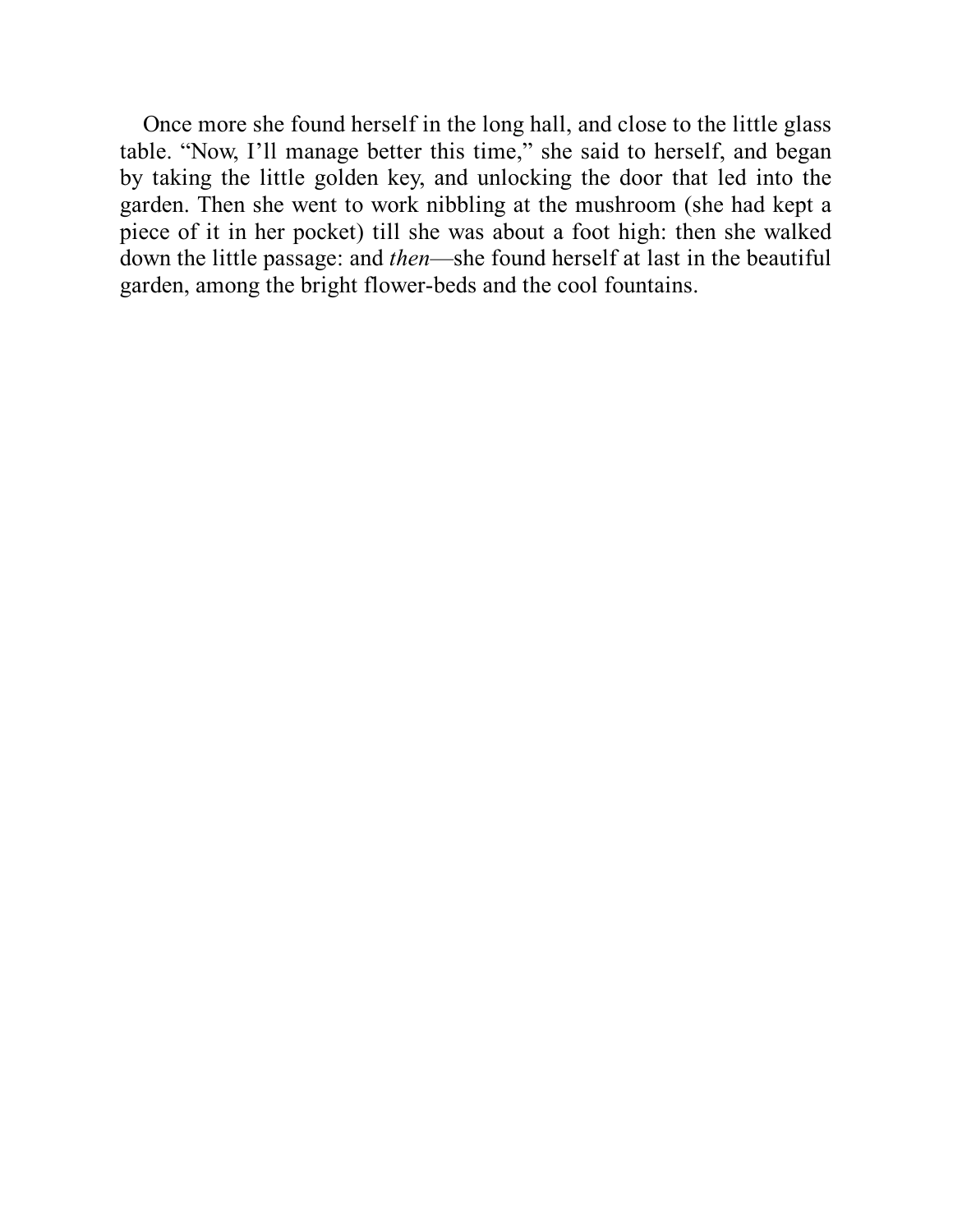Once more she found herself in the long hall, and close to the little glass table. “Now, I’ll manage better this time,” she said to herself, and began by taking the little golden key, and unlocking the door that led into the garden. Then she went to work nibbling at the mushroom (she had kept a piece of it in her pocket) till she was about a foot high: then she walked down the little passage: and *then*—she found herself at last in the beautiful garden, among the bright flower-beds and the cool fountains.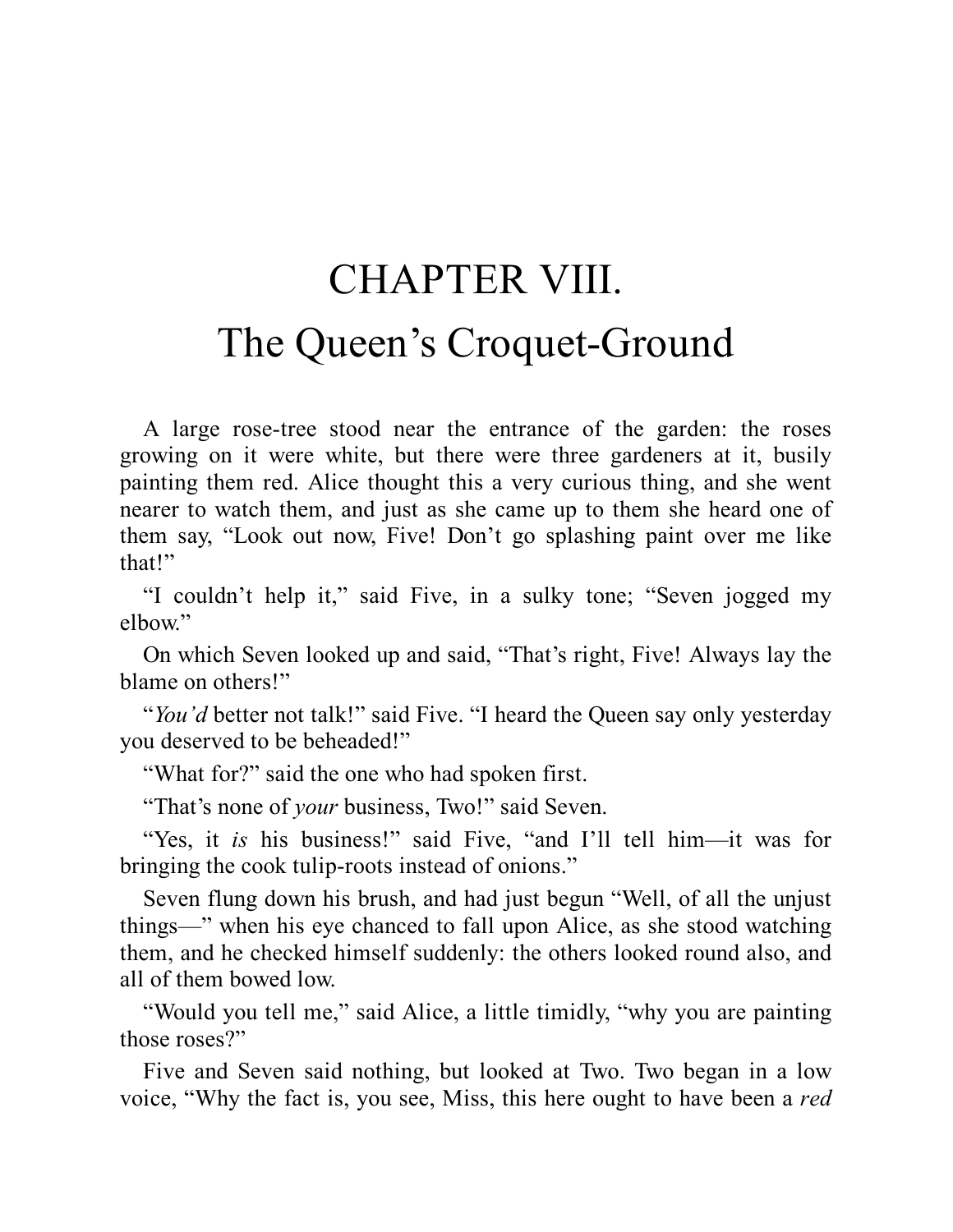# CHAPTER VIII.
# The Queen's Croquet-Ground

A large rose-tree stood near the entrance of the garden: the roses growing on it were white, but there were three gardeners at it, busily painting them red. Alice thought this a very curious thing, and she went nearer to watch them, and just as she came up to them she heard one of them say, "Look out now, Five! Don't go splashing paint over me like that!"

"I couldn't help it," said Five, in a sulky tone; "Seven jogged my elbow."

On which Seven looked up and said, "That's right, Five! Always lay the blame on others!"

"*You'd* better not talk!" said Five. "I heard the Queen say only yesterday you deserved to be beheaded!"

"What for?" said the one who had spoken first.

"That's none of *your* business, Two!" said Seven.

"Yes, it *is* his business!" said Five, "and I'll tell him—it was for bringing the cook tulip-roots instead of onions."

Seven flung down his brush, and had just begun "Well, of all the unjust things—" when his eye chanced to fall upon Alice, as she stood watching them, and he checked himself suddenly: the others looked round also, and all of them bowed low.

"Would you tell me," said Alice, a little timidly, "why you are painting those roses?"

Five and Seven said nothing, but looked at Two. Two began in a low voice, "Why the fact is, you see, Miss, this here ought to have been a *red*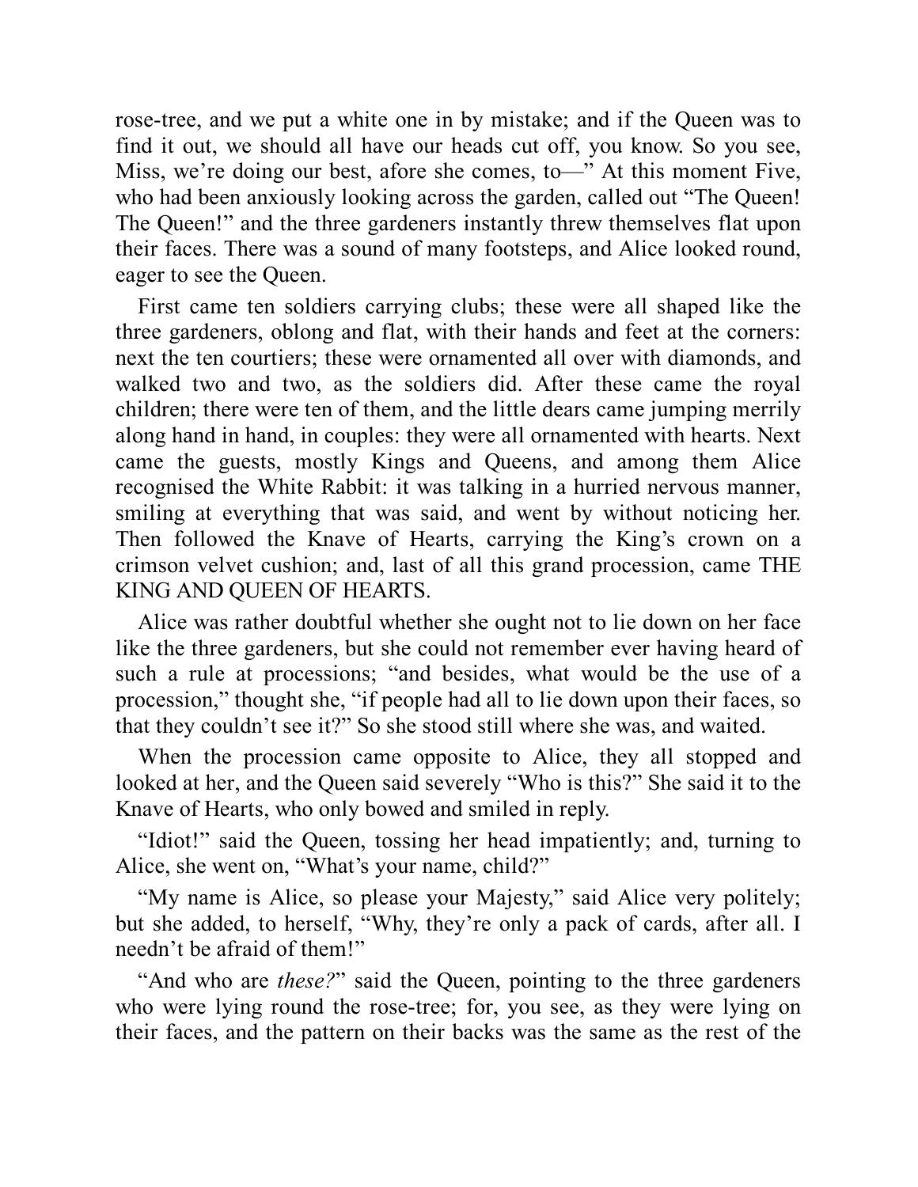rose-tree, and we put a white one in by mistake; and if the Queen was to find it out, we should all have our heads cut off, you know. So you see, Miss, we're doing our best, afore she comes, to—" At this moment Five, who had been anxiously looking across the garden, called out "The Queen! The Queen!" and the three gardeners instantly threw themselves flat upon their faces. There was a sound of many footsteps, and Alice looked round, eager to see the Queen.

First came ten soldiers carrying clubs; these were all shaped like the three gardeners, oblong and flat, with their hands and feet at the corners: next the ten courtiers; these were ornamented all over with diamonds, and walked two and two, as the soldiers did. After these came the royal children; there were ten of them, and the little dears came jumping merrily along hand in hand, in couples: they were all ornamented with hearts. Next came the guests, mostly Kings and Queens, and among them Alice recognised the White Rabbit: it was talking in a hurried nervous manner, smiling at everything that was said, and went by without noticing her. Then followed the Knave of Hearts, carrying the King's crown on a crimson velvet cushion; and, last of all this grand procession, came THE KING AND QUEEN OF HEARTS.

Alice was rather doubtful whether she ought not to lie down on her face like the three gardeners, but she could not remember ever having heard of such a rule at processions; "and besides, what would be the use of a procession," thought she, "if people had all to lie down upon their faces, so that they couldn't see it?" So she stood still where she was, and waited.

When the procession came opposite to Alice, they all stopped and looked at her, and the Queen said severely "Who is this?" She said it to the Knave of Hearts, who only bowed and smiled in reply.

"Idiot!" said the Queen, tossing her head impatiently; and, turning to Alice, she went on, "What's your name, child?"

"My name is Alice, so please your Majesty," said Alice very politely; but she added, to herself, "Why, they're only a pack of cards, after all. I needn't be afraid of them!"

"And who are *these?*" said the Queen, pointing to the three gardeners who were lying round the rose-tree; for, you see, as they were lying on their faces, and the pattern on their backs was the same as the rest of the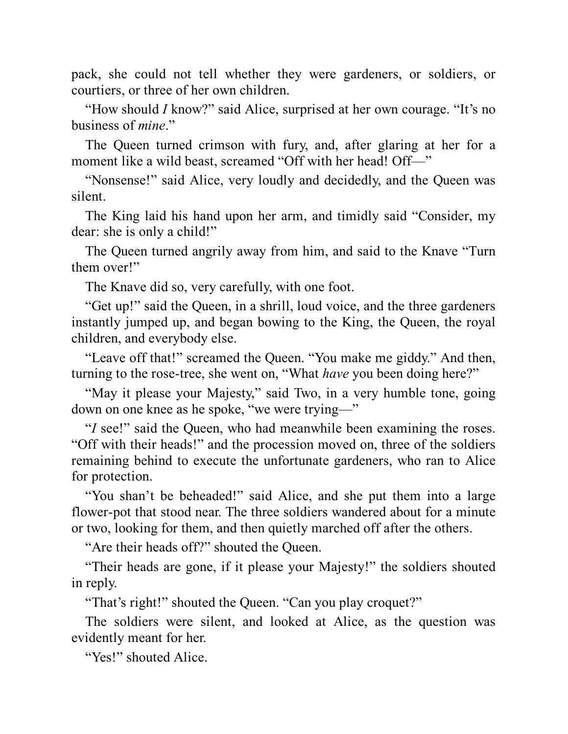pack, she could not tell whether they were gardeners, or soldiers, or courtiers, or three of her own children.

"How should *I* know?" said Alice, surprised at her own courage. "It's no business of *mine*."

The Queen turned crimson with fury, and, after glaring at her for a moment like a wild beast, screamed "Off with her head! Off—"

"Nonsense!" said Alice, very loudly and decidedly, and the Queen was silent.

The King laid his hand upon her arm, and timidly said "Consider, my dear: she is only a child!"

The Queen turned angrily away from him, and said to the Knave "Turn them over!"

The Knave did so, very carefully, with one foot.

"Get up!" said the Queen, in a shrill, loud voice, and the three gardeners instantly jumped up, and began bowing to the King, the Queen, the royal children, and everybody else.

"Leave off that!" screamed the Queen. "You make me giddy." And then, turning to the rose-tree, she went on, "What *have* you been doing here?"

"May it please your Majesty," said Two, in a very humble tone, going down on one knee as he spoke, "we were trying—"

"*I* see!" said the Queen, who had meanwhile been examining the roses. "Off with their heads!" and the procession moved on, three of the soldiers remaining behind to execute the unfortunate gardeners, who ran to Alice for protection.

"You shan't be beheaded!" said Alice, and she put them into a large flower-pot that stood near. The three soldiers wandered about for a minute or two, looking for them, and then quietly marched off after the others.

"Are their heads off?" shouted the Queen.

"Their heads are gone, if it please your Majesty!" the soldiers shouted in reply.

"That's right!" shouted the Queen. "Can you play croquet?"

The soldiers were silent, and looked at Alice, as the question was evidently meant for her.

"Yes!" shouted Alice.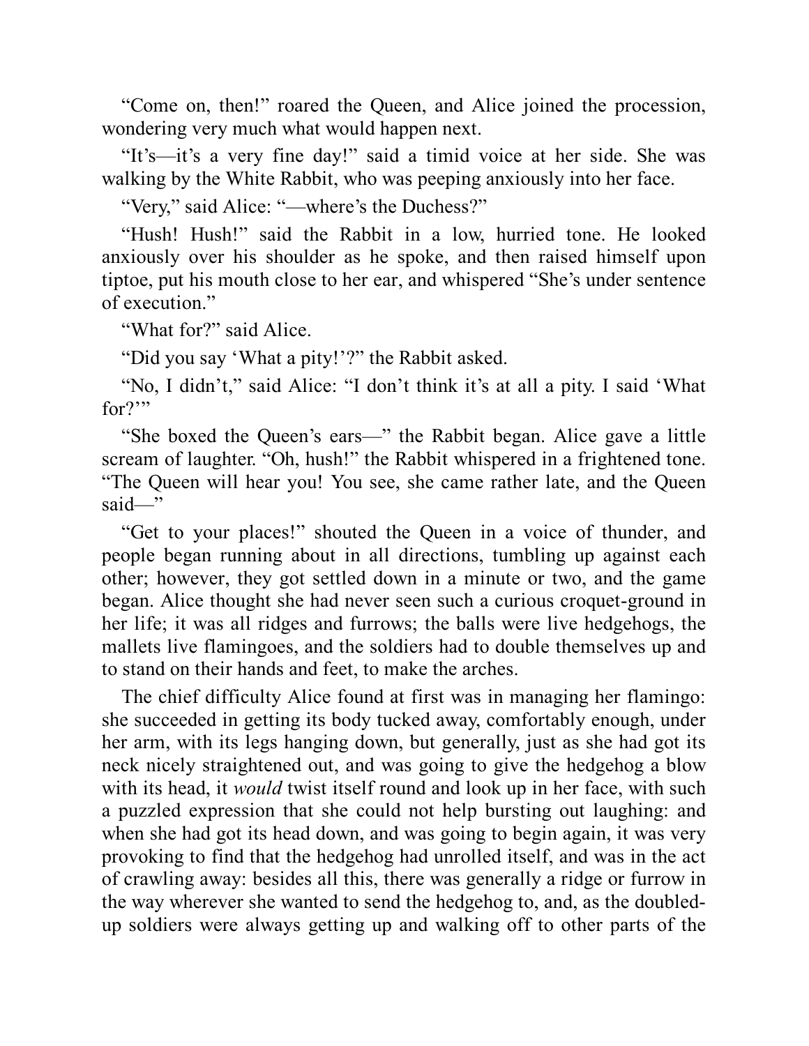“Come on, then!” roared the Queen, and Alice joined the procession, wondering very much what would happen next.

“It’s—it’s a very fine day!” said a timid voice at her side. She was walking by the White Rabbit, who was peeping anxiously into her face.

“Very,” said Alice: “—where’s the Duchess?”

“Hush! Hush!” said the Rabbit in a low, hurried tone. He looked anxiously over his shoulder as he spoke, and then raised himself upon tiptoe, put his mouth close to her ear, and whispered “She’s under sentence of execution.”

“What for?” said Alice.

“Did you say ‘What a pity!’?” the Rabbit asked.

“No, I didn’t,” said Alice: “I don’t think it’s at all a pity. I said ‘What for?’”

“She boxed the Queen’s ears—” the Rabbit began. Alice gave a little scream of laughter. “Oh, hush!” the Rabbit whispered in a frightened tone. “The Queen will hear you! You see, she came rather late, and the Queen said—”

“Get to your places!” shouted the Queen in a voice of thunder, and people began running about in all directions, tumbling up against each other; however, they got settled down in a minute or two, and the game began. Alice thought she had never seen such a curious croquet-ground in her life; it was all ridges and furrows; the balls were live hedgehogs, the mallets live flamingoes, and the soldiers had to double themselves up and to stand on their hands and feet, to make the arches.

The chief difficulty Alice found at first was in managing her flamingo: she succeeded in getting its body tucked away, comfortably enough, under her arm, with its legs hanging down, but generally, just as she had got its neck nicely straightened out, and was going to give the hedgehog a blow with its head, it *would* twist itself round and look up in her face, with such a puzzled expression that she could not help bursting out laughing: and when she had got its head down, and was going to begin again, it was very provoking to find that the hedgehog had unrolled itself, and was in the act of crawling away: besides all this, there was generally a ridge or furrow in the way wherever she wanted to send the hedgehog to, and, as the doubled-up soldiers were always getting up and walking off to other parts of the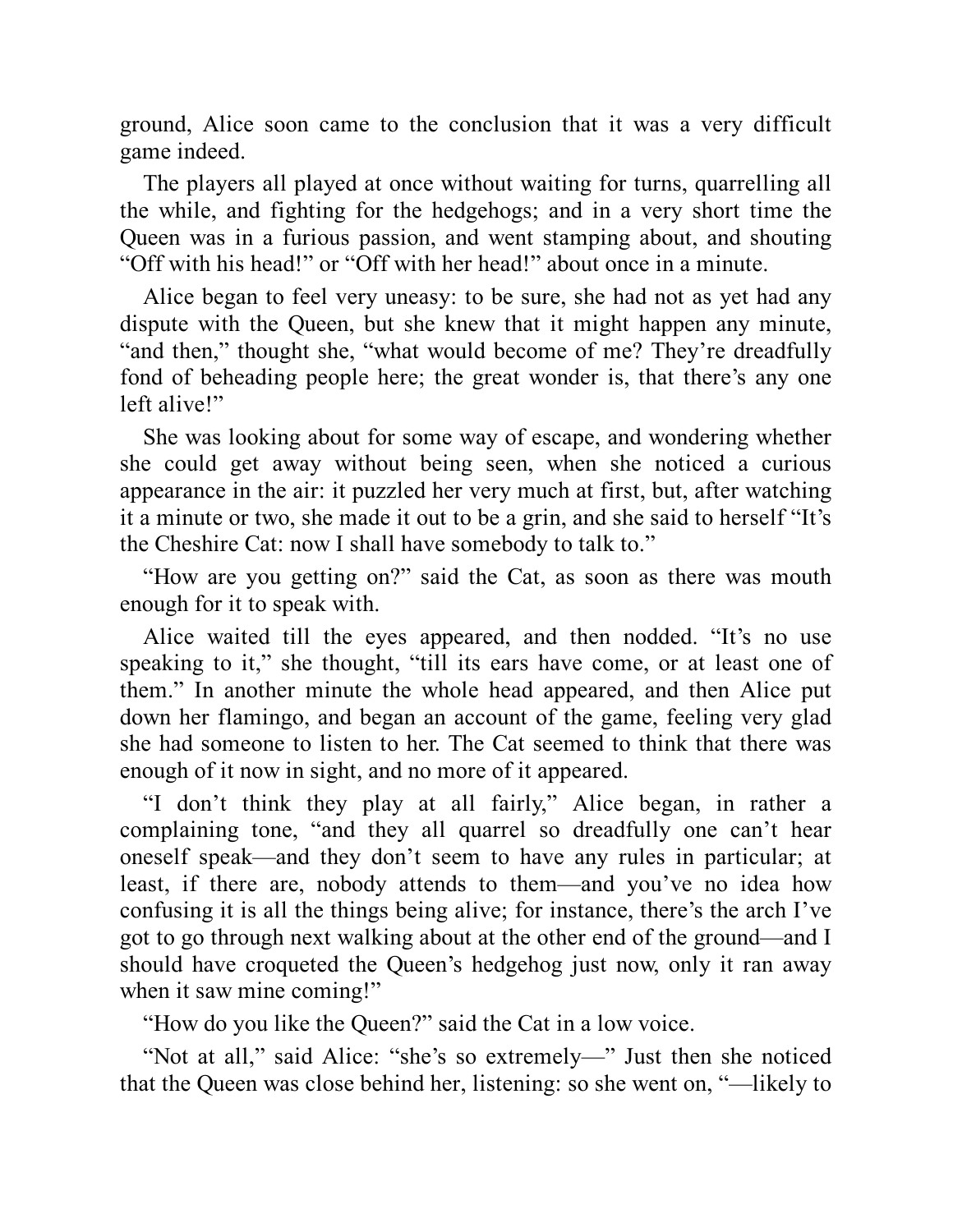ground, Alice soon came to the conclusion that it was a very difficult game indeed.

The players all played at once without waiting for turns, quarrelling all the while, and fighting for the hedgehogs; and in a very short time the Queen was in a furious passion, and went stamping about, and shouting "Off with his head!" or "Off with her head!" about once in a minute.

Alice began to feel very uneasy: to be sure, she had not as yet had any dispute with the Queen, but she knew that it might happen any minute, "and then," thought she, "what would become of me? They're dreadfully fond of beheading people here; the great wonder is, that there's any one left alive!"

She was looking about for some way of escape, and wondering whether she could get away without being seen, when she noticed a curious appearance in the air: it puzzled her very much at first, but, after watching it a minute or two, she made it out to be a grin, and she said to herself "It's the Cheshire Cat: now I shall have somebody to talk to."

"How are you getting on?" said the Cat, as soon as there was mouth enough for it to speak with.

Alice waited till the eyes appeared, and then nodded. "It's no use speaking to it," she thought, "till its ears have come, or at least one of them." In another minute the whole head appeared, and then Alice put down her flamingo, and began an account of the game, feeling very glad she had someone to listen to her. The Cat seemed to think that there was enough of it now in sight, and no more of it appeared.

"I don't think they play at all fairly," Alice began, in rather a complaining tone, "and they all quarrel so dreadfully one can't hear oneself speak—and they don't seem to have any rules in particular; at least, if there are, nobody attends to them—and you've no idea how confusing it is all the things being alive; for instance, there's the arch I've got to go through next walking about at the other end of the ground—and I should have croqueted the Queen's hedgehog just now, only it ran away when it saw mine coming!"

"How do you like the Queen?" said the Cat in a low voice.

"Not at all," said Alice: "she's so extremely—" Just then she noticed that the Queen was close behind her, listening: so she went on, "—likely to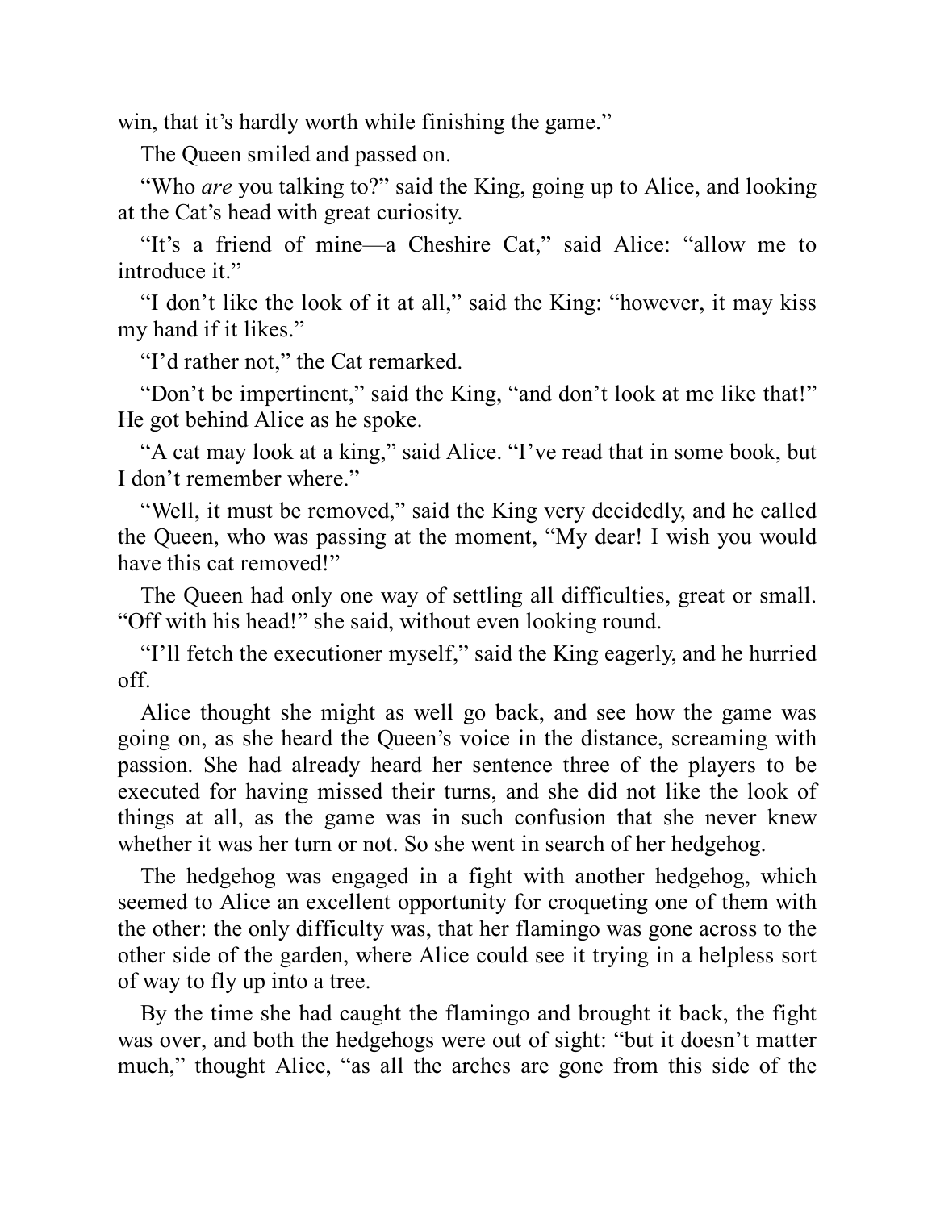win, that it's hardly worth while finishing the game."

The Queen smiled and passed on.

"Who *are* you talking to?" said the King, going up to Alice, and looking at the Cat's head with great curiosity.

"It's a friend of mine—a Cheshire Cat," said Alice: "allow me to introduce it."

"I don't like the look of it at all," said the King: "however, it may kiss my hand if it likes."

"I'd rather not," the Cat remarked.

"Don't be impertinent," said the King, "and don't look at me like that!" He got behind Alice as he spoke.

"A cat may look at a king," said Alice. "I've read that in some book, but I don't remember where."

"Well, it must be removed," said the King very decidedly, and he called the Queen, who was passing at the moment, "My dear! I wish you would have this cat removed!"

The Queen had only one way of settling all difficulties, great or small. "Off with his head!" she said, without even looking round.

"I'll fetch the executioner myself," said the King eagerly, and he hurried off.

Alice thought she might as well go back, and see how the game was going on, as she heard the Queen's voice in the distance, screaming with passion. She had already heard her sentence three of the players to be executed for having missed their turns, and she did not like the look of things at all, as the game was in such confusion that she never knew whether it was her turn or not. So she went in search of her hedgehog.

The hedgehog was engaged in a fight with another hedgehog, which seemed to Alice an excellent opportunity for croqueting one of them with the other: the only difficulty was, that her flamingo was gone across to the other side of the garden, where Alice could see it trying in a helpless sort of way to fly up into a tree.

By the time she had caught the flamingo and brought it back, the fight was over, and both the hedgehogs were out of sight: "but it doesn't matter much," thought Alice, "as all the arches are gone from this side of the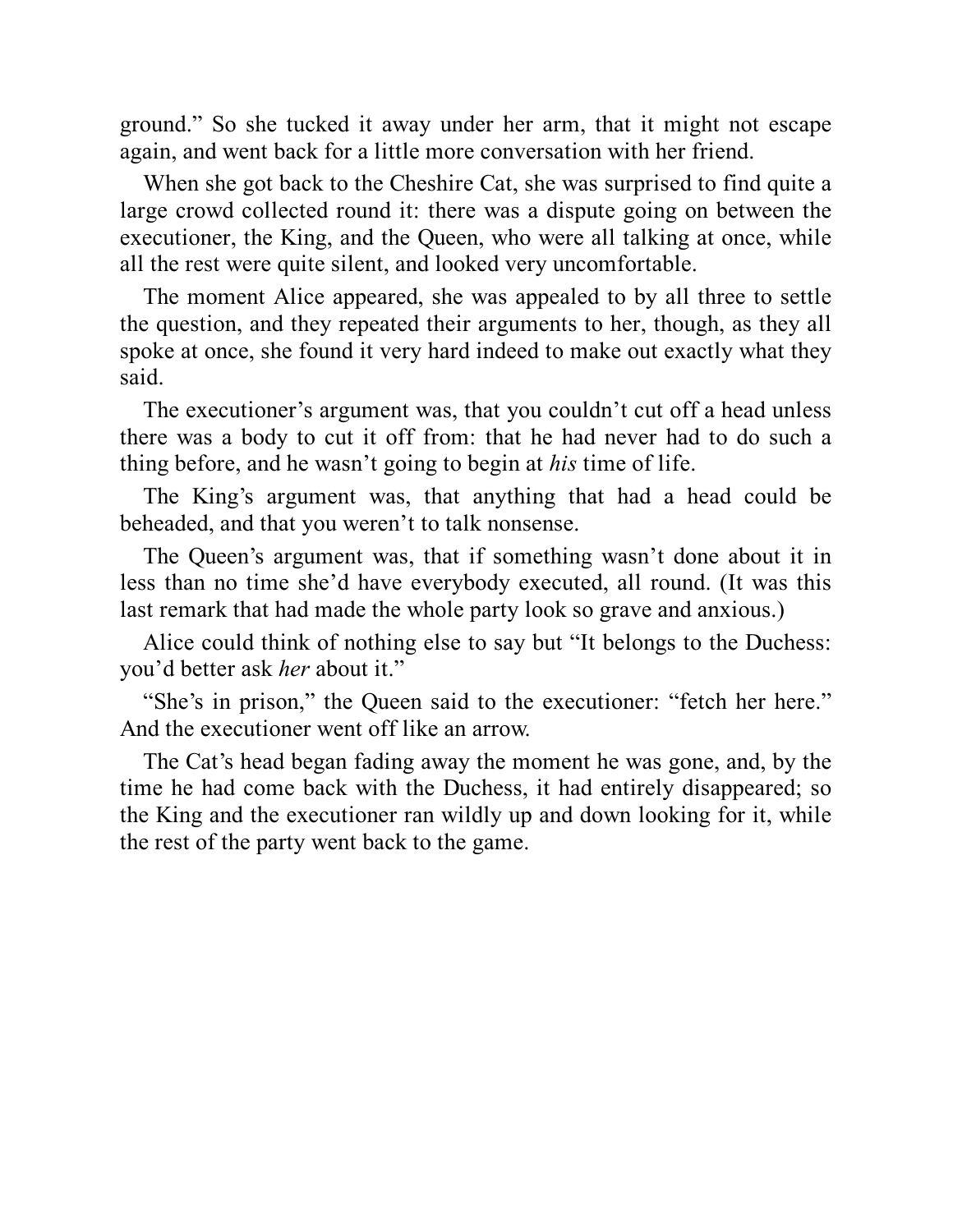ground." So she tucked it away under her arm, that it might not escape again, and went back for a little more conversation with her friend.

When she got back to the Cheshire Cat, she was surprised to find quite a large crowd collected round it: there was a dispute going on between the executioner, the King, and the Queen, who were all talking at once, while all the rest were quite silent, and looked very uncomfortable.

The moment Alice appeared, she was appealed to by all three to settle the question, and they repeated their arguments to her, though, as they all spoke at once, she found it very hard indeed to make out exactly what they said.

The executioner's argument was, that you couldn't cut off a head unless there was a body to cut it off from: that he had never had to do such a thing before, and he wasn't going to begin at *his* time of life.

The King's argument was, that anything that had a head could be beheaded, and that you weren't to talk nonsense.

The Queen's argument was, that if something wasn't done about it in less than no time she'd have everybody executed, all round. (It was this last remark that had made the whole party look so grave and anxious.)

Alice could think of nothing else to say but "It belongs to the Duchess: you'd better ask *her* about it."

"She's in prison," the Queen said to the executioner: "fetch her here." And the executioner went off like an arrow.

The Cat's head began fading away the moment he was gone, and, by the time he had come back with the Duchess, it had entirely disappeared; so the King and the executioner ran wildly up and down looking for it, while the rest of the party went back to the game.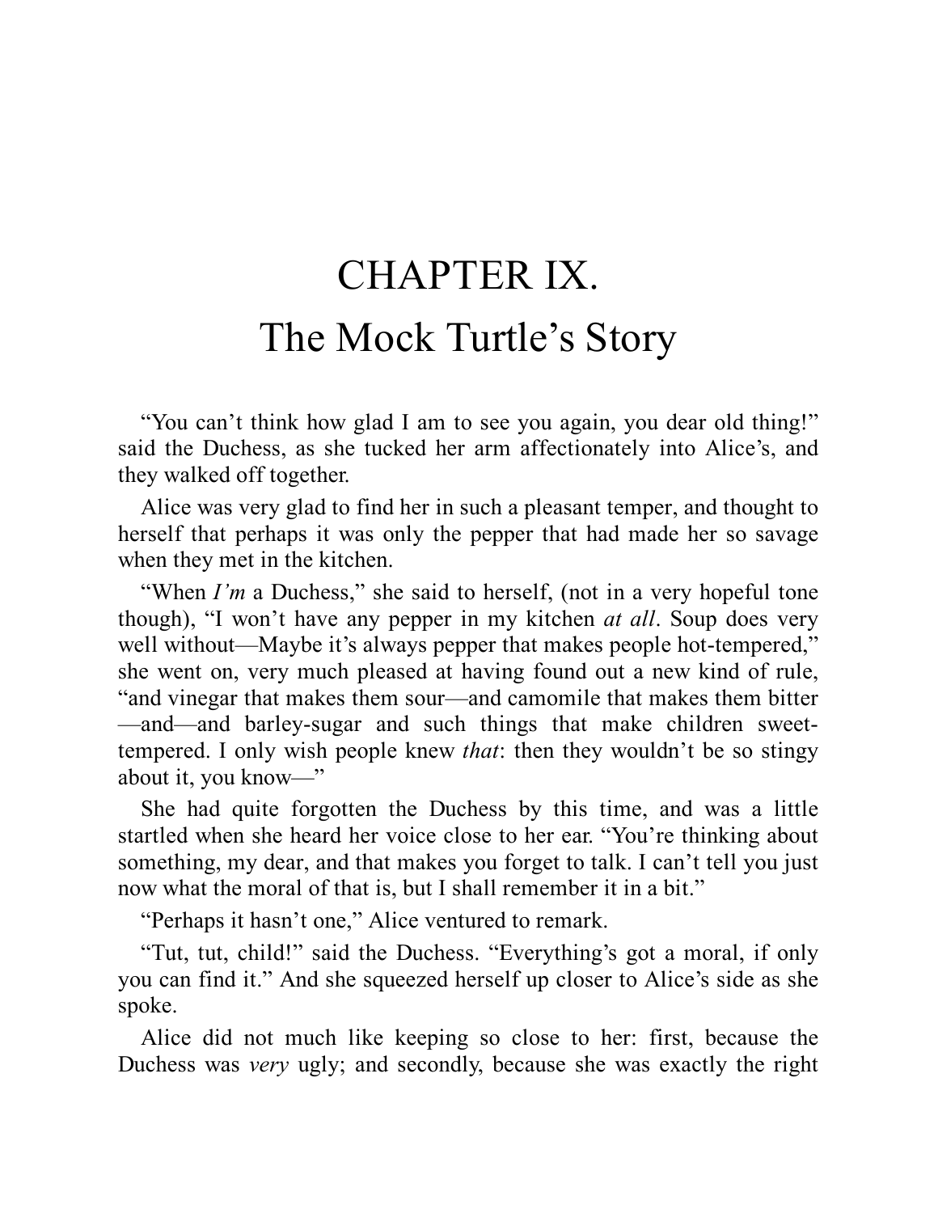# CHAPTER IX.
# The Mock Turtle's Story

"You can't think how glad I am to see you again, you dear old thing!" said the Duchess, as she tucked her arm affectionately into Alice's, and they walked off together.

Alice was very glad to find her in such a pleasant temper, and thought to herself that perhaps it was only the pepper that had made her so savage when they met in the kitchen.

"When *I'm* a Duchess," she said to herself, (not in a very hopeful tone though), "I won't have any pepper in my kitchen *at all*. Soup does very well without—Maybe it's always pepper that makes people hot-tempered," she went on, very much pleased at having found out a new kind of rule, "and vinegar that makes them sour—and camomile that makes them bitter—and—and barley-sugar and such things that make children sweet-tempered. I only wish people knew *that*: then they wouldn't be so stingy about it, you know—"

She had quite forgotten the Duchess by this time, and was a little startled when she heard her voice close to her ear. "You're thinking about something, my dear, and that makes you forget to talk. I can't tell you just now what the moral of that is, but I shall remember it in a bit."

"Perhaps it hasn't one," Alice ventured to remark.

"Tut, tut, child!" said the Duchess. "Everything's got a moral, if only you can find it." And she squeezed herself up closer to Alice's side as she spoke.

Alice did not much like keeping so close to her: first, because the Duchess was *very* ugly; and secondly, because she was exactly the right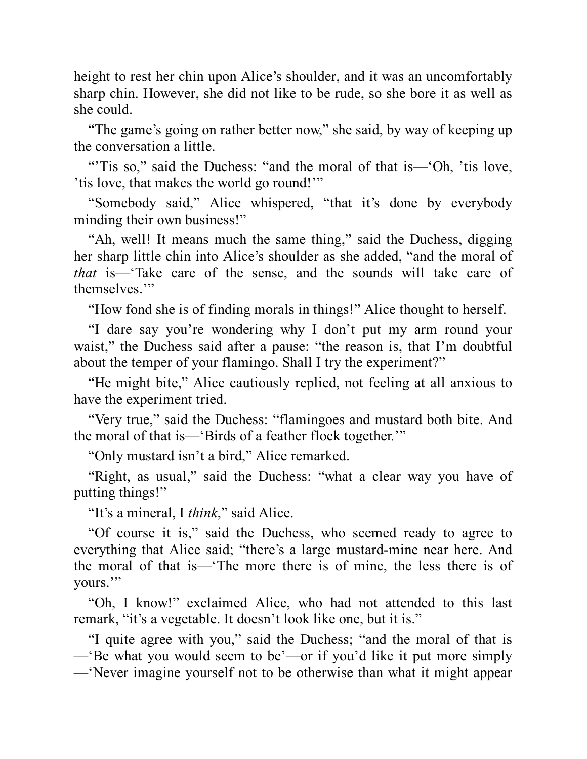height to rest her chin upon Alice's shoulder, and it was an uncomfortably sharp chin. However, she did not like to be rude, so she bore it as well as she could.

"The game's going on rather better now," she said, by way of keeping up the conversation a little.

"'Tis so," said the Duchess: "and the moral of that is—'Oh, 'tis love, 'tis love, that makes the world go round!'"

"Somebody said," Alice whispered, "that it's done by everybody minding their own business!"

"Ah, well! It means much the same thing," said the Duchess, digging her sharp little chin into Alice's shoulder as she added, "and the moral of *that* is—'Take care of the sense, and the sounds will take care of themselves.'"

"How fond she is of finding morals in things!" Alice thought to herself.

"I dare say you're wondering why I don't put my arm round your waist," the Duchess said after a pause: "the reason is, that I'm doubtful about the temper of your flamingo. Shall I try the experiment?"

"He might bite," Alice cautiously replied, not feeling at all anxious to have the experiment tried.

"Very true," said the Duchess: "flamingoes and mustard both bite. And the moral of that is—'Birds of a feather flock together.'"

"Only mustard isn't a bird," Alice remarked.

"Right, as usual," said the Duchess: "what a clear way you have of putting things!"

"It's a mineral, I *think*," said Alice.

"Of course it is," said the Duchess, who seemed ready to agree to everything that Alice said; "there's a large mustard-mine near here. And the moral of that is—'The more there is of mine, the less there is of yours.'"

"Oh, I know!" exclaimed Alice, who had not attended to this last remark, "it's a vegetable. It doesn't look like one, but it is."

"I quite agree with you," said the Duchess; "and the moral of that is—'Be what you would seem to be'—or if you'd like it put more simply—'Never imagine yourself not to be otherwise than what it might appear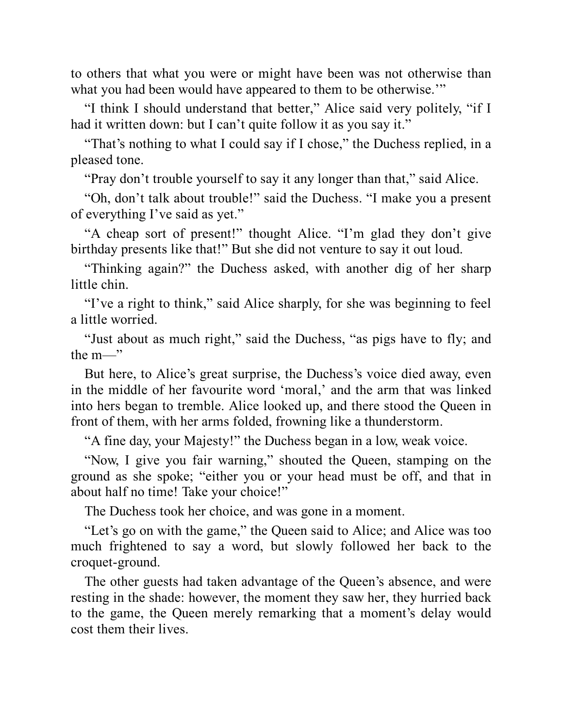to others that what you were or might have been was not otherwise than what you had been would have appeared to them to be otherwise.'"

"I think I should understand that better," Alice said very politely, "if I had it written down: but I can't quite follow it as you say it."

"That's nothing to what I could say if I chose," the Duchess replied, in a pleased tone.

"Pray don't trouble yourself to say it any longer than that," said Alice.

"Oh, don't talk about trouble!" said the Duchess. "I make you a present of everything I've said as yet."

"A cheap sort of present!" thought Alice. "I'm glad they don't give birthday presents like that!" But she did not venture to say it out loud.

"Thinking again?" the Duchess asked, with another dig of her sharp little chin.

"I've a right to think," said Alice sharply, for she was beginning to feel a little worried.

"Just about as much right," said the Duchess, "as pigs have to fly; and the m—"

But here, to Alice's great surprise, the Duchess's voice died away, even in the middle of her favourite word 'moral,' and the arm that was linked into hers began to tremble. Alice looked up, and there stood the Queen in front of them, with her arms folded, frowning like a thunderstorm.

"A fine day, your Majesty!" the Duchess began in a low, weak voice.

"Now, I give you fair warning," shouted the Queen, stamping on the ground as she spoke; "either you or your head must be off, and that in about half no time! Take your choice!"

The Duchess took her choice, and was gone in a moment.

"Let's go on with the game," the Queen said to Alice; and Alice was too much frightened to say a word, but slowly followed her back to the croquet-ground.

The other guests had taken advantage of the Queen's absence, and were resting in the shade: however, the moment they saw her, they hurried back to the game, the Queen merely remarking that a moment's delay would cost them their lives.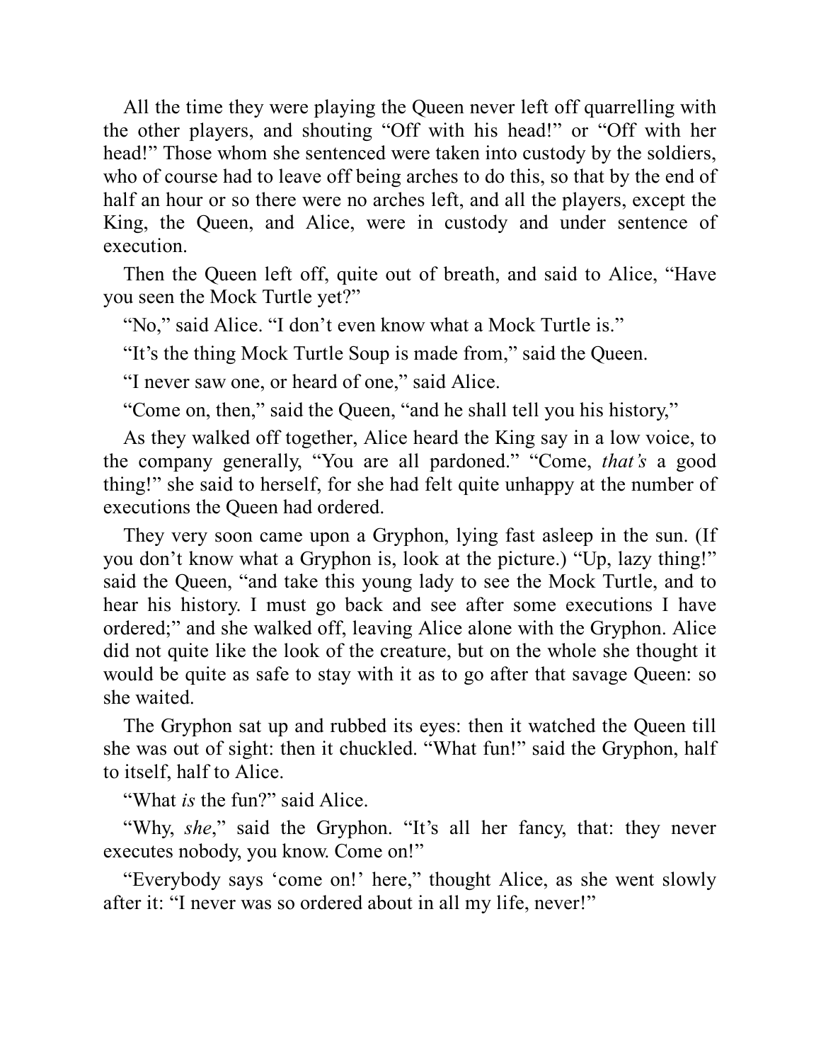All the time they were playing the Queen never left off quarrelling with the other players, and shouting "Off with his head!" or "Off with her head!" Those whom she sentenced were taken into custody by the soldiers, who of course had to leave off being arches to do this, so that by the end of half an hour or so there were no arches left, and all the players, except the King, the Queen, and Alice, were in custody and under sentence of execution.

Then the Queen left off, quite out of breath, and said to Alice, "Have you seen the Mock Turtle yet?"

"No," said Alice. "I don't even know what a Mock Turtle is."

"It's the thing Mock Turtle Soup is made from," said the Queen.

"I never saw one, or heard of one," said Alice.

"Come on, then," said the Queen, "and he shall tell you his history,"

As they walked off together, Alice heard the King say in a low voice, to the company generally, "You are all pardoned." "Come, *that's* a good thing!" she said to herself, for she had felt quite unhappy at the number of executions the Queen had ordered.

They very soon came upon a Gryphon, lying fast asleep in the sun. (If you don't know what a Gryphon is, look at the picture.) "Up, lazy thing!" said the Queen, "and take this young lady to see the Mock Turtle, and to hear his history. I must go back and see after some executions I have ordered;" and she walked off, leaving Alice alone with the Gryphon. Alice did not quite like the look of the creature, but on the whole she thought it would be quite as safe to stay with it as to go after that savage Queen: so she waited.

The Gryphon sat up and rubbed its eyes: then it watched the Queen till she was out of sight: then it chuckled. "What fun!" said the Gryphon, half to itself, half to Alice.

"What *is* the fun?" said Alice.

"Why, *she*," said the Gryphon. "It's all her fancy, that: they never executes nobody, you know. Come on!"

"Everybody says 'come on!' here," thought Alice, as she went slowly after it: "I never was so ordered about in all my life, never!"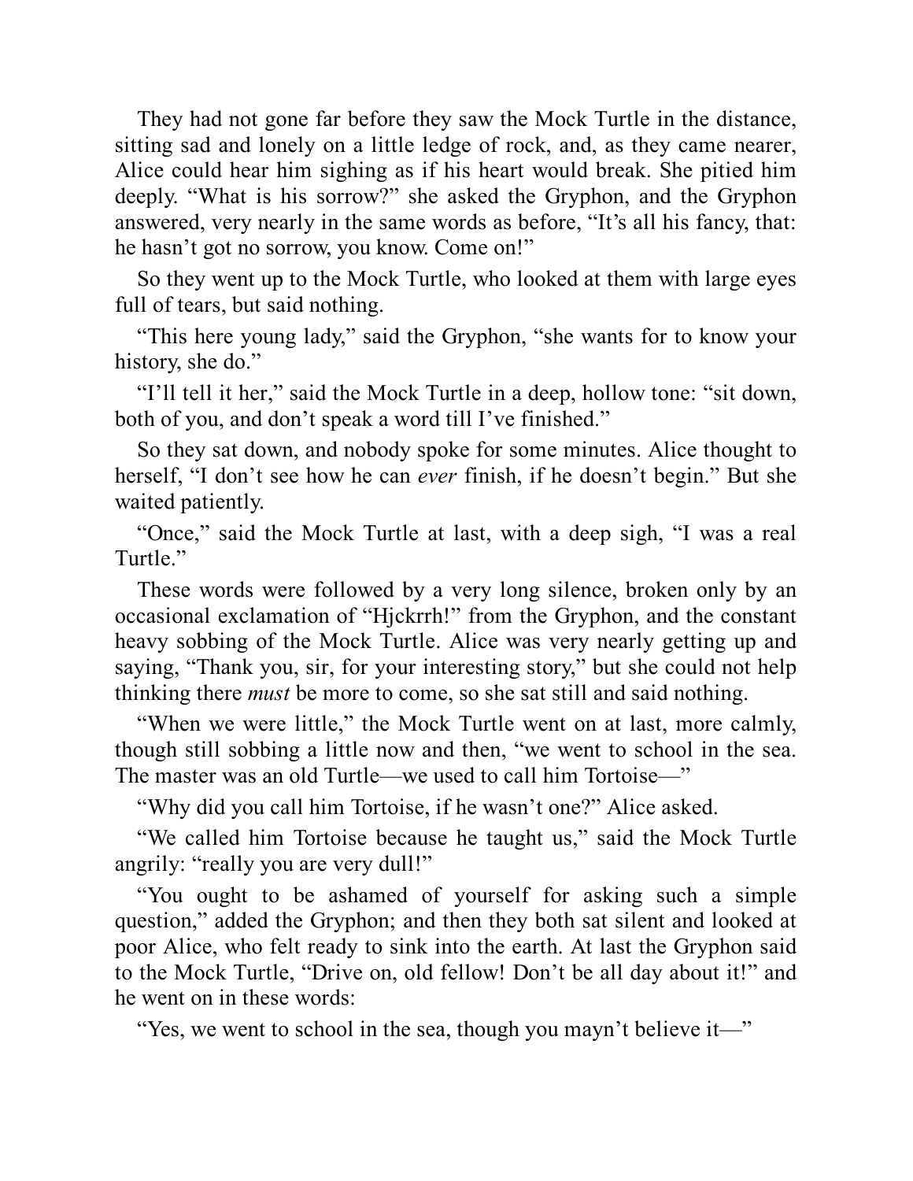They had not gone far before they saw the Mock Turtle in the distance, sitting sad and lonely on a little ledge of rock, and, as they came nearer, Alice could hear him sighing as if his heart would break. She pitied him deeply. “What is his sorrow?” she asked the Gryphon, and the Gryphon answered, very nearly in the same words as before, “It’s all his fancy, that: he hasn’t got no sorrow, you know. Come on!”

So they went up to the Mock Turtle, who looked at them with large eyes full of tears, but said nothing.

“This here young lady,” said the Gryphon, “she wants for to know your history, she do.”

“I’ll tell it her,” said the Mock Turtle in a deep, hollow tone: “sit down, both of you, and don’t speak a word till I’ve finished.”

So they sat down, and nobody spoke for some minutes. Alice thought to herself, “I don’t see how he can *ever* finish, if he doesn’t begin.” But she waited patiently.

“Once,” said the Mock Turtle at last, with a deep sigh, “I was a real Turtle.”

These words were followed by a very long silence, broken only by an occasional exclamation of “Hjckrrh!” from the Gryphon, and the constant heavy sobbing of the Mock Turtle. Alice was very nearly getting up and saying, “Thank you, sir, for your interesting story,” but she could not help thinking there *must* be more to come, so she sat still and said nothing.

“When we were little,” the Mock Turtle went on at last, more calmly, though still sobbing a little now and then, “we went to school in the sea. The master was an old Turtle—we used to call him Tortoise—”

“Why did you call him Tortoise, if he wasn’t one?” Alice asked.

“We called him Tortoise because he taught us,” said the Mock Turtle angrily: “really you are very dull!”

“You ought to be ashamed of yourself for asking such a simple question,” added the Gryphon; and then they both sat silent and looked at poor Alice, who felt ready to sink into the earth. At last the Gryphon said to the Mock Turtle, “Drive on, old fellow! Don’t be all day about it!” and he went on in these words:

“Yes, we went to school in the sea, though you mayn’t believe it—”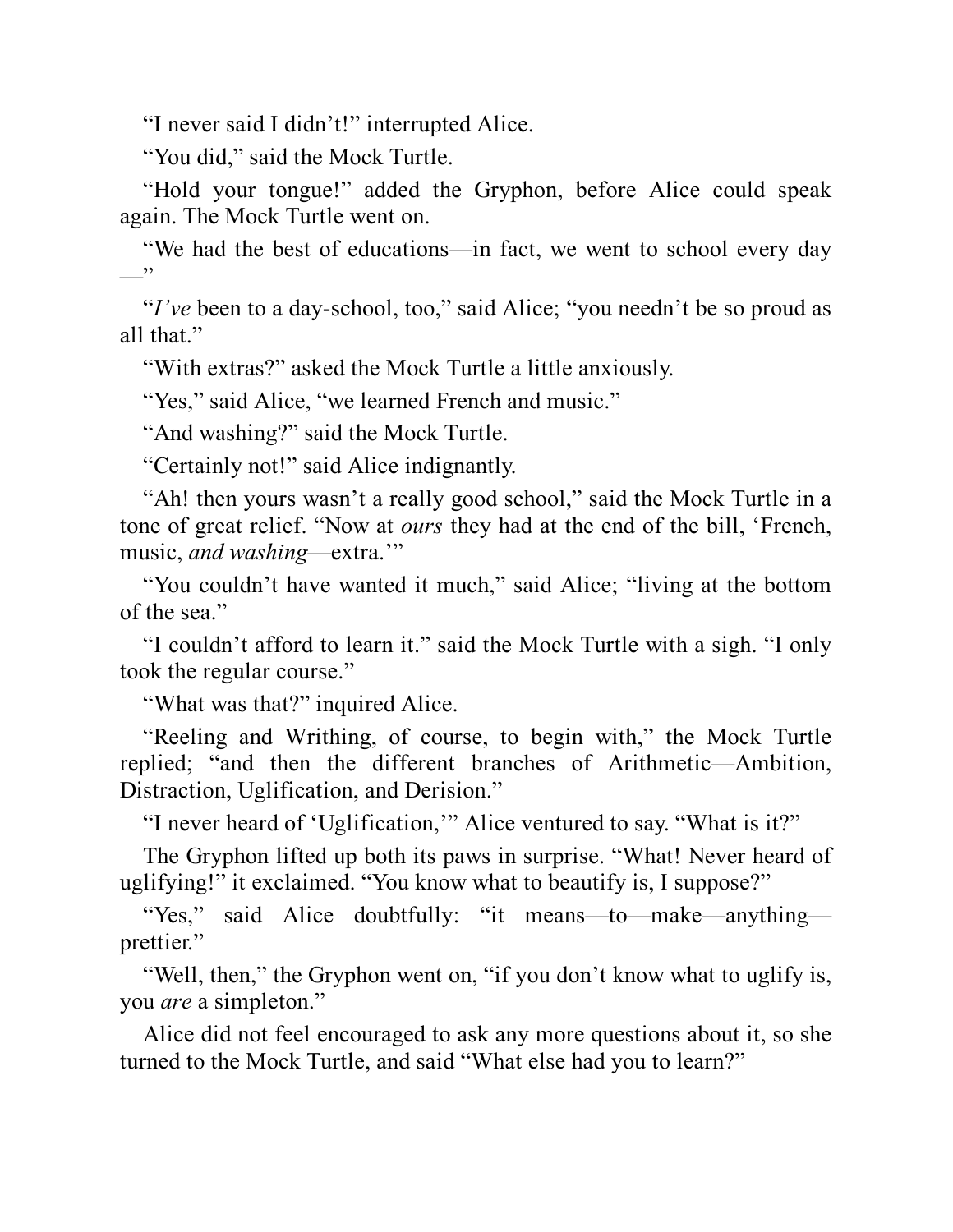"I never said I didn't!" interrupted Alice.

"You did," said the Mock Turtle.

"Hold your tongue!" added the Gryphon, before Alice could speak again. The Mock Turtle went on.

"We had the best of educations—in fact, we went to school every day —"

"*I've* been to a day-school, too," said Alice; "you needn't be so proud as all that."

"With extras?" asked the Mock Turtle a little anxiously.

"Yes," said Alice, "we learned French and music."

"And washing?" said the Mock Turtle.

"Certainly not!" said Alice indignantly.

"Ah! then yours wasn't a really good school," said the Mock Turtle in a tone of great relief. "Now at *ours* they had at the end of the bill, 'French, music, *and washing*—extra.'"

"You couldn't have wanted it much," said Alice; "living at the bottom of the sea."

"I couldn't afford to learn it." said the Mock Turtle with a sigh. "I only took the regular course."

"What was that?" inquired Alice.

"Reeling and Writhing, of course, to begin with," the Mock Turtle replied; "and then the different branches of Arithmetic—Ambition, Distraction, Uglification, and Derision."

"I never heard of 'Uglification,'" Alice ventured to say. "What is it?"

The Gryphon lifted up both its paws in surprise. "What! Never heard of uglifying!" it exclaimed. "You know what to beautify is, I suppose?"

"Yes," said Alice doubtfully: "it means—to—make—anything—prettier."

"Well, then," the Gryphon went on, "if you don't know what to uglify is, you *are* a simpleton."

Alice did not feel encouraged to ask any more questions about it, so she turned to the Mock Turtle, and said "What else had you to learn?"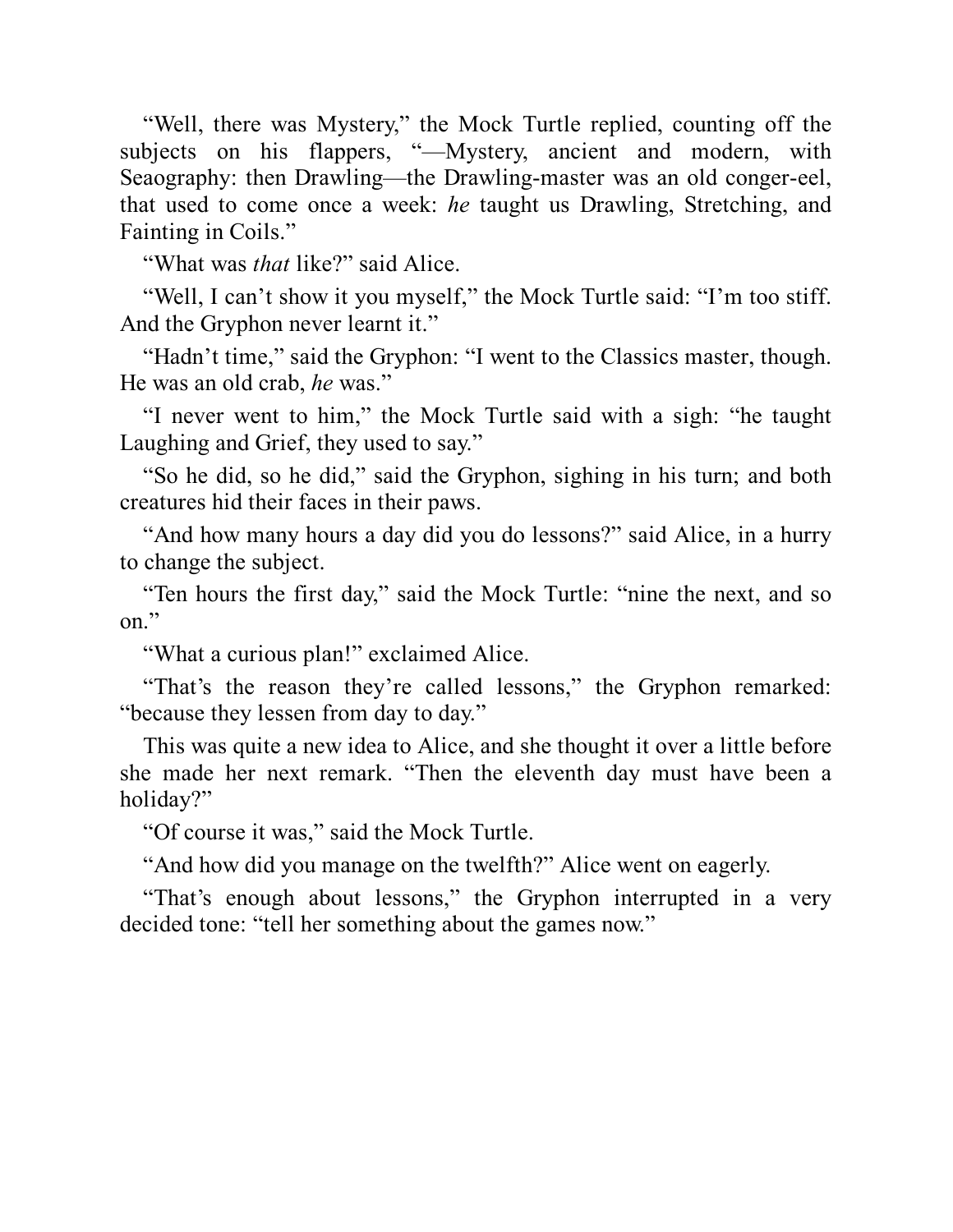"Well, there was Mystery," the Mock Turtle replied, counting off the subjects on his flappers, "—Mystery, ancient and modern, with Seaography: then Drawling—the Drawling-master was an old conger-eel, that used to come once a week: *he* taught us Drawling, Stretching, and Fainting in Coils."

"What was *that* like?" said Alice.

"Well, I can't show it you myself," the Mock Turtle said: "I'm too stiff. And the Gryphon never learnt it."

"Hadn't time," said the Gryphon: "I went to the Classics master, though. He was an old crab, *he* was."

"I never went to him," the Mock Turtle said with a sigh: "he taught Laughing and Grief, they used to say."

"So he did, so he did," said the Gryphon, sighing in his turn; and both creatures hid their faces in their paws.

"And how many hours a day did you do lessons?" said Alice, in a hurry to change the subject.

"Ten hours the first day," said the Mock Turtle: "nine the next, and so on."

"What a curious plan!" exclaimed Alice.

"That's the reason they're called lessons," the Gryphon remarked: "because they lessen from day to day."

This was quite a new idea to Alice, and she thought it over a little before she made her next remark. "Then the eleventh day must have been a holiday?"

"Of course it was," said the Mock Turtle.

"And how did you manage on the twelfth?" Alice went on eagerly.

"That's enough about lessons," the Gryphon interrupted in a very decided tone: "tell her something about the games now."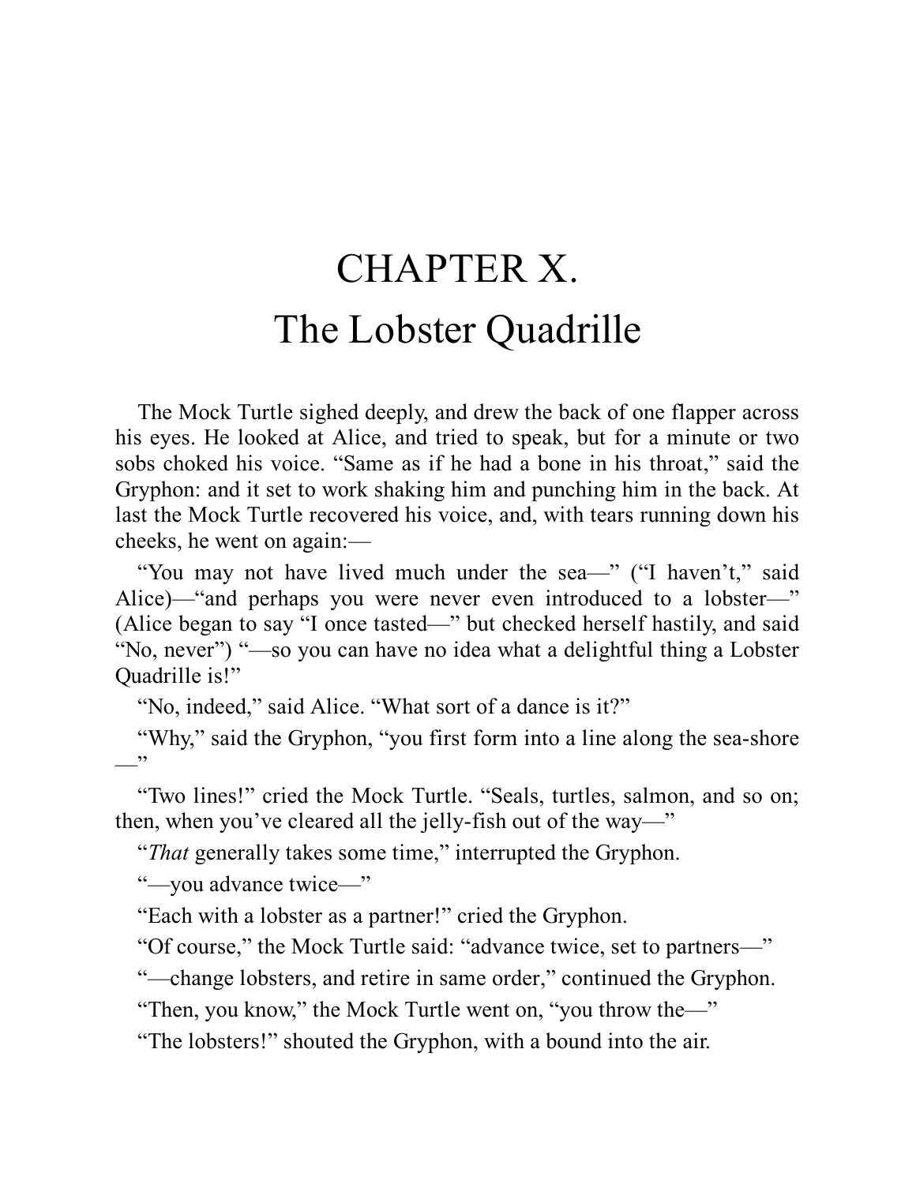# CHAPTER X.
# The Lobster Quadrille

The Mock Turtle sighed deeply, and drew the back of one flapper across his eyes. He looked at Alice, and tried to speak, but for a minute or two sobs choked his voice. “Same as if he had a bone in his throat,” said the Gryphon: and it set to work shaking him and punching him in the back. At last the Mock Turtle recovered his voice, and, with tears running down his cheeks, he went on again:—

“You may not have lived much under the sea—” (“I haven’t,” said Alice)—“and perhaps you were never even introduced to a lobster—” (Alice began to say “I once tasted—” but checked herself hastily, and said “No, never”) “—so you can have no idea what a delightful thing a Lobster Quadrille is!”

“No, indeed,” said Alice. “What sort of a dance is it?”

“Why,” said the Gryphon, “you first form into a line along the sea-shore—”

“Two lines!” cried the Mock Turtle. “Seals, turtles, salmon, and so on; then, when you’ve cleared all the jelly-fish out of the way—”

“*That* generally takes some time,” interrupted the Gryphon.

“—you advance twice—”

“Each with a lobster as a partner!” cried the Gryphon.

“Of course,” the Mock Turtle said: “advance twice, set to partners—”

“—change lobsters, and retire in same order,” continued the Gryphon.

“Then, you know,” the Mock Turtle went on, “you throw the—”

“The lobsters!” shouted the Gryphon, with a bound into the air.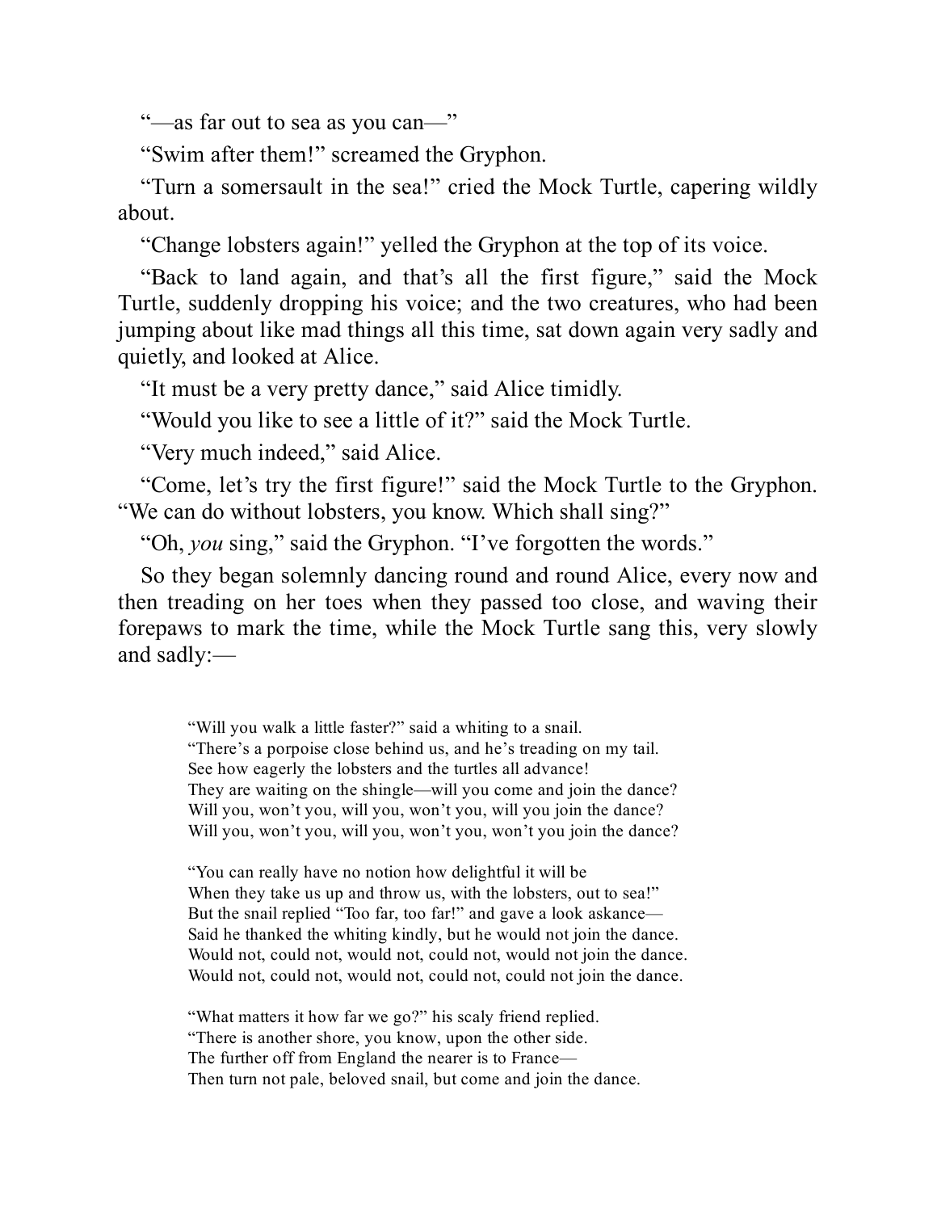"—as far out to sea as you can—"

"Swim after them!" screamed the Gryphon.

"Turn a somersault in the sea!" cried the Mock Turtle, capering wildly about.

"Change lobsters again!" yelled the Gryphon at the top of its voice.

"Back to land again, and that's all the first figure," said the Mock Turtle, suddenly dropping his voice; and the two creatures, who had been jumping about like mad things all this time, sat down again very sadly and quietly, and looked at Alice.

"It must be a very pretty dance," said Alice timidly.

"Would you like to see a little of it?" said the Mock Turtle.

"Very much indeed," said Alice.

"Come, let's try the first figure!" said the Mock Turtle to the Gryphon. "We can do without lobsters, you know. Which shall sing?"

"Oh, *you* sing," said the Gryphon. "I've forgotten the words."

So they began solemnly dancing round and round Alice, every now and then treading on her toes when they passed too close, and waving their forepaws to mark the time, while the Mock Turtle sang this, very slowly and sadly:—

> "Will you walk a little faster?" said a whiting to a snail.
> "There's a porpoise close behind us, and he's treading on my tail.
> See how eagerly the lobsters and the turtles all advance!
> They are waiting on the shingle—will you come and join the dance?
> Will you, won't you, will you, won't you, will you join the dance?
> Will you, won't you, will you, won't you, won't you join the dance?
>
> "You can really have no notion how delightful it will be
> When they take us up and throw us, with the lobsters, out to sea!"
> But the snail replied "Too far, too far!" and gave a look askance—
> Said he thanked the whiting kindly, but he would not join the dance.
> Would not, could not, would not, could not, would not join the dance.
> Would not, could not, would not, could not, could not join the dance.
>
> "What matters it how far we go?" his scaly friend replied.
> "There is another shore, you know, upon the other side.
> The further off from England the nearer is to France—
> Then turn not pale, beloved snail, but come and join the dance.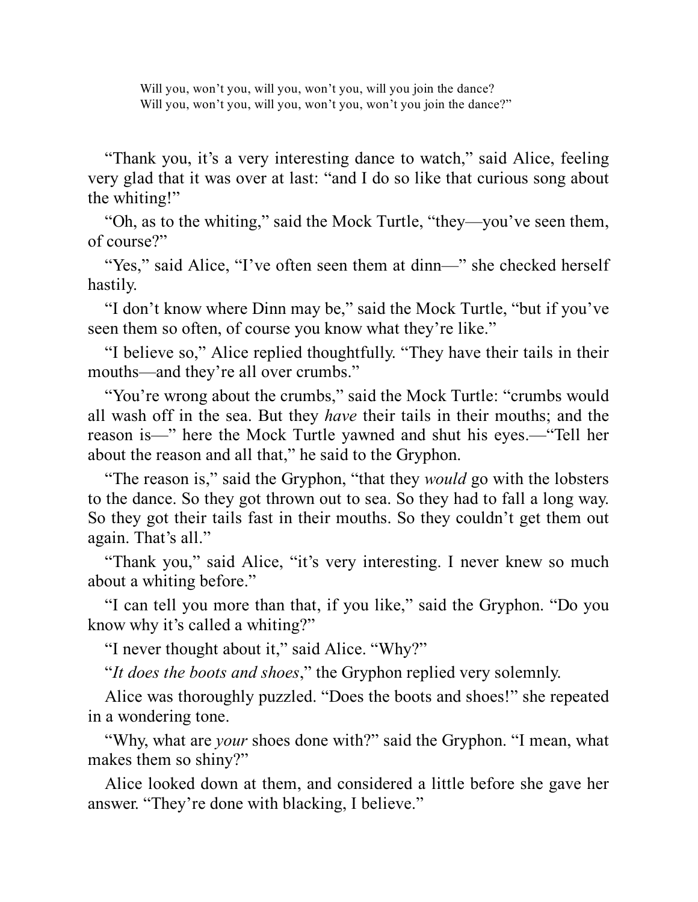> Will you, won't you, will you, won't you, will you join the dance?
> Will you, won't you, will you, won't you, won't you join the dance?"

"Thank you, it's a very interesting dance to watch," said Alice, feeling very glad that it was over at last: "and I do so like that curious song about the whiting!"

"Oh, as to the whiting," said the Mock Turtle, "they—you've seen them, of course?"

"Yes," said Alice, "I've often seen them at dinn—" she checked herself hastily.

"I don't know where Dinn may be," said the Mock Turtle, "but if you've seen them so often, of course you know what they're like."

"I believe so," Alice replied thoughtfully. "They have their tails in their mouths—and they're all over crumbs."

"You're wrong about the crumbs," said the Mock Turtle: "crumbs would all wash off in the sea. But they *have* their tails in their mouths; and the reason is—" here the Mock Turtle yawned and shut his eyes.—"Tell her about the reason and all that," he said to the Gryphon.

"The reason is," said the Gryphon, "that they *would* go with the lobsters to the dance. So they got thrown out to sea. So they had to fall a long way. So they got their tails fast in their mouths. So they couldn't get them out again. That's all."

"Thank you," said Alice, "it's very interesting. I never knew so much about a whiting before."

"I can tell you more than that, if you like," said the Gryphon. "Do you know why it's called a whiting?"

"I never thought about it," said Alice. "Why?"

"*It does the boots and shoes*," the Gryphon replied very solemnly.

Alice was thoroughly puzzled. "Does the boots and shoes!" she repeated in a wondering tone.

"Why, what are *your* shoes done with?" said the Gryphon. "I mean, what makes them so shiny?"

Alice looked down at them, and considered a little before she gave her answer. "They're done with blacking, I believe."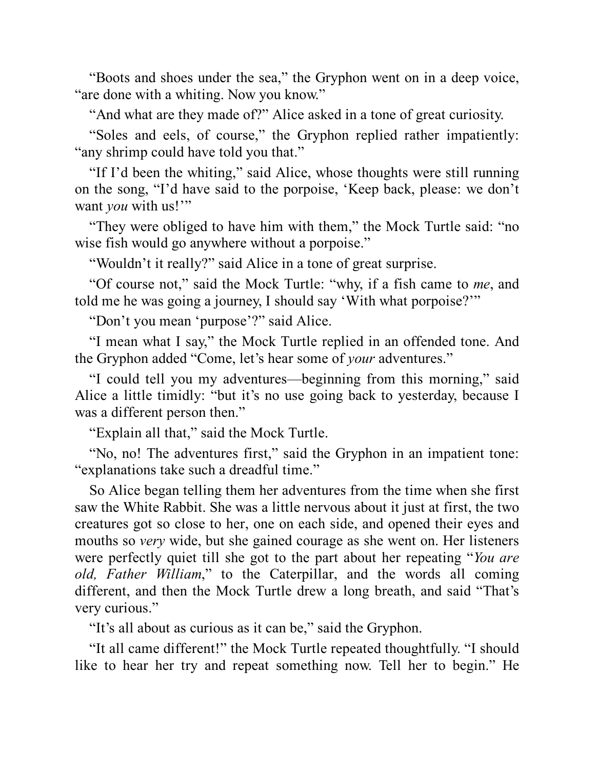"Boots and shoes under the sea," the Gryphon went on in a deep voice, "are done with a whiting. Now you know."

"And what are they made of?" Alice asked in a tone of great curiosity.

"Soles and eels, of course," the Gryphon replied rather impatiently: "any shrimp could have told you that."

"If I'd been the whiting," said Alice, whose thoughts were still running on the song, "I'd have said to the porpoise, 'Keep back, please: we don't want *you* with us!'"

"They were obliged to have him with them," the Mock Turtle said: "no wise fish would go anywhere without a porpoise."

"Wouldn't it really?" said Alice in a tone of great surprise.

"Of course not," said the Mock Turtle: "why, if a fish came to *me*, and told me he was going a journey, I should say 'With what porpoise?'"

"Don't you mean 'purpose'?" said Alice.

"I mean what I say," the Mock Turtle replied in an offended tone. And the Gryphon added "Come, let's hear some of *your* adventures."

"I could tell you my adventures—beginning from this morning," said Alice a little timidly: "but it's no use going back to yesterday, because I was a different person then."

"Explain all that," said the Mock Turtle.

"No, no! The adventures first," said the Gryphon in an impatient tone: "explanations take such a dreadful time."

So Alice began telling them her adventures from the time when she first saw the White Rabbit. She was a little nervous about it just at first, the two creatures got so close to her, one on each side, and opened their eyes and mouths so *very* wide, but she gained courage as she went on. Her listeners were perfectly quiet till she got to the part about her repeating "*You are old, Father William*," to the Caterpillar, and the words all coming different, and then the Mock Turtle drew a long breath, and said "That's very curious."

"It's all about as curious as it can be," said the Gryphon.

"It all came different!" the Mock Turtle repeated thoughtfully. "I should like to hear her try and repeat something now. Tell her to begin." He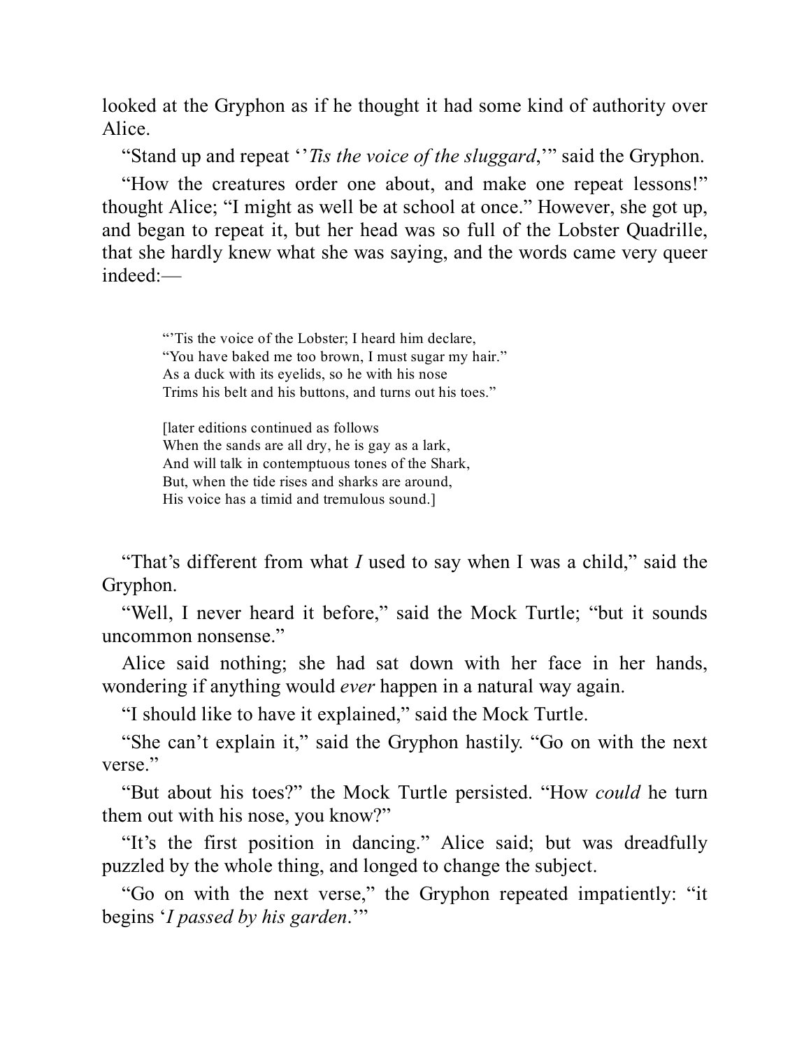looked at the Gryphon as if he thought it had some kind of authority over Alice.

"Stand up and repeat '*'Tis the voice of the sluggard*,'" said the Gryphon.

"How the creatures order one about, and make one repeat lessons!" thought Alice; "I might as well be at school at once." However, she got up, and began to repeat it, but her head was so full of the Lobster Quadrille, that she hardly knew what she was saying, and the words came very queer indeed:—

> "'Tis the voice of the Lobster; I heard him declare,
> "You have baked me too brown, I must sugar my hair."
> As a duck with its eyelids, so he with his nose
> Trims his belt and his buttons, and turns out his toes."
>
> [later editions continued as follows
> When the sands are all dry, he is gay as a lark,
> And will talk in contemptuous tones of the Shark,
> But, when the tide rises and sharks are around,
> His voice has a timid and tremulous sound.]

"That's different from what *I* used to say when I was a child," said the Gryphon.

"Well, I never heard it before," said the Mock Turtle; "but it sounds uncommon nonsense."

Alice said nothing; she had sat down with her face in her hands, wondering if anything would *ever* happen in a natural way again.

"I should like to have it explained," said the Mock Turtle.

"She can't explain it," said the Gryphon hastily. "Go on with the next verse."

"But about his toes?" the Mock Turtle persisted. "How *could* he turn them out with his nose, you know?"

"It's the first position in dancing." Alice said; but was dreadfully puzzled by the whole thing, and longed to change the subject.

"Go on with the next verse," the Gryphon repeated impatiently: "it begins '*I passed by his garden*.'"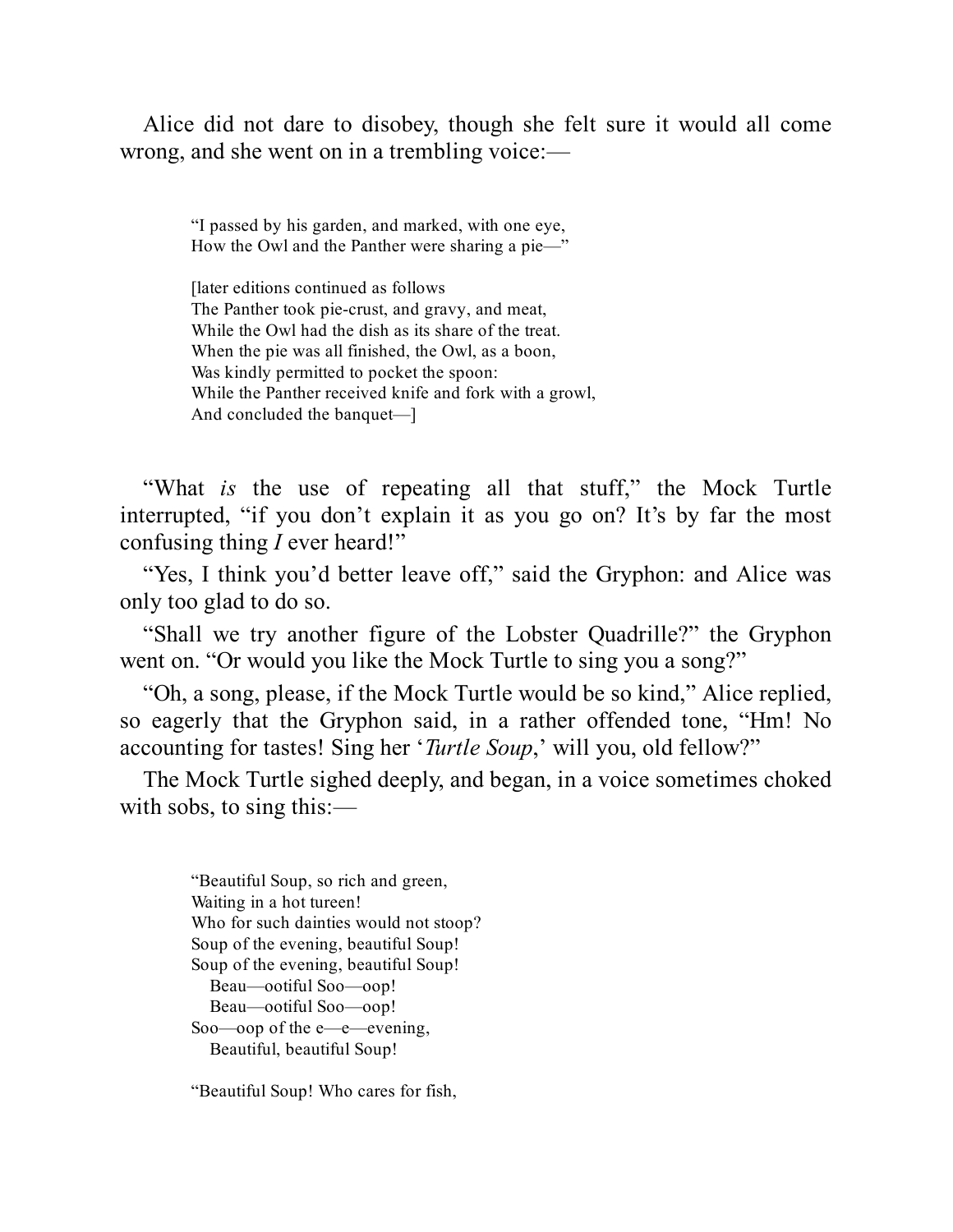Alice did not dare to disobey, though she felt sure it would all come wrong, and she went on in a trembling voice:—

> "I passed by his garden, and marked, with one eye,  
> How the Owl and the Panther were sharing a pie—"
>
> [later editions continued as follows  
> The Panther took pie-crust, and gravy, and meat,  
> While the Owl had the dish as its share of the treat.  
> When the pie was all finished, the Owl, as a boon,  
> Was kindly permitted to pocket the spoon:  
> While the Panther received knife and fork with a growl,  
> And concluded the banquet—]

"What *is* the use of repeating all that stuff," the Mock Turtle interrupted, "if you don't explain it as you go on? It's by far the most confusing thing *I* ever heard!"

"Yes, I think you'd better leave off," said the Gryphon: and Alice was only too glad to do so.

"Shall we try another figure of the Lobster Quadrille?" the Gryphon went on. "Or would you like the Mock Turtle to sing you a song?"

"Oh, a song, please, if the Mock Turtle would be so kind," Alice replied, so eagerly that the Gryphon said, in a rather offended tone, "Hm! No accounting for tastes! Sing her '*Turtle Soup*,' will you, old fellow?"

The Mock Turtle sighed deeply, and began, in a voice sometimes choked with sobs, to sing this:—

> "Beautiful Soup, so rich and green,  
> Waiting in a hot tureen!  
> Who for such dainties would not stoop?  
> Soup of the evening, beautiful Soup!  
> Soup of the evening, beautiful Soup!  
> &nbsp;&nbsp;&nbsp;Beau—ootiful Soo—oop!  
> &nbsp;&nbsp;&nbsp;Beau—ootiful Soo—oop!  
> Soo—oop of the e—e—evening,  
> &nbsp;&nbsp;&nbsp;Beautiful, beautiful Soup!
>
> "Beautiful Soup! Who cares for fish,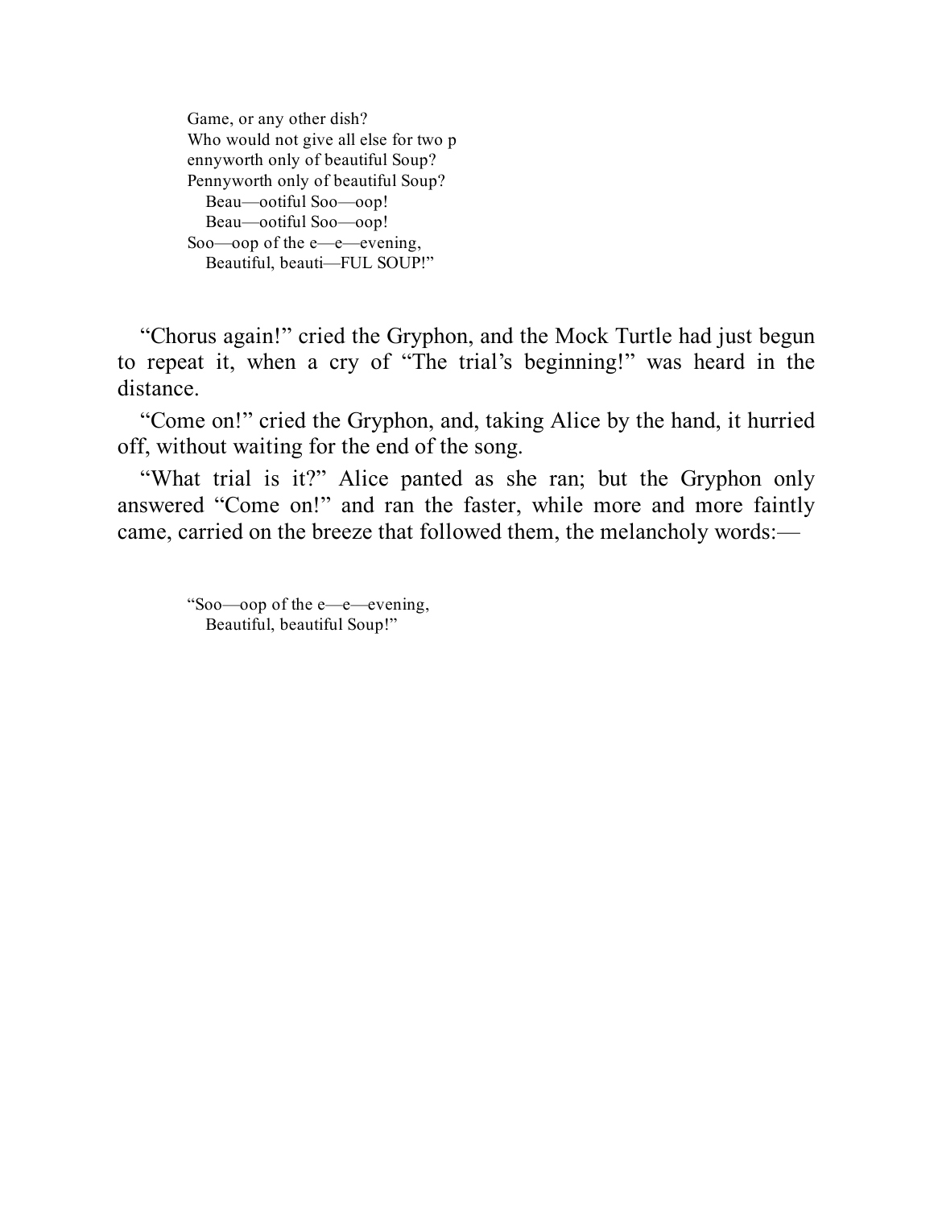Game, or any other dish?  
Who would not give all else for two p  
ennyworth only of beautiful Soup?  
Pennyworth only of beautiful Soup?  
  Beau—ootiful Soo—oop!  
  Beau—ootiful Soo—oop!  
Soo—oop of the e—e—evening,  
  Beautiful, beauti—FUL SOUP!"

"Chorus again!" cried the Gryphon, and the Mock Turtle had just begun to repeat it, when a cry of "The trial's beginning!" was heard in the distance.

"Come on!" cried the Gryphon, and, taking Alice by the hand, it hurried off, without waiting for the end of the song.

"What trial is it?" Alice panted as she ran; but the Gryphon only answered "Come on!" and ran the faster, while more and more faintly came, carried on the breeze that followed them, the melancholy words:—

"Soo—oop of the e—e—evening,  
  Beautiful, beautiful Soup!"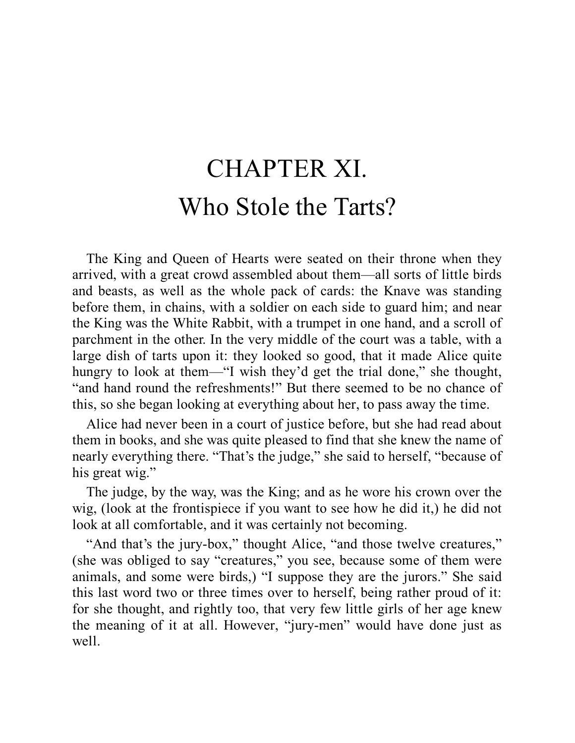# CHAPTER XI.
# Who Stole the Tarts?

The King and Queen of Hearts were seated on their throne when they arrived, with a great crowd assembled about them—all sorts of little birds and beasts, as well as the whole pack of cards: the Knave was standing before them, in chains, with a soldier on each side to guard him; and near the King was the White Rabbit, with a trumpet in one hand, and a scroll of parchment in the other. In the very middle of the court was a table, with a large dish of tarts upon it: they looked so good, that it made Alice quite hungry to look at them—"I wish they'd get the trial done," she thought, "and hand round the refreshments!" But there seemed to be no chance of this, so she began looking at everything about her, to pass away the time.

Alice had never been in a court of justice before, but she had read about them in books, and she was quite pleased to find that she knew the name of nearly everything there. "That's the judge," she said to herself, "because of his great wig."

The judge, by the way, was the King; and as he wore his crown over the wig, (look at the frontispiece if you want to see how he did it,) he did not look at all comfortable, and it was certainly not becoming.

"And that's the jury-box," thought Alice, "and those twelve creatures," (she was obliged to say "creatures," you see, because some of them were animals, and some were birds,) "I suppose they are the jurors." She said this last word two or three times over to herself, being rather proud of it: for she thought, and rightly too, that very few little girls of her age knew the meaning of it at all. However, "jury-men" would have done just as well.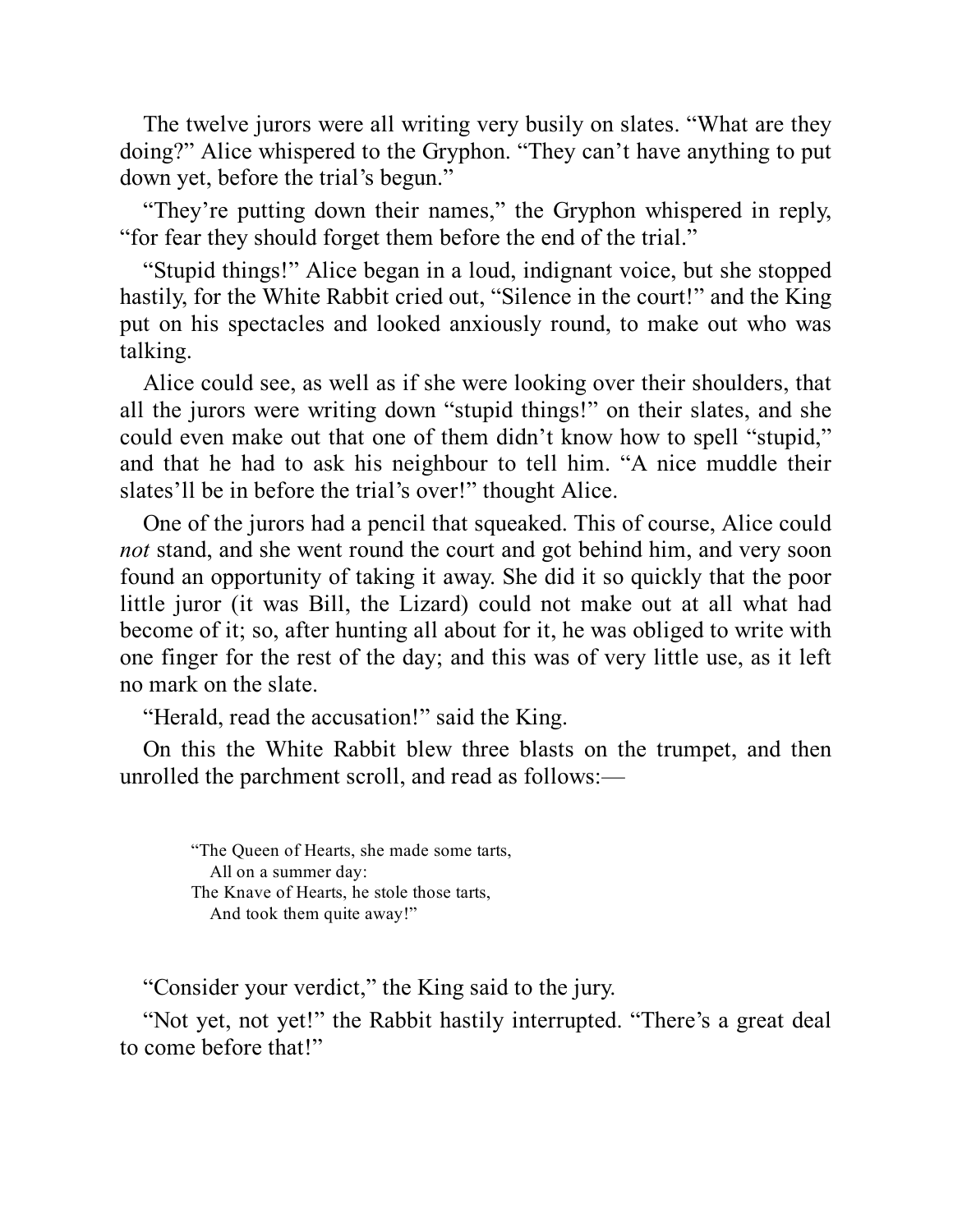The twelve jurors were all writing very busily on slates. “What are they doing?” Alice whispered to the Gryphon. “They can’t have anything to put down yet, before the trial’s begun.”

“They’re putting down their names,” the Gryphon whispered in reply, “for fear they should forget them before the end of the trial.”

“Stupid things!” Alice began in a loud, indignant voice, but she stopped hastily, for the White Rabbit cried out, “Silence in the court!” and the King put on his spectacles and looked anxiously round, to make out who was talking.

Alice could see, as well as if she were looking over their shoulders, that all the jurors were writing down “stupid things!” on their slates, and she could even make out that one of them didn’t know how to spell “stupid,” and that he had to ask his neighbour to tell him. “A nice muddle their slates’ll be in before the trial’s over!” thought Alice.

One of the jurors had a pencil that squeaked. This of course, Alice could *not* stand, and she went round the court and got behind him, and very soon found an opportunity of taking it away. She did it so quickly that the poor little juror (it was Bill, the Lizard) could not make out at all what had become of it; so, after hunting all about for it, he was obliged to write with one finger for the rest of the day; and this was of very little use, as it left no mark on the slate.

“Herald, read the accusation!” said the King.

On this the White Rabbit blew three blasts on the trumpet, and then unrolled the parchment scroll, and read as follows:—

> “The Queen of Hearts, she made some tarts,  
> All on a summer day:  
> The Knave of Hearts, he stole those tarts,  
> And took them quite away!”

“Consider your verdict,” the King said to the jury.

“Not yet, not yet!” the Rabbit hastily interrupted. “There’s a great deal to come before that!”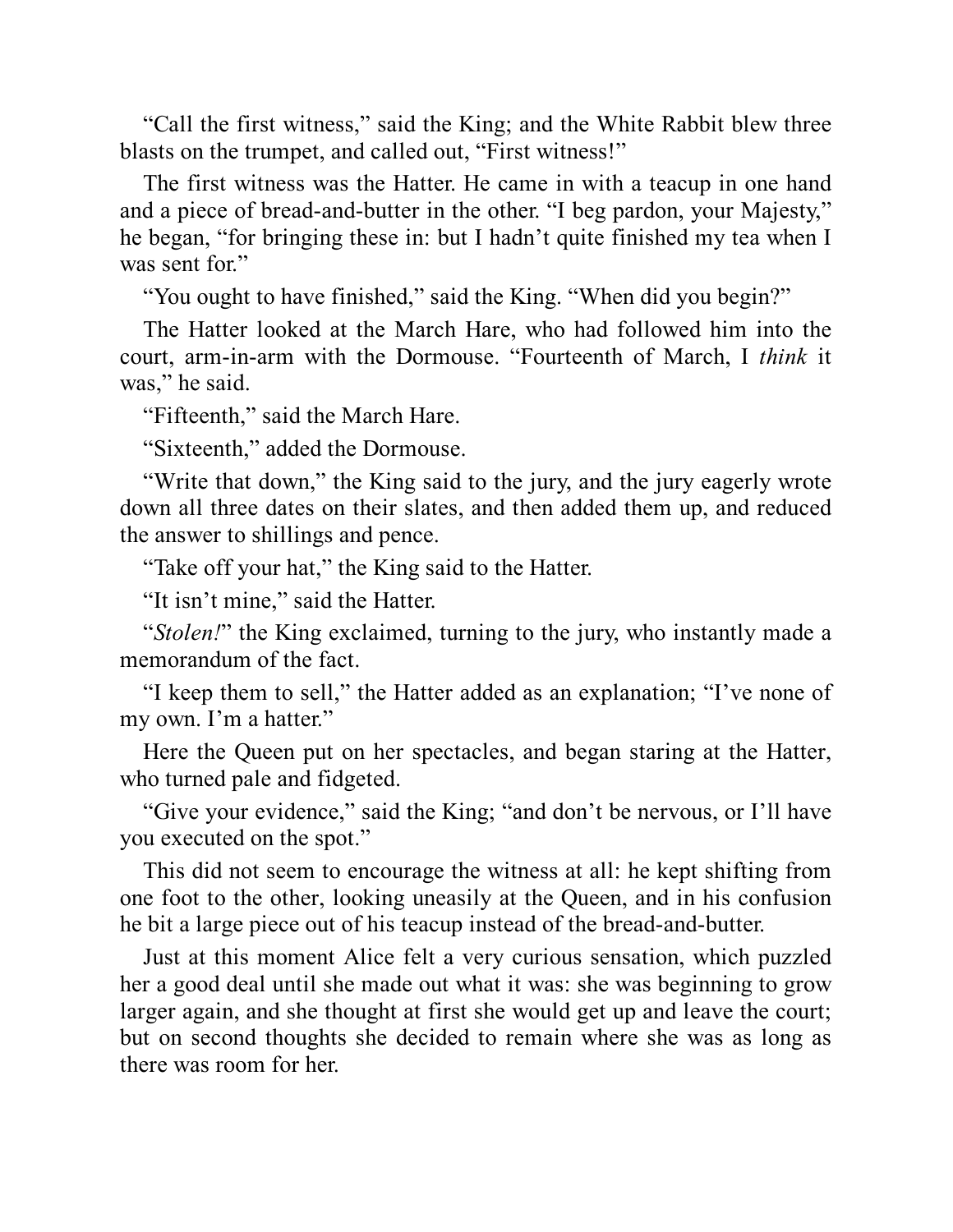"Call the first witness," said the King; and the White Rabbit blew three blasts on the trumpet, and called out, "First witness!"

The first witness was the Hatter. He came in with a teacup in one hand and a piece of bread-and-butter in the other. "I beg pardon, your Majesty," he began, "for bringing these in: but I hadn't quite finished my tea when I was sent for."

"You ought to have finished," said the King. "When did you begin?"

The Hatter looked at the March Hare, who had followed him into the court, arm-in-arm with the Dormouse. "Fourteenth of March, I *think* it was," he said.

"Fifteenth," said the March Hare.

"Sixteenth," added the Dormouse.

"Write that down," the King said to the jury, and the jury eagerly wrote down all three dates on their slates, and then added them up, and reduced the answer to shillings and pence.

"Take off your hat," the King said to the Hatter.

"It isn't mine," said the Hatter.

"*Stolen!*" the King exclaimed, turning to the jury, who instantly made a memorandum of the fact.

"I keep them to sell," the Hatter added as an explanation; "I've none of my own. I'm a hatter."

Here the Queen put on her spectacles, and began staring at the Hatter, who turned pale and fidgeted.

"Give your evidence," said the King; "and don't be nervous, or I'll have you executed on the spot."

This did not seem to encourage the witness at all: he kept shifting from one foot to the other, looking uneasily at the Queen, and in his confusion he bit a large piece out of his teacup instead of the bread-and-butter.

Just at this moment Alice felt a very curious sensation, which puzzled her a good deal until she made out what it was: she was beginning to grow larger again, and she thought at first she would get up and leave the court; but on second thoughts she decided to remain where she was as long as there was room for her.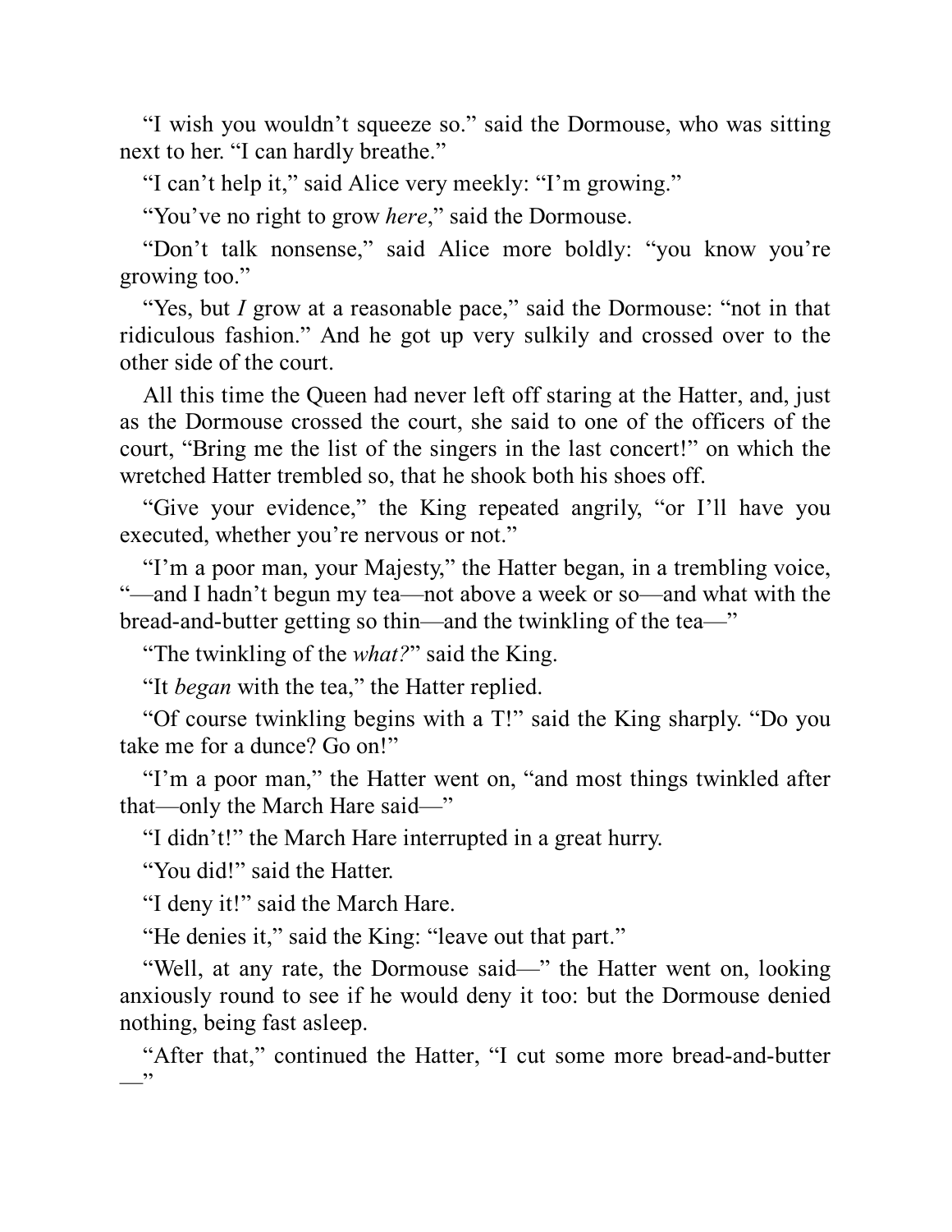“I wish you wouldn’t squeeze so.” said the Dormouse, who was sitting next to her. “I can hardly breathe.”

“I can’t help it,” said Alice very meekly: “I’m growing.”

“You’ve no right to grow *here*,” said the Dormouse.

“Don’t talk nonsense,” said Alice more boldly: “you know you’re growing too.”

“Yes, but *I* grow at a reasonable pace,” said the Dormouse: “not in that ridiculous fashion.” And he got up very sulkily and crossed over to the other side of the court.

All this time the Queen had never left off staring at the Hatter, and, just as the Dormouse crossed the court, she said to one of the officers of the court, “Bring me the list of the singers in the last concert!” on which the wretched Hatter trembled so, that he shook both his shoes off.

“Give your evidence,” the King repeated angrily, “or I’ll have you executed, whether you’re nervous or not.”

“I’m a poor man, your Majesty,” the Hatter began, in a trembling voice, “—and I hadn’t begun my tea—not above a week or so—and what with the bread-and-butter getting so thin—and the twinkling of the tea—”

“The twinkling of the *what?*” said the King.

“It *began* with the tea,” the Hatter replied.

“Of course twinkling begins with a T!” said the King sharply. “Do you take me for a dunce? Go on!”

“I’m a poor man,” the Hatter went on, “and most things twinkled after that—only the March Hare said—”

“I didn’t!” the March Hare interrupted in a great hurry.

“You did!” said the Hatter.

“I deny it!” said the March Hare.

“He denies it,” said the King: “leave out that part.”

“Well, at any rate, the Dormouse said—” the Hatter went on, looking anxiously round to see if he would deny it too: but the Dormouse denied nothing, being fast asleep.

“After that,” continued the Hatter, “I cut some more bread-and-butter —”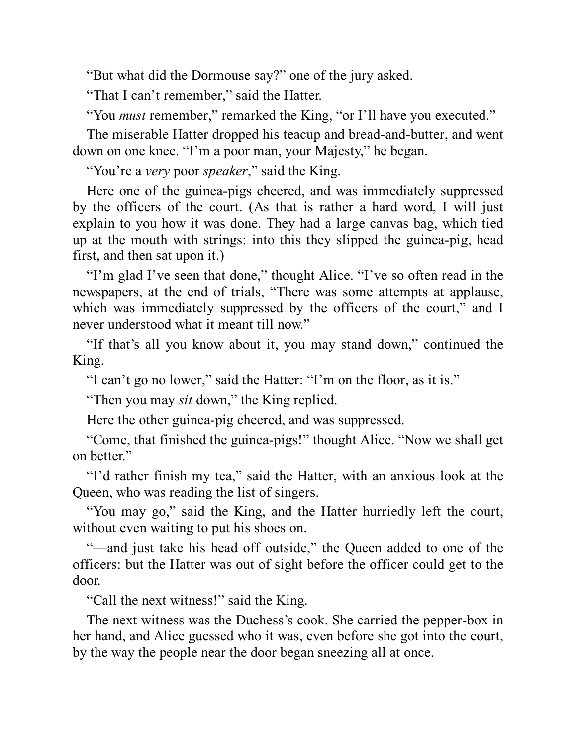"But what did the Dormouse say?" one of the jury asked.

"That I can't remember," said the Hatter.

"You *must* remember," remarked the King, "or I'll have you executed."

The miserable Hatter dropped his teacup and bread-and-butter, and went down on one knee. "I'm a poor man, your Majesty," he began.

"You're a *very* poor *speaker*," said the King.

Here one of the guinea-pigs cheered, and was immediately suppressed by the officers of the court. (As that is rather a hard word, I will just explain to you how it was done. They had a large canvas bag, which tied up at the mouth with strings: into this they slipped the guinea-pig, head first, and then sat upon it.)

"I'm glad I've seen that done," thought Alice. "I've so often read in the newspapers, at the end of trials, "There was some attempts at applause, which was immediately suppressed by the officers of the court," and I never understood what it meant till now."

"If that's all you know about it, you may stand down," continued the King.

"I can't go no lower," said the Hatter: "I'm on the floor, as it is."

"Then you may *sit* down," the King replied.

Here the other guinea-pig cheered, and was suppressed.

"Come, that finished the guinea-pigs!" thought Alice. "Now we shall get on better."

"I'd rather finish my tea," said the Hatter, with an anxious look at the Queen, who was reading the list of singers.

"You may go," said the King, and the Hatter hurriedly left the court, without even waiting to put his shoes on.

"—and just take his head off outside," the Queen added to one of the officers: but the Hatter was out of sight before the officer could get to the door.

"Call the next witness!" said the King.

The next witness was the Duchess's cook. She carried the pepper-box in her hand, and Alice guessed who it was, even before she got into the court, by the way the people near the door began sneezing all at once.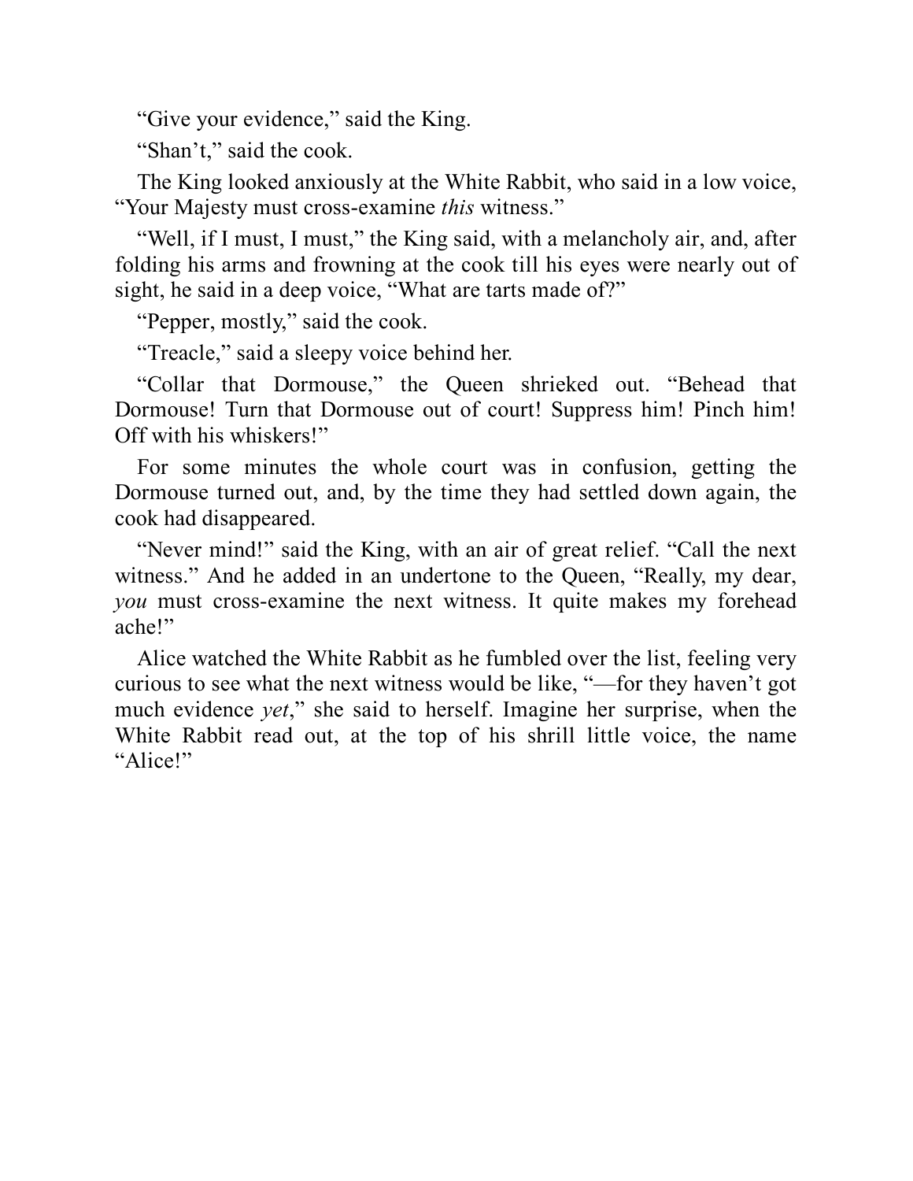"Give your evidence," said the King.

"Shan't," said the cook.

The King looked anxiously at the White Rabbit, who said in a low voice, "Your Majesty must cross-examine *this* witness."

"Well, if I must, I must," the King said, with a melancholy air, and, after folding his arms and frowning at the cook till his eyes were nearly out of sight, he said in a deep voice, "What are tarts made of?"

"Pepper, mostly," said the cook.

"Treacle," said a sleepy voice behind her.

"Collar that Dormouse," the Queen shrieked out. "Behead that Dormouse! Turn that Dormouse out of court! Suppress him! Pinch him! Off with his whiskers!"

For some minutes the whole court was in confusion, getting the Dormouse turned out, and, by the time they had settled down again, the cook had disappeared.

"Never mind!" said the King, with an air of great relief. "Call the next witness." And he added in an undertone to the Queen, "Really, my dear, *you* must cross-examine the next witness. It quite makes my forehead ache!"

Alice watched the White Rabbit as he fumbled over the list, feeling very curious to see what the next witness would be like, "—for they haven't got much evidence *yet*," she said to herself. Imagine her surprise, when the White Rabbit read out, at the top of his shrill little voice, the name "Alice!"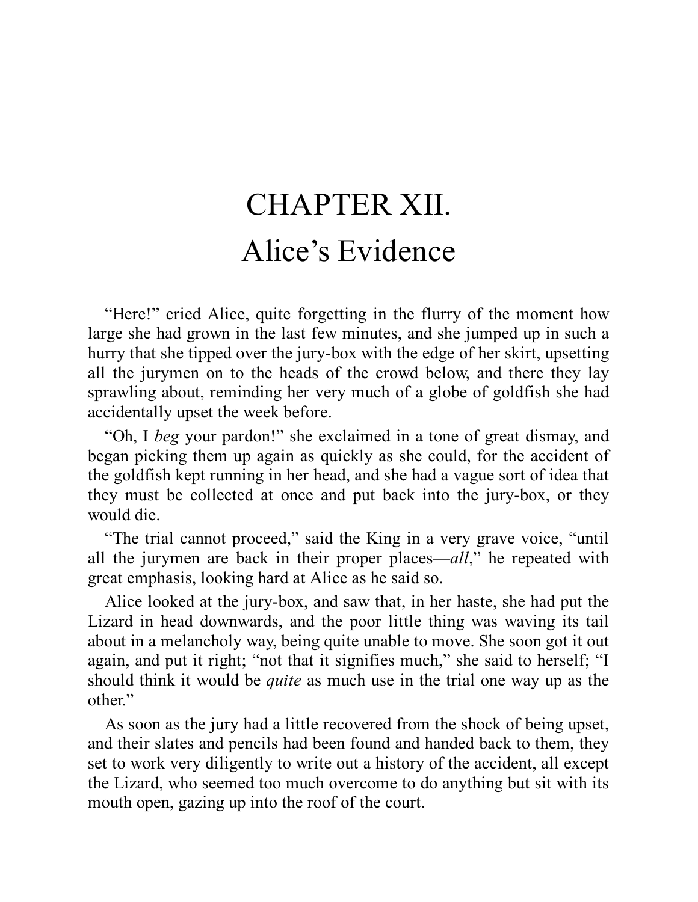# CHAPTER XII.
# Alice's Evidence

"Here!" cried Alice, quite forgetting in the flurry of the moment how large she had grown in the last few minutes, and she jumped up in such a hurry that she tipped over the jury-box with the edge of her skirt, upsetting all the jurymen on to the heads of the crowd below, and there they lay sprawling about, reminding her very much of a globe of goldfish she had accidentally upset the week before.

"Oh, I *beg* your pardon!" she exclaimed in a tone of great dismay, and began picking them up again as quickly as she could, for the accident of the goldfish kept running in her head, and she had a vague sort of idea that they must be collected at once and put back into the jury-box, or they would die.

"The trial cannot proceed," said the King in a very grave voice, "until all the jurymen are back in their proper places—*all*," he repeated with great emphasis, looking hard at Alice as he said so.

Alice looked at the jury-box, and saw that, in her haste, she had put the Lizard in head downwards, and the poor little thing was waving its tail about in a melancholy way, being quite unable to move. She soon got it out again, and put it right; "not that it signifies much," she said to herself; "I should think it would be *quite* as much use in the trial one way up as the other."

As soon as the jury had a little recovered from the shock of being upset, and their slates and pencils had been found and handed back to them, they set to work very diligently to write out a history of the accident, all except the Lizard, who seemed too much overcome to do anything but sit with its mouth open, gazing up into the roof of the court.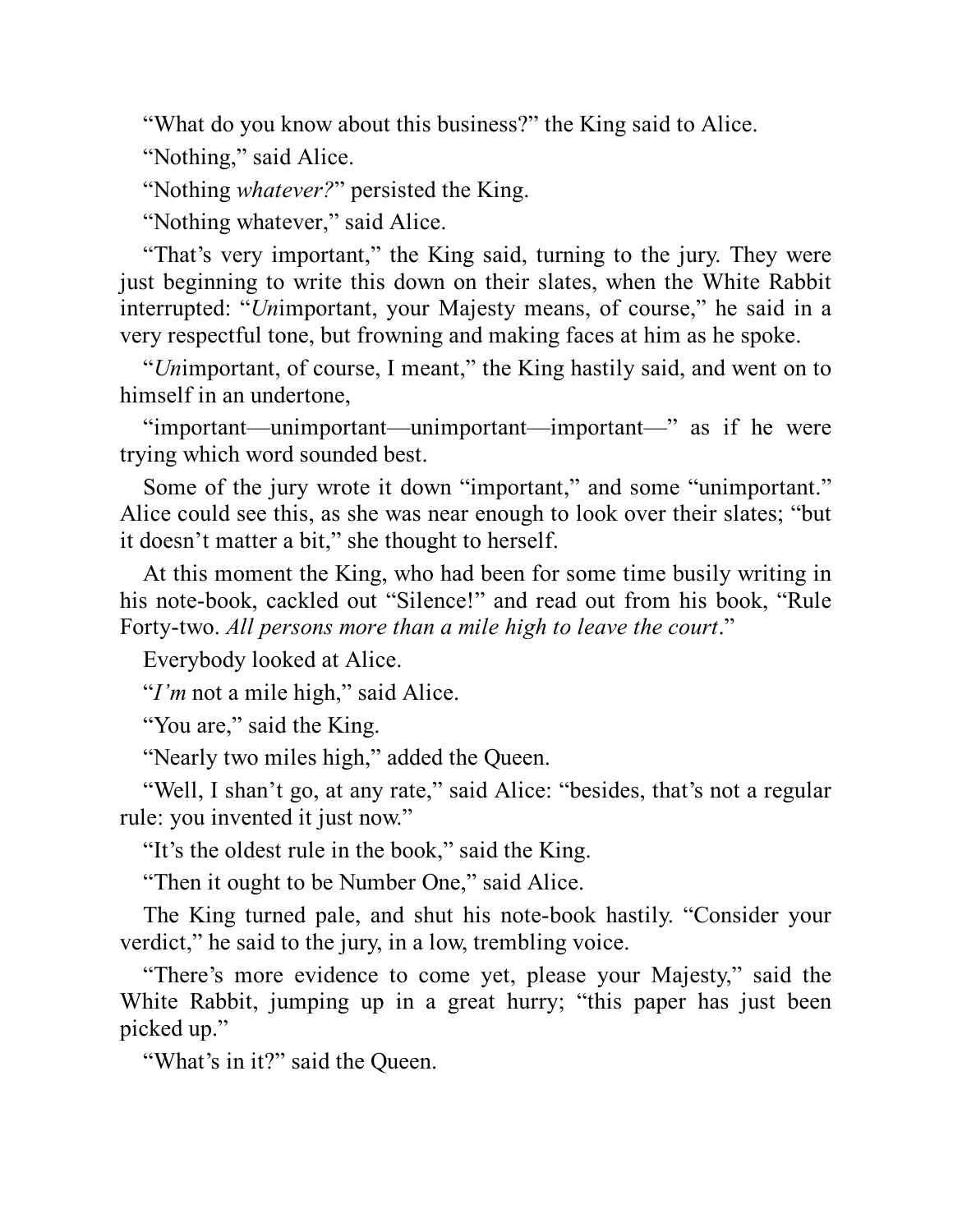"What do you know about this business?" the King said to Alice.

"Nothing," said Alice.

"Nothing *whatever?*" persisted the King.

"Nothing whatever," said Alice.

"That's very important," the King said, turning to the jury. They were just beginning to write this down on their slates, when the White Rabbit interrupted: "*Un*important, your Majesty means, of course," he said in a very respectful tone, but frowning and making faces at him as he spoke.

"*Un*important, of course, I meant," the King hastily said, and went on to himself in an undertone,

"important—unimportant—unimportant—important—" as if he were trying which word sounded best.

Some of the jury wrote it down "important," and some "unimportant." Alice could see this, as she was near enough to look over their slates; "but it doesn't matter a bit," she thought to herself.

At this moment the King, who had been for some time busily writing in his note-book, cackled out "Silence!" and read out from his book, "Rule Forty-two. *All persons more than a mile high to leave the court*."

Everybody looked at Alice.

"*I'm* not a mile high," said Alice.

"You are," said the King.

"Nearly two miles high," added the Queen.

"Well, I shan't go, at any rate," said Alice: "besides, that's not a regular rule: you invented it just now."

"It's the oldest rule in the book," said the King.

"Then it ought to be Number One," said Alice.

The King turned pale, and shut his note-book hastily. "Consider your verdict," he said to the jury, in a low, trembling voice.

"There's more evidence to come yet, please your Majesty," said the White Rabbit, jumping up in a great hurry; "this paper has just been picked up."

"What's in it?" said the Queen.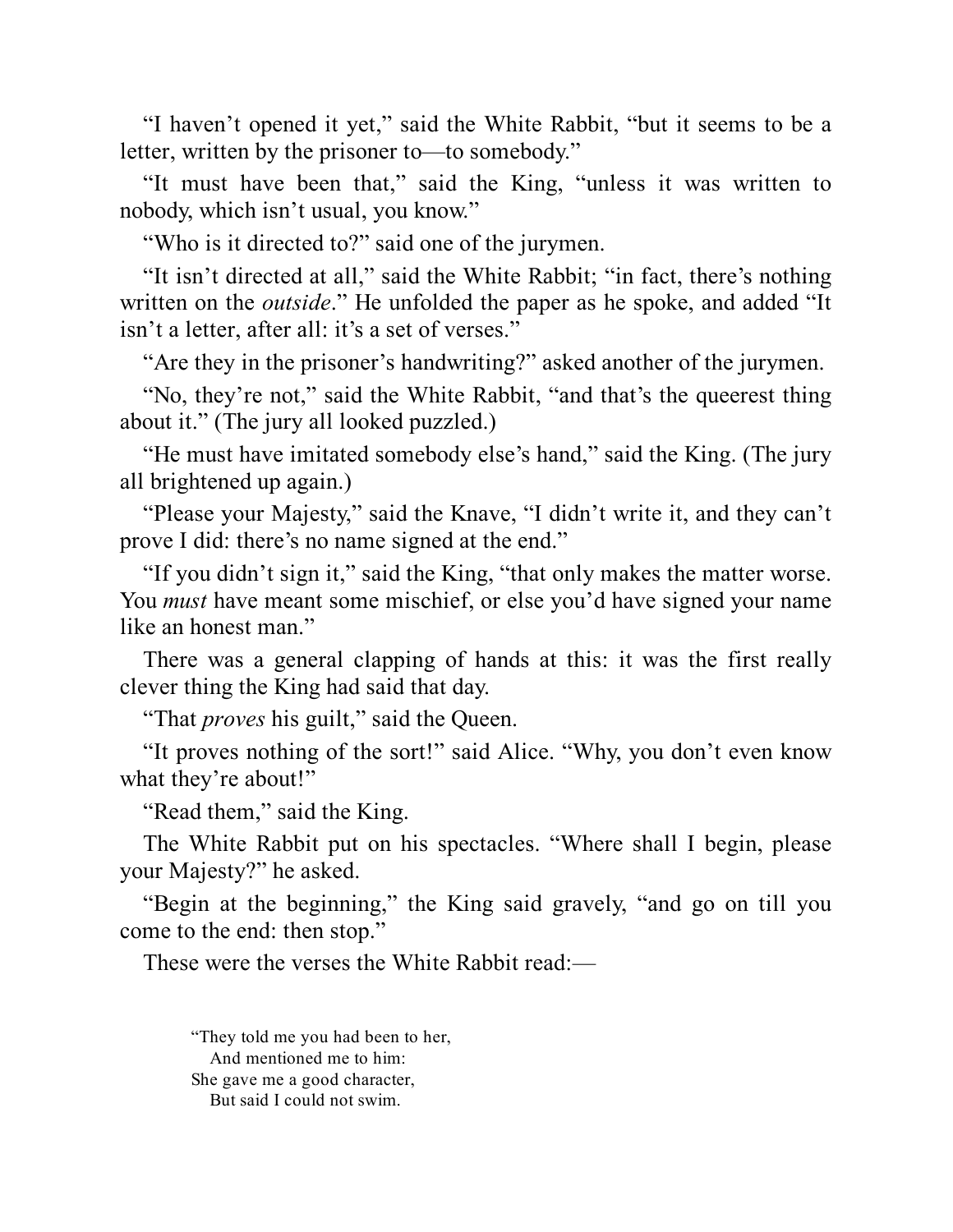"I haven't opened it yet," said the White Rabbit, "but it seems to be a letter, written by the prisoner to—to somebody."

"It must have been that," said the King, "unless it was written to nobody, which isn't usual, you know."

"Who is it directed to?" said one of the jurymen.

"It isn't directed at all," said the White Rabbit; "in fact, there's nothing written on the *outside*." He unfolded the paper as he spoke, and added "It isn't a letter, after all: it's a set of verses."

"Are they in the prisoner's handwriting?" asked another of the jurymen.

"No, they're not," said the White Rabbit, "and that's the queerest thing about it." (The jury all looked puzzled.)

"He must have imitated somebody else's hand," said the King. (The jury all brightened up again.)

"Please your Majesty," said the Knave, "I didn't write it, and they can't prove I did: there's no name signed at the end."

"If you didn't sign it," said the King, "that only makes the matter worse. You *must* have meant some mischief, or else you'd have signed your name like an honest man."

There was a general clapping of hands at this: it was the first really clever thing the King had said that day.

"That *proves* his guilt," said the Queen.

"It proves nothing of the sort!" said Alice. "Why, you don't even know what they're about!"

"Read them," said the King.

The White Rabbit put on his spectacles. "Where shall I begin, please your Majesty?" he asked.

"Begin at the beginning," the King said gravely, "and go on till you come to the end: then stop."

These were the verses the White Rabbit read:—

"They told me you had been to her,  
  And mentioned me to him:  
She gave me a good character,  
  But said I could not swim.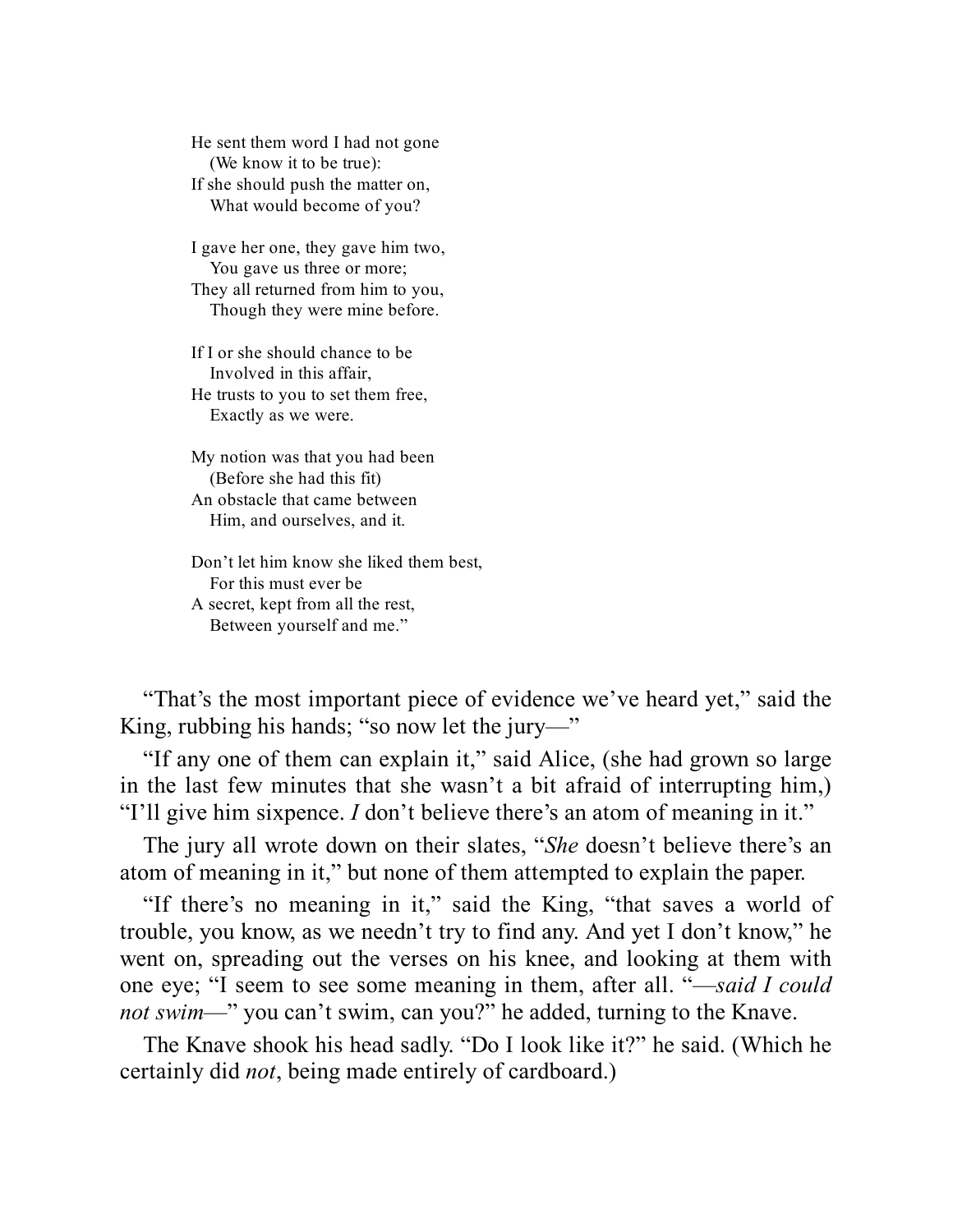He sent them word I had not gone  
   (We know it to be true):  
If she should push the matter on,  
   What would become of you?

I gave her one, they gave him two,  
   You gave us three or more;  
They all returned from him to you,  
   Though they were mine before.

If I or she should chance to be  
   Involved in this affair,  
He trusts to you to set them free,  
   Exactly as we were.

My notion was that you had been  
   (Before she had this fit)  
An obstacle that came between  
   Him, and ourselves, and it.

Don't let him know she liked them best,  
   For this must ever be  
A secret, kept from all the rest,  
   Between yourself and me."

"That's the most important piece of evidence we've heard yet," said the King, rubbing his hands; "so now let the jury—"

"If any one of them can explain it," said Alice, (she had grown so large in the last few minutes that she wasn't a bit afraid of interrupting him,) "I'll give him sixpence. *I* don't believe there's an atom of meaning in it."

The jury all wrote down on their slates, "*She* doesn't believe there's an atom of meaning in it," but none of them attempted to explain the paper.

"If there's no meaning in it," said the King, "that saves a world of trouble, you know, as we needn't try to find any. And yet I don't know," he went on, spreading out the verses on his knee, and looking at them with one eye; "I seem to see some meaning in them, after all. "*—said I could not swim—*" you can't swim, can you?" he added, turning to the Knave.

The Knave shook his head sadly. "Do I look like it?" he said. (Which he certainly did *not*, being made entirely of cardboard.)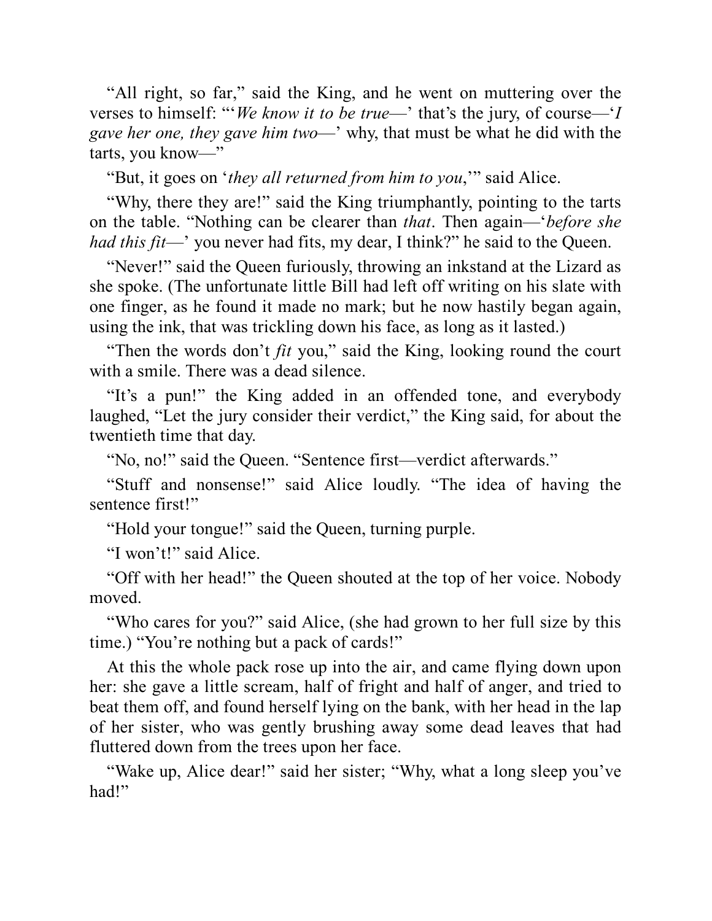"All right, so far," said the King, and he went on muttering over the verses to himself: "'*We know it to be true*—' that's the jury, of course—'*I gave her one, they gave him two*—' why, that must be what he did with the tarts, you know—"

"But, it goes on '*they all returned from him to you*,'" said Alice.

"Why, there they are!" said the King triumphantly, pointing to the tarts on the table. "Nothing can be clearer than *that*. Then again—'*before she had this fit*—' you never had fits, my dear, I think?" he said to the Queen.

"Never!" said the Queen furiously, throwing an inkstand at the Lizard as she spoke. (The unfortunate little Bill had left off writing on his slate with one finger, as he found it made no mark; but he now hastily began again, using the ink, that was trickling down his face, as long as it lasted.)

"Then the words don't *fit* you," said the King, looking round the court with a smile. There was a dead silence.

"It's a pun!" the King added in an offended tone, and everybody laughed, "Let the jury consider their verdict," the King said, for about the twentieth time that day.

"No, no!" said the Queen. "Sentence first—verdict afterwards."

"Stuff and nonsense!" said Alice loudly. "The idea of having the sentence first!"

"Hold your tongue!" said the Queen, turning purple.

"I won't!" said Alice.

"Off with her head!" the Queen shouted at the top of her voice. Nobody moved.

"Who cares for you?" said Alice, (she had grown to her full size by this time.) "You're nothing but a pack of cards!"

At this the whole pack rose up into the air, and came flying down upon her: she gave a little scream, half of fright and half of anger, and tried to beat them off, and found herself lying on the bank, with her head in the lap of her sister, who was gently brushing away some dead leaves that had fluttered down from the trees upon her face.

"Wake up, Alice dear!" said her sister; "Why, what a long sleep you've had!"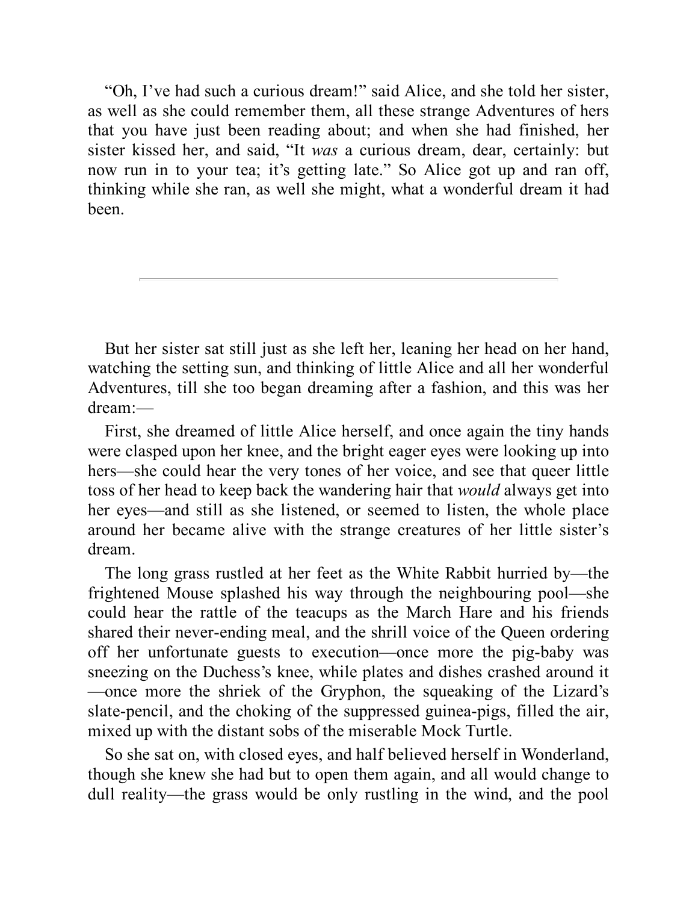"Oh, I've had such a curious dream!" said Alice, and she told her sister, as well as she could remember them, all these strange Adventures of hers that you have just been reading about; and when she had finished, her sister kissed her, and said, "It *was* a curious dream, dear, certainly: but now run in to your tea; it's getting late." So Alice got up and ran off, thinking while she ran, as well she might, what a wonderful dream it had been.

---

But her sister sat still just as she left her, leaning her head on her hand, watching the setting sun, and thinking of little Alice and all her wonderful Adventures, till she too began dreaming after a fashion, and this was her dream:—

First, she dreamed of little Alice herself, and once again the tiny hands were clasped upon her knee, and the bright eager eyes were looking up into hers—she could hear the very tones of her voice, and see that queer little toss of her head to keep back the wandering hair that *would* always get into her eyes—and still as she listened, or seemed to listen, the whole place around her became alive with the strange creatures of her little sister's dream.

The long grass rustled at her feet as the White Rabbit hurried by—the frightened Mouse splashed his way through the neighbouring pool—she could hear the rattle of the teacups as the March Hare and his friends shared their never-ending meal, and the shrill voice of the Queen ordering off her unfortunate guests to execution—once more the pig-baby was sneezing on the Duchess's knee, while plates and dishes crashed around it—once more the shriek of the Gryphon, the squeaking of the Lizard's slate-pencil, and the choking of the suppressed guinea-pigs, filled the air, mixed up with the distant sobs of the miserable Mock Turtle.

So she sat on, with closed eyes, and half believed herself in Wonderland, though she knew she had but to open them again, and all would change to dull reality—the grass would be only rustling in the wind, and the pool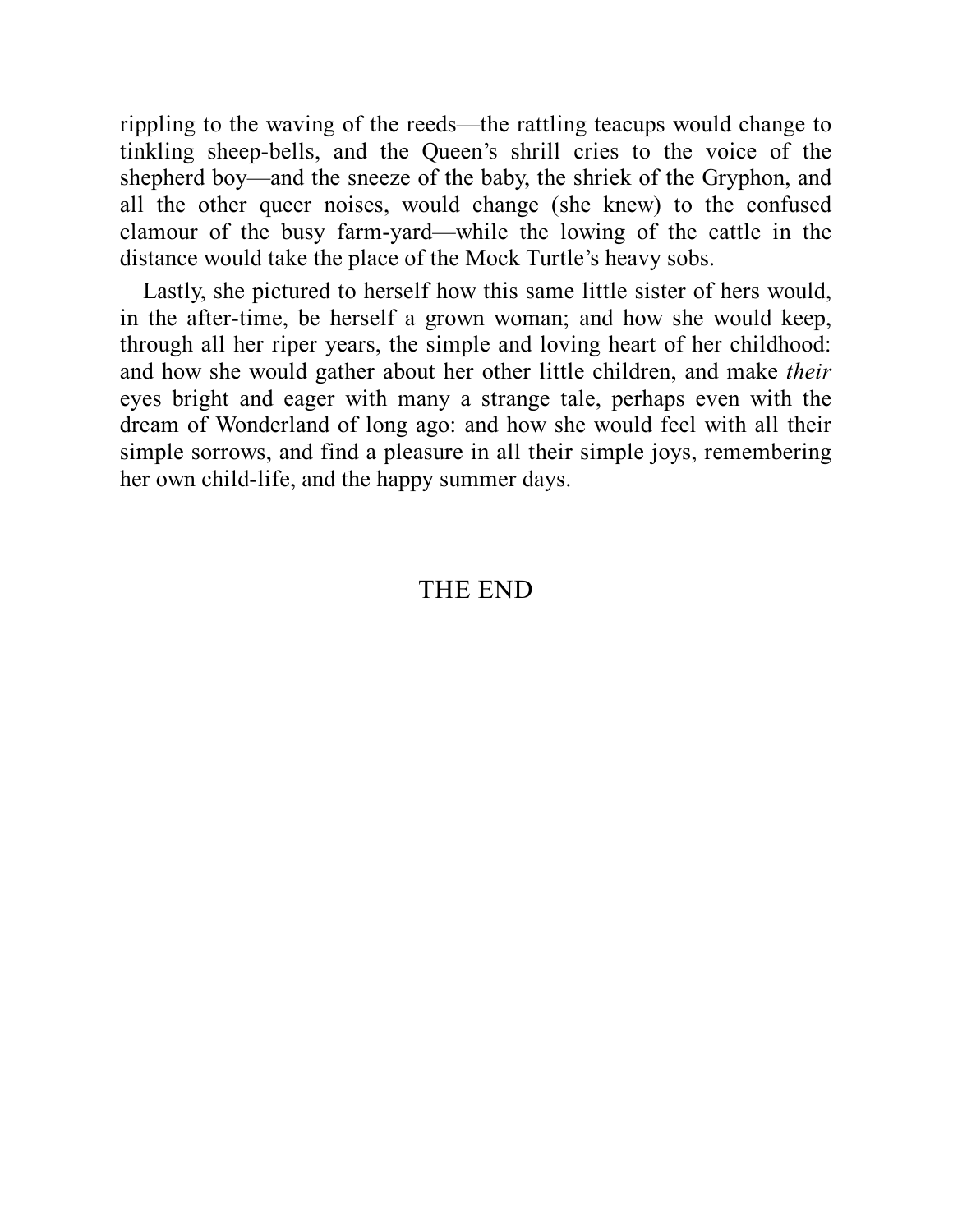rippling to the waving of the reeds—the rattling teacups would change to tinkling sheep-bells, and the Queen's shrill cries to the voice of the shepherd boy—and the sneeze of the baby, the shriek of the Gryphon, and all the other queer noises, would change (she knew) to the confused clamour of the busy farm-yard—while the lowing of the cattle in the distance would take the place of the Mock Turtle's heavy sobs.

Lastly, she pictured to herself how this same little sister of hers would, in the after-time, be herself a grown woman; and how she would keep, through all her riper years, the simple and loving heart of her childhood: and how she would gather about her other little children, and make *their* eyes bright and eager with many a strange tale, perhaps even with the dream of Wonderland of long ago: and how she would feel with all their simple sorrows, and find a pleasure in all their simple joys, remembering her own child-life, and the happy summer days.

THE END